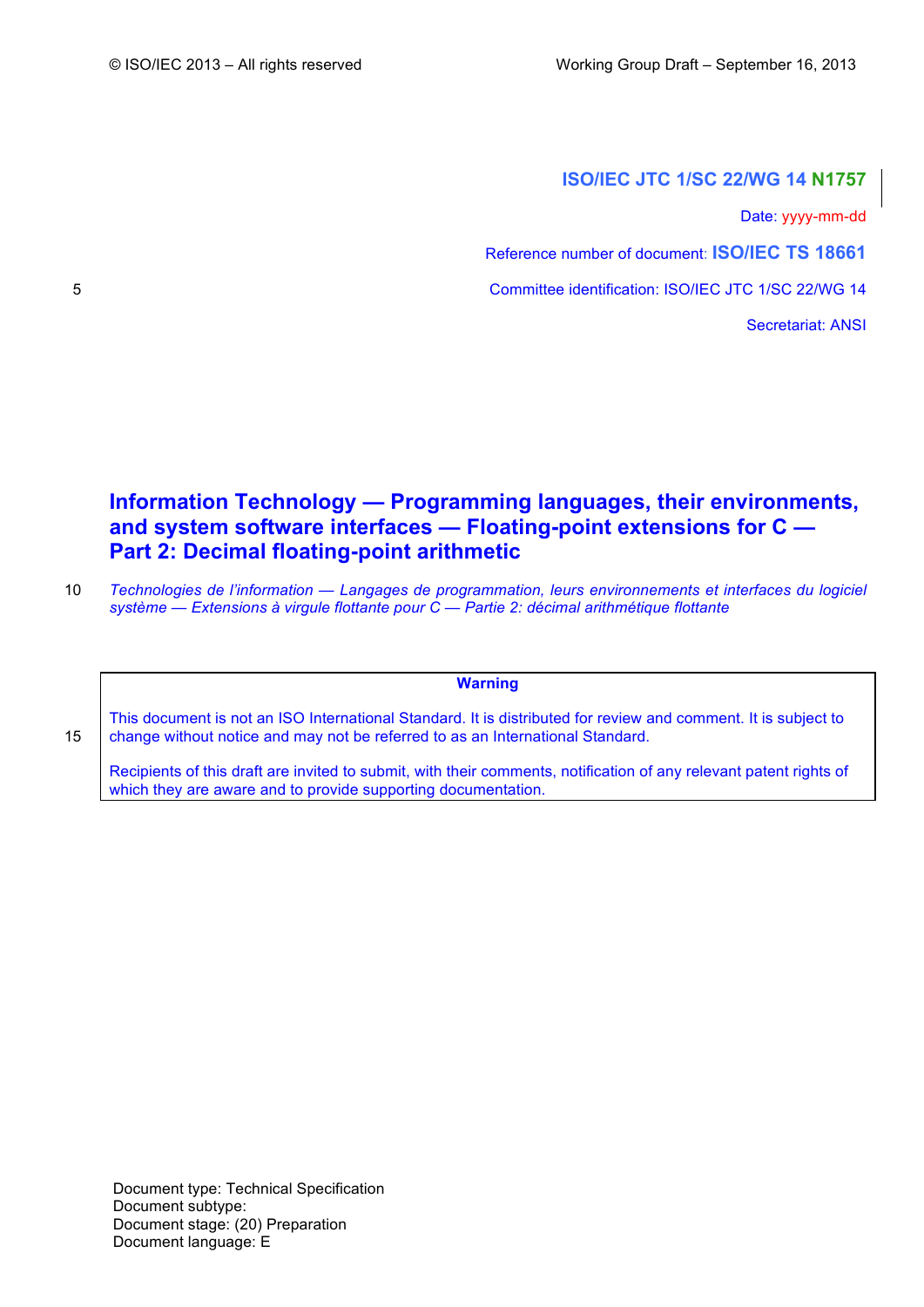**ISO/IEC JTC 1/SC 22/WG 14 N1757**

Date: yyyy-mm-dd

Reference number of document: **ISO/IEC TS 18661**

Committee identification: ISO/IEC JTC 1/SC 22/WG 14

Secretariat: ANSI

# Information Technology — Programming languages, their environments, and system software interfaces — Floating-point extensions for C — Part 2: Decimal floating-point arithmetic

*Technologies de l'information — Langages de programmation, leurs environnements et interfaces du logiciel système — Extensions à virgule flottante pour C — Partie 2: décimal arithmétique flottante*

> **Warning**
>
> This document is not an ISO International Standard. It is distributed for review and comment. It is subject to change without notice and may not be referred to as an International Standard.
>
> Recipients of this draft are invited to submit, with their comments, notification of any relevant patent rights of which they are aware and to provide supporting documentation.

Document type: Technical Specification
Document subtype:
Document stage: (20) Preparation
Document language: E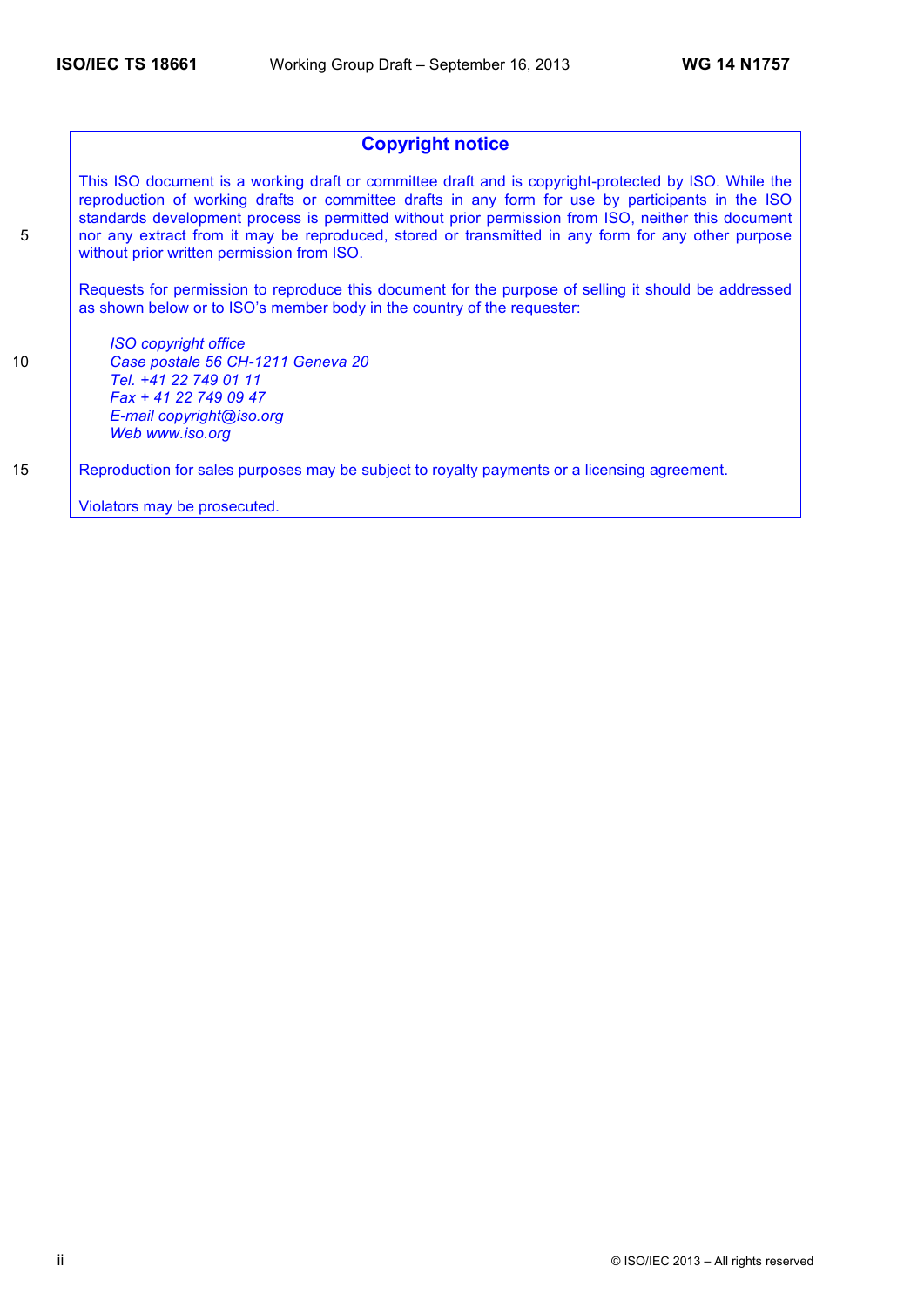## Copyright notice

This ISO document is a working draft or committee draft and is copyright-protected by ISO. While the reproduction of working drafts or committee drafts in any form for use by participants in the ISO standards development process is permitted without prior permission from ISO, neither this document nor any extract from it may be reproduced, stored or transmitted in any form for any other purpose without prior written permission from ISO.

Requests for permission to reproduce this document for the purpose of selling it should be addressed as shown below or to ISO's member body in the country of the requester:

*ISO copyright office*
*Case postale 56 CH-1211 Geneva 20*
*Tel. +41 22 749 01 11*
*Fax + 41 22 749 09 47*
*E-mail copyright@iso.org*
*Web www.iso.org*

Reproduction for sales purposes may be subject to royalty payments or a licensing agreement.

Violators may be prosecuted.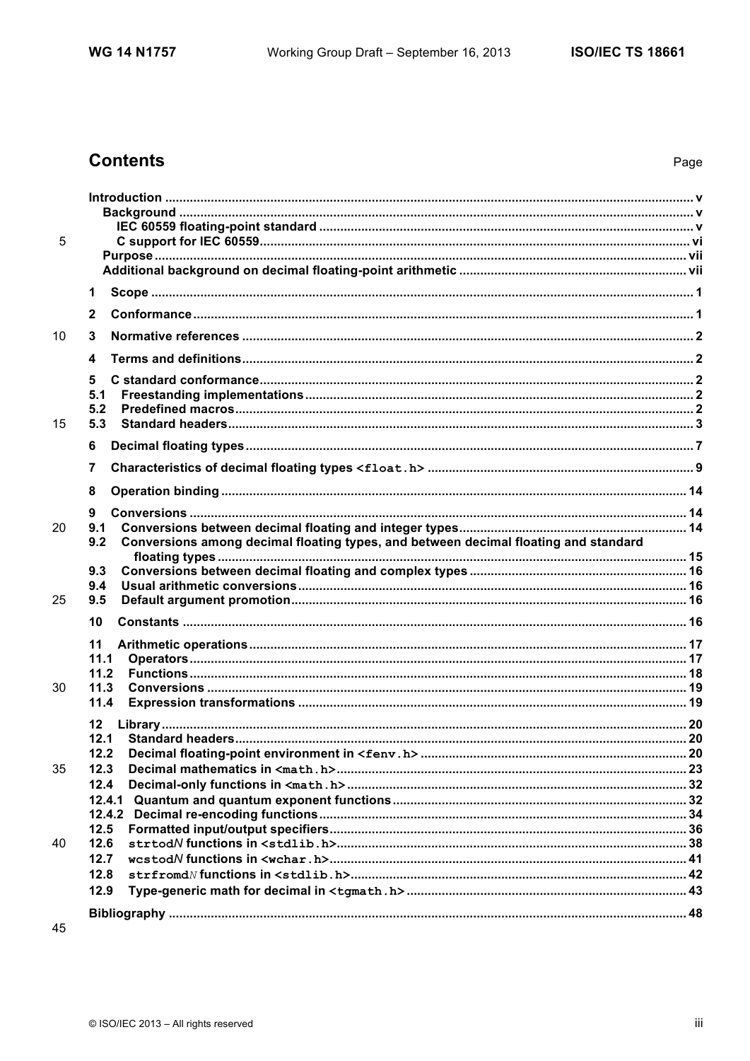# Contents

Page

Introduction .... v
- Background .... v
  - IEC 60559 floating-point standard .... v
  - C support for IEC 60559 .... vi
- Purpose .... vii
- Additional background on decimal floating-point arithmetic .... vii

1 Scope .... 1

2 Conformance .... 1

3 Normative references .... 2

4 Terms and definitions .... 2

5 C standard conformance .... 2
- 5.1 Freestanding implementations .... 2
- 5.2 Predefined macros .... 2
- 5.3 Standard headers .... 3

6 Decimal floating types .... 7

7 Characteristics of decimal floating types `<float.h>` .... 9

8 Operation binding .... 14

9 Conversions .... 14
- 9.1 Conversions between decimal floating and integer types .... 14
- 9.2 Conversions among decimal floating types, and between decimal floating and standard floating types .... 15
- 9.3 Conversions between decimal floating and complex types .... 16
- 9.4 Usual arithmetic conversions .... 16
- 9.5 Default argument promotion .... 16

10 Constants .... 16

11 Arithmetic operations .... 17
- 11.1 Operators .... 17
- 11.2 Functions .... 18
- 11.3 Conversions .... 19
- 11.4 Expression transformations .... 19

12 Library .... 20
- 12.1 Standard headers .... 20
- 12.2 Decimal floating-point environment in `<fenv.h>` .... 20
- 12.3 Decimal mathematics in `<math.h>` .... 23
- 12.4 Decimal-only functions in `<math.h>` .... 32
- 12.4.1 Quantum and quantum exponent functions .... 32
- 12.4.2 Decimal re-encoding functions .... 34
- 12.5 Formatted input/output specifiers .... 36
- 12.6 `strtodN` functions in `<stdlib.h>` .... 38
- 12.7 `wcstodN` functions in `<wchar.h>` .... 41
- 12.8 `strfromdN` functions in `<stdlib.h>` .... 42
- 12.9 Type-generic math for decimal in `<tgmath.h>` .... 43

Bibliography .... 48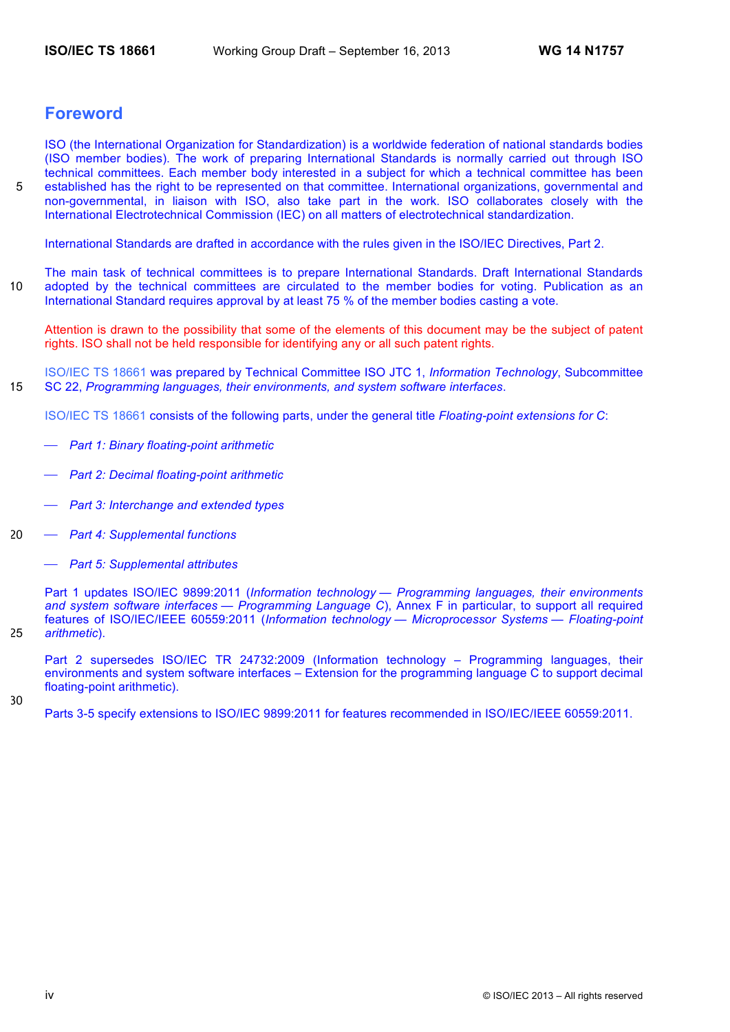# Foreword

ISO (the International Organization for Standardization) is a worldwide federation of national standards bodies (ISO member bodies). The work of preparing International Standards is normally carried out through ISO technical committees. Each member body interested in a subject for which a technical committee has been established has the right to be represented on that committee. International organizations, governmental and non-governmental, in liaison with ISO, also take part in the work. ISO collaborates closely with the International Electrotechnical Commission (IEC) on all matters of electrotechnical standardization.

International Standards are drafted in accordance with the rules given in the ISO/IEC Directives, Part 2.

The main task of technical committees is to prepare International Standards. Draft International Standards adopted by the technical committees are circulated to the member bodies for voting. Publication as an International Standard requires approval by at least 75 % of the member bodies casting a vote.

Attention is drawn to the possibility that some of the elements of this document may be the subject of patent rights. ISO shall not be held responsible for identifying any or all such patent rights.

ISO/IEC TS 18661 was prepared by Technical Committee ISO JTC 1, *Information Technology*, Subcommittee SC 22, *Programming languages, their environments, and system software interfaces*.

ISO/IEC TS 18661 consists of the following parts, under the general title *Floating-point extensions for C*:

— *Part 1: Binary floating-point arithmetic*

— *Part 2: Decimal floating-point arithmetic*

— *Part 3: Interchange and extended types*

— *Part 4: Supplemental functions*

— *Part 5: Supplemental attributes*

Part 1 updates ISO/IEC 9899:2011 (*Information technology — Programming languages, their environments and system software interfaces — Programming Language C*), Annex F in particular, to support all required features of ISO/IEC/IEEE 60559:2011 (*Information technology — Microprocessor Systems — Floating-point arithmetic*).

Part 2 supersedes ISO/IEC TR 24732:2009 (Information technology – Programming languages, their environments and system software interfaces – Extension for the programming language C to support decimal floating-point arithmetic).

Parts 3-5 specify extensions to ISO/IEC 9899:2011 for features recommended in ISO/IEC/IEEE 60559:2011.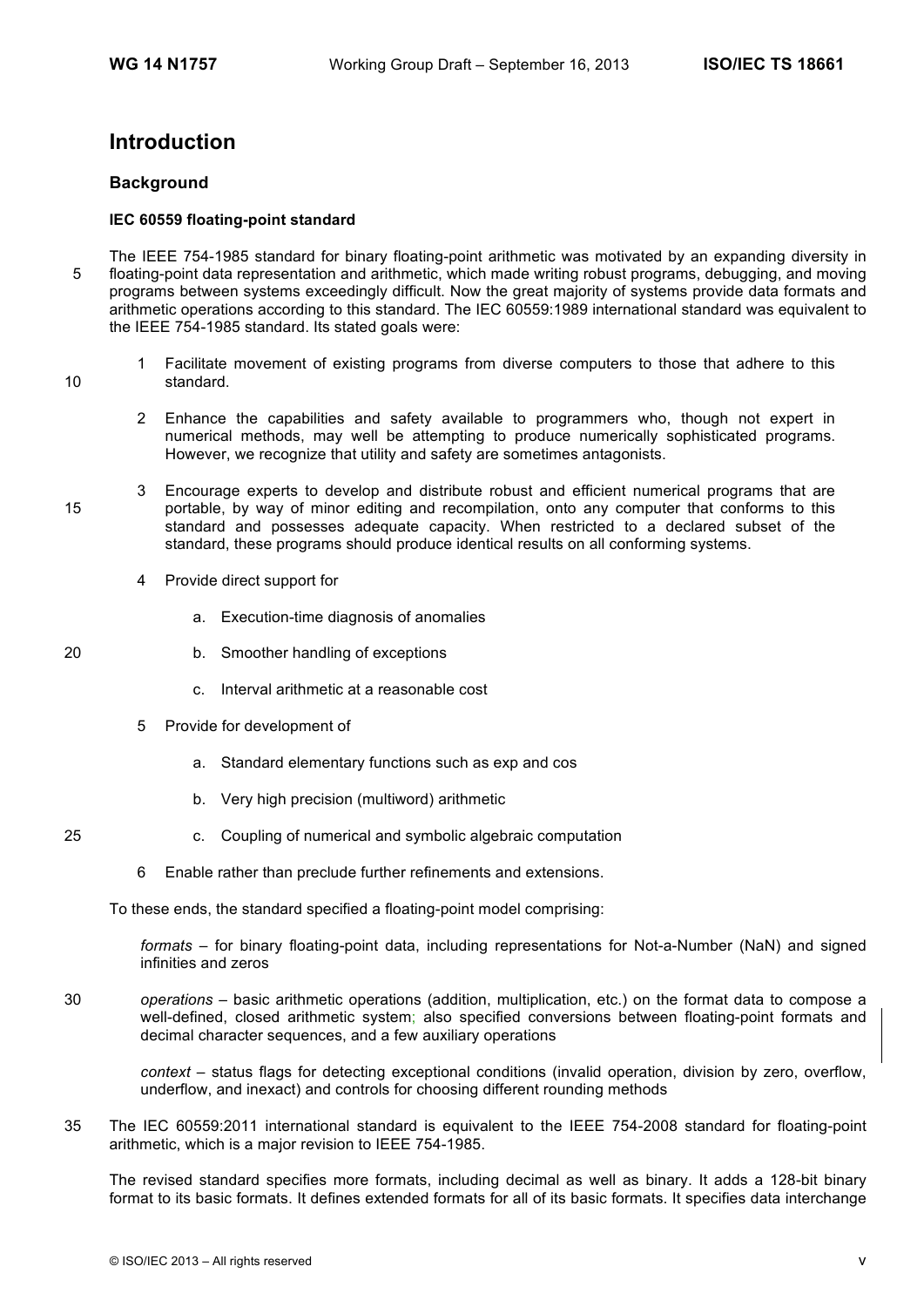# Introduction

## Background

### IEC 60559 floating-point standard

The IEEE 754-1985 standard for binary floating-point arithmetic was motivated by an expanding diversity in floating-point data representation and arithmetic, which made writing robust programs, debugging, and moving programs between systems exceedingly difficult. Now the great majority of systems provide data formats and arithmetic operations according to this standard. The IEC 60559:1989 international standard was equivalent to the IEEE 754-1985 standard. Its stated goals were:

1. Facilitate movement of existing programs from diverse computers to those that adhere to this standard.

2. Enhance the capabilities and safety available to programmers who, though not expert in numerical methods, may well be attempting to produce numerically sophisticated programs. However, we recognize that utility and safety are sometimes antagonists.

3. Encourage experts to develop and distribute robust and efficient numerical programs that are portable, by way of minor editing and recompilation, onto any computer that conforms to this standard and possesses adequate capacity. When restricted to a declared subset of the standard, these programs should produce identical results on all conforming systems.

4. Provide direct support for

   a. Execution-time diagnosis of anomalies

   b. Smoother handling of exceptions

   c. Interval arithmetic at a reasonable cost

5. Provide for development of

   a. Standard elementary functions such as exp and cos

   b. Very high precision (multiword) arithmetic

   c. Coupling of numerical and symbolic algebraic computation

6. Enable rather than preclude further refinements and extensions.

To these ends, the standard specified a floating-point model comprising:

> *formats* – for binary floating-point data, including representations for Not-a-Number (NaN) and signed infinities and zeros
>
> *operations* – basic arithmetic operations (addition, multiplication, etc.) on the format data to compose a well-defined, closed arithmetic system; also specified conversions between floating-point formats and decimal character sequences, and a few auxiliary operations
>
> *context* – status flags for detecting exceptional conditions (invalid operation, division by zero, overflow, underflow, and inexact) and controls for choosing different rounding methods

The IEC 60559:2011 international standard is equivalent to the IEEE 754-2008 standard for floating-point arithmetic, which is a major revision to IEEE 754-1985.

The revised standard specifies more formats, including decimal as well as binary. It adds a 128-bit binary format to its basic formats. It defines extended formats for all of its basic formats. It specifies data interchange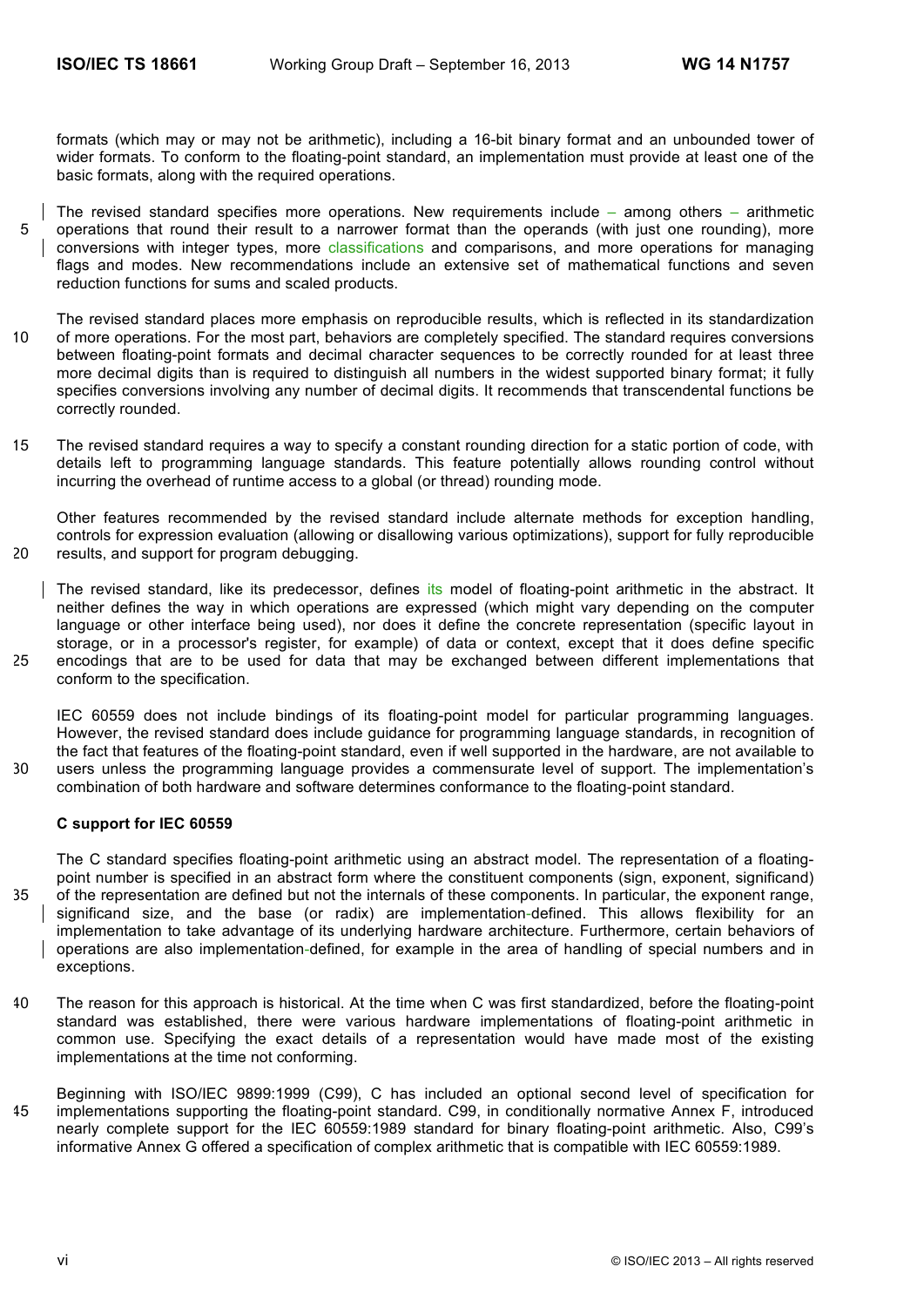formats (which may or may not be arithmetic), including a 16-bit binary format and an unbounded tower of wider formats. To conform to the floating-point standard, an implementation must provide at least one of the basic formats, along with the required operations.

The revised standard specifies more operations. New requirements include – among others – arithmetic operations that round their result to a narrower format than the operands (with just one rounding), more conversions with integer types, more classifications and comparisons, and more operations for managing flags and modes. New recommendations include an extensive set of mathematical functions and seven reduction functions for sums and scaled products.

The revised standard places more emphasis on reproducible results, which is reflected in its standardization of more operations. For the most part, behaviors are completely specified. The standard requires conversions between floating-point formats and decimal character sequences to be correctly rounded for at least three more decimal digits than is required to distinguish all numbers in the widest supported binary format; it fully specifies conversions involving any number of decimal digits. It recommends that transcendental functions be correctly rounded.

The revised standard requires a way to specify a constant rounding direction for a static portion of code, with details left to programming language standards. This feature potentially allows rounding control without incurring the overhead of runtime access to a global (or thread) rounding mode.

Other features recommended by the revised standard include alternate methods for exception handling, controls for expression evaluation (allowing or disallowing various optimizations), support for fully reproducible results, and support for program debugging.

The revised standard, like its predecessor, defines its model of floating-point arithmetic in the abstract. It neither defines the way in which operations are expressed (which might vary depending on the computer language or other interface being used), nor does it define the concrete representation (specific layout in storage, or in a processor's register, for example) of data or context, except that it does define specific encodings that are to be used for data that may be exchanged between different implementations that conform to the specification.

IEC 60559 does not include bindings of its floating-point model for particular programming languages. However, the revised standard does include guidance for programming language standards, in recognition of the fact that features of the floating-point standard, even if well supported in the hardware, are not available to users unless the programming language provides a commensurate level of support. The implementation's combination of both hardware and software determines conformance to the floating-point standard.

**C support for IEC 60559**

The C standard specifies floating-point arithmetic using an abstract model. The representation of a floating-point number is specified in an abstract form where the constituent components (sign, exponent, significand) of the representation are defined but not the internals of these components. In particular, the exponent range, significand size, and the base (or radix) are implementation-defined. This allows flexibility for an implementation to take advantage of its underlying hardware architecture. Furthermore, certain behaviors of operations are also implementation-defined, for example in the area of handling of special numbers and in exceptions.

The reason for this approach is historical. At the time when C was first standardized, before the floating-point standard was established, there were various hardware implementations of floating-point arithmetic in common use. Specifying the exact details of a representation would have made most of the existing implementations at the time not conforming.

Beginning with ISO/IEC 9899:1999 (C99), C has included an optional second level of specification for implementations supporting the floating-point standard. C99, in conditionally normative Annex F, introduced nearly complete support for the IEC 60559:1989 standard for binary floating-point arithmetic. Also, C99's informative Annex G offered a specification of complex arithmetic that is compatible with IEC 60559:1989.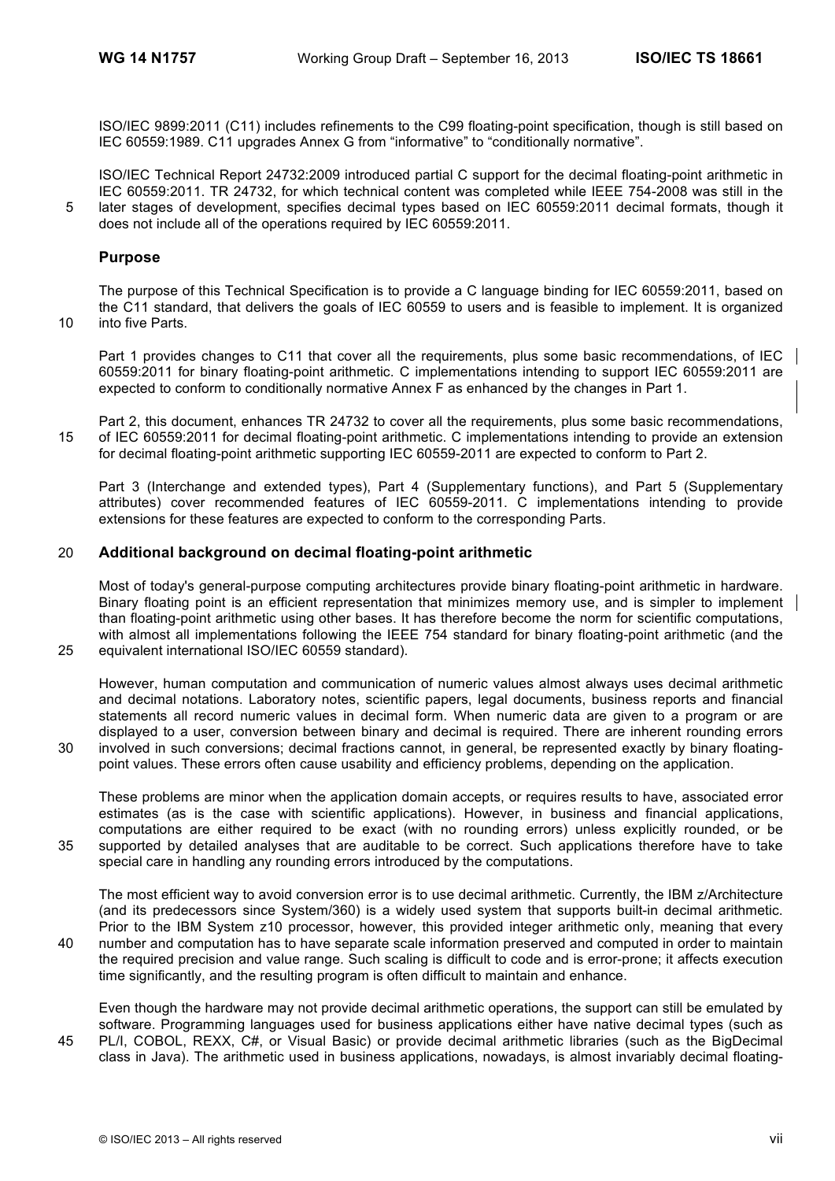ISO/IEC 9899:2011 (C11) includes refinements to the C99 floating-point specification, though is still based on IEC 60559:1989. C11 upgrades Annex G from "informative" to "conditionally normative".

ISO/IEC Technical Report 24732:2009 introduced partial C support for the decimal floating-point arithmetic in IEC 60559:2011. TR 24732, for which technical content was completed while IEEE 754-2008 was still in the later stages of development, specifies decimal types based on IEC 60559:2011 decimal formats, though it does not include all of the operations required by IEC 60559:2011.

## Purpose

The purpose of this Technical Specification is to provide a C language binding for IEC 60559:2011, based on the C11 standard, that delivers the goals of IEC 60559 to users and is feasible to implement. It is organized into five Parts.

Part 1 provides changes to C11 that cover all the requirements, plus some basic recommendations, of IEC 60559:2011 for binary floating-point arithmetic. C implementations intending to support IEC 60559:2011 are expected to conform to conditionally normative Annex F as enhanced by the changes in Part 1.

Part 2, this document, enhances TR 24732 to cover all the requirements, plus some basic recommendations, of IEC 60559:2011 for decimal floating-point arithmetic. C implementations intending to provide an extension for decimal floating-point arithmetic supporting IEC 60559-2011 are expected to conform to Part 2.

Part 3 (Interchange and extended types), Part 4 (Supplementary functions), and Part 5 (Supplementary attributes) cover recommended features of IEC 60559-2011. C implementations intending to provide extensions for these features are expected to conform to the corresponding Parts.

## Additional background on decimal floating-point arithmetic

Most of today's general-purpose computing architectures provide binary floating-point arithmetic in hardware. Binary floating point is an efficient representation that minimizes memory use, and is simpler to implement than floating-point arithmetic using other bases. It has therefore become the norm for scientific computations, with almost all implementations following the IEEE 754 standard for binary floating-point arithmetic (and the equivalent international ISO/IEC 60559 standard).

However, human computation and communication of numeric values almost always uses decimal arithmetic and decimal notations. Laboratory notes, scientific papers, legal documents, business reports and financial statements all record numeric values in decimal form. When numeric data are given to a program or are displayed to a user, conversion between binary and decimal is required. There are inherent rounding errors involved in such conversions; decimal fractions cannot, in general, be represented exactly by binary floating-point values. These errors often cause usability and efficiency problems, depending on the application.

These problems are minor when the application domain accepts, or requires results to have, associated error estimates (as is the case with scientific applications). However, in business and financial applications, computations are either required to be exact (with no rounding errors) unless explicitly rounded, or be supported by detailed analyses that are auditable to be correct. Such applications therefore have to take special care in handling any rounding errors introduced by the computations.

The most efficient way to avoid conversion error is to use decimal arithmetic. Currently, the IBM z/Architecture (and its predecessors since System/360) is a widely used system that supports built-in decimal arithmetic. Prior to the IBM System z10 processor, however, this provided integer arithmetic only, meaning that every number and computation has to have separate scale information preserved and computed in order to maintain the required precision and value range. Such scaling is difficult to code and is error-prone; it affects execution time significantly, and the resulting program is often difficult to maintain and enhance.

Even though the hardware may not provide decimal arithmetic operations, the support can still be emulated by software. Programming languages used for business applications either have native decimal types (such as PL/I, COBOL, REXX, C#, or Visual Basic) or provide decimal arithmetic libraries (such as the BigDecimal class in Java). The arithmetic used in business applications, nowadays, is almost invariably decimal floating-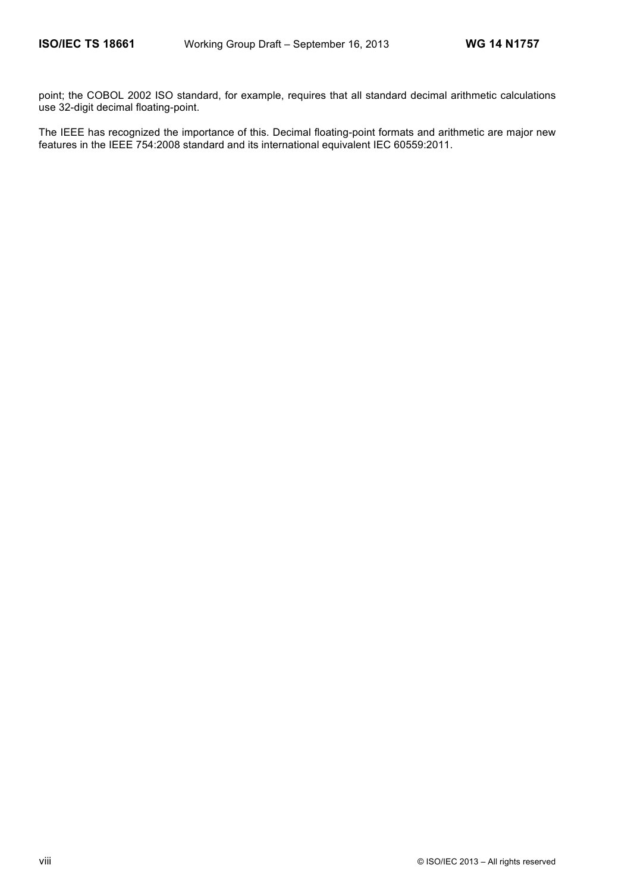point; the COBOL 2002 ISO standard, for example, requires that all standard decimal arithmetic calculations use 32-digit decimal floating-point.

The IEEE has recognized the importance of this. Decimal floating-point formats and arithmetic are major new features in the IEEE 754:2008 standard and its international equivalent IEC 60559:2011.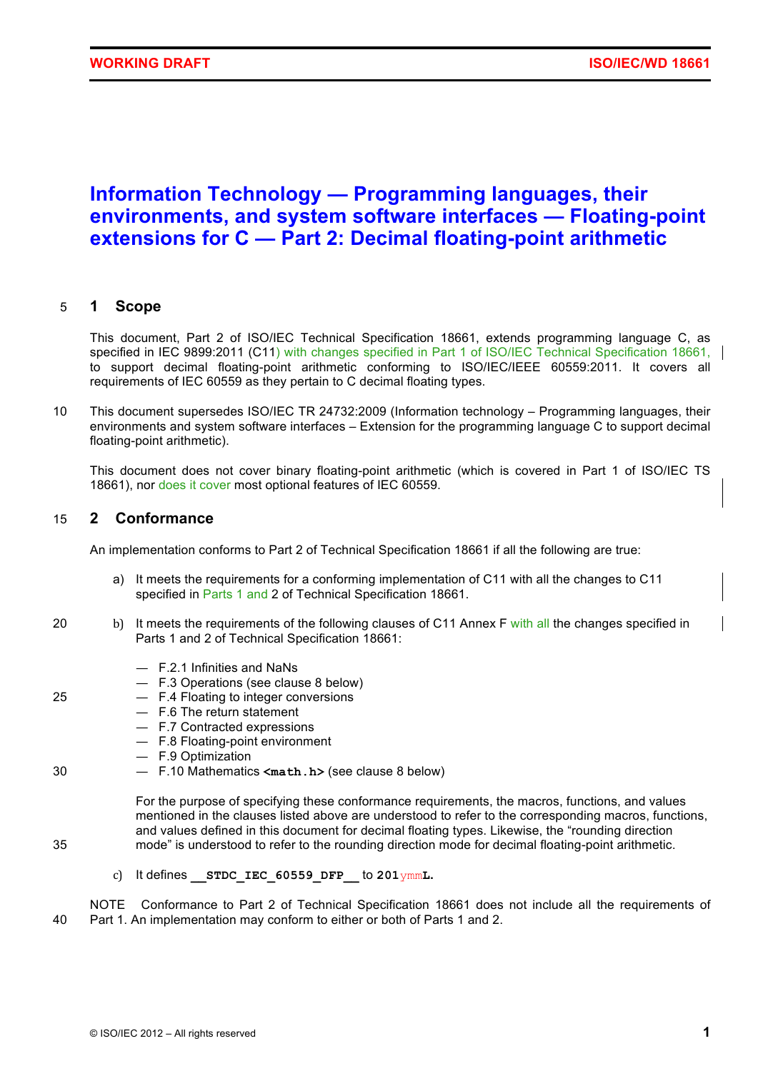# Information Technology — Programming languages, their environments, and system software interfaces — Floating-point extensions for C — Part 2: Decimal floating-point arithmetic

## 1 Scope

This document, Part 2 of ISO/IEC Technical Specification 18661, extends programming language C, as specified in IEC 9899:2011 (C11) with changes specified in Part 1 of ISO/IEC Technical Specification 18661, to support decimal floating-point arithmetic conforming to ISO/IEC/IEEE 60559:2011. It covers all requirements of IEC 60559 as they pertain to C decimal floating types.

This document supersedes ISO/IEC TR 24732:2009 (Information technology – Programming languages, their environments and system software interfaces – Extension for the programming language C to support decimal floating-point arithmetic).

This document does not cover binary floating-point arithmetic (which is covered in Part 1 of ISO/IEC TS 18661), nor does it cover most optional features of IEC 60559.

## 2 Conformance

An implementation conforms to Part 2 of Technical Specification 18661 if all the following are true:

a) It meets the requirements for a conforming implementation of C11 with all the changes to C11 specified in Parts 1 and 2 of Technical Specification 18661.

b) It meets the requirements of the following clauses of C11 Annex F with all the changes specified in Parts 1 and 2 of Technical Specification 18661:

— F.2.1 Infinities and NaNs
— F.3 Operations (see clause 8 below)
— F.4 Floating to integer conversions
— F.6 The return statement
— F.7 Contracted expressions
— F.8 Floating-point environment
— F.9 Optimization
— F.10 Mathematics **<math.h>** (see clause 8 below)

For the purpose of specifying these conformance requirements, the macros, functions, and values mentioned in the clauses listed above are understood to refer to the corresponding macros, functions, and values defined in this document for decimal floating types. Likewise, the “rounding direction mode” is understood to refer to the rounding direction mode for decimal floating-point arithmetic.

c) It defines **__STDC_IEC_60559_DFP__** to **201***ymm***L**.

NOTE Conformance to Part 2 of Technical Specification 18661 does not include all the requirements of Part 1. An implementation may conform to either or both of Parts 1 and 2.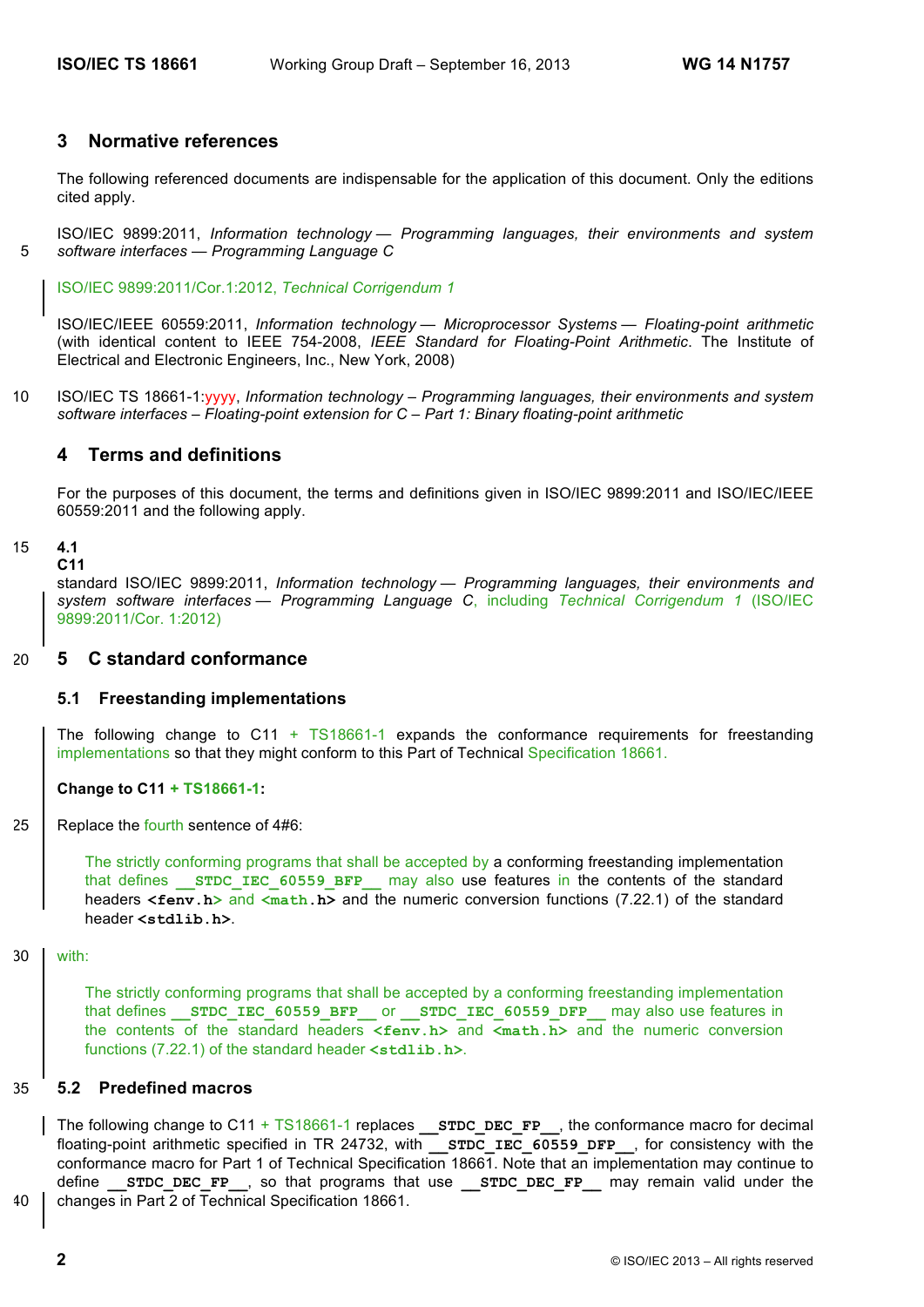## 3 Normative references

The following referenced documents are indispensable for the application of this document. Only the editions cited apply.

ISO/IEC 9899:2011, *Information technology — Programming languages, their environments and system software interfaces — Programming Language C*

ISO/IEC 9899:2011/Cor.1:2012, *Technical Corrigendum 1*

ISO/IEC/IEEE 60559:2011, *Information technology — Microprocessor Systems — Floating-point arithmetic* (with identical content to IEEE 754-2008, *IEEE Standard for Floating-Point Arithmetic*. The Institute of Electrical and Electronic Engineers, Inc., New York, 2008)

ISO/IEC TS 18661-1:yyyy, *Information technology – Programming languages, their environments and system software interfaces – Floating-point extension for C – Part 1: Binary floating-point arithmetic*

## 4 Terms and definitions

For the purposes of this document, the terms and definitions given in ISO/IEC 9899:2011 and ISO/IEC/IEEE 60559:2011 and the following apply.

**4.1**
**C11**
standard ISO/IEC 9899:2011, *Information technology — Programming languages, their environments and system software interfaces — Programming Language C*, including *Technical Corrigendum 1* (ISO/IEC 9899:2011/Cor. 1:2012)

## 5 C standard conformance

### 5.1 Freestanding implementations

The following change to C11 + TS18661-1 expands the conformance requirements for freestanding implementations so that they might conform to this Part of Technical Specification 18661.

**Change to C11 + TS18661-1:**

Replace the fourth sentence of 4#6:

> The strictly conforming programs that shall be accepted by a conforming freestanding implementation that defines **`__STDC_IEC_60559_BFP__`** may also use features in the contents of the standard headers **`<fenv.h>`** and **`<math.h>`** and the numeric conversion functions (7.22.1) of the standard header **`<stdlib.h>`**.

with:

> The strictly conforming programs that shall be accepted by a conforming freestanding implementation that defines **`__STDC_IEC_60559_BFP__`** or **`__STDC_IEC_60559_DFP__`** may also use features in the contents of the standard headers **`<fenv.h>`** and **`<math.h>`** and the numeric conversion functions (7.22.1) of the standard header **`<stdlib.h>`**.

### 5.2 Predefined macros

The following change to C11 + TS18661-1 replaces **`__STDC_DEC_FP__`**, the conformance macro for decimal floating-point arithmetic specified in TR 24732, with **`__STDC_IEC_60559_DFP__`**, for consistency with the conformance macro for Part 1 of Technical Specification 18661. Note that an implementation may continue to define **`__STDC_DEC_FP__`**, so that programs that use **`__STDC_DEC_FP__`** may remain valid under the changes in Part 2 of Technical Specification 18661.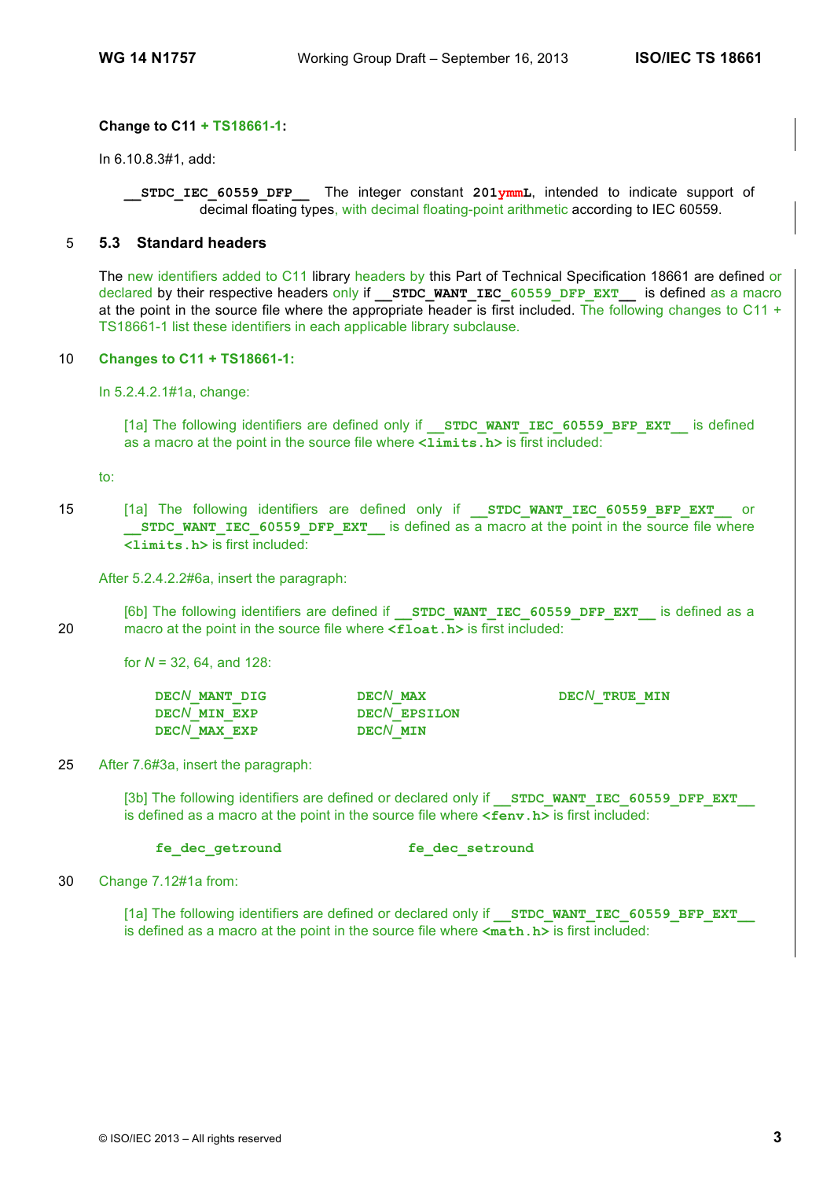**Change to C11 + TS18661-1:**

In 6.10.8.3#1, add:

> **`__STDC_IEC_60559_DFP__`** The integer constant **201ymmL**, intended to indicate support of decimal floating types, with decimal floating-point arithmetic according to IEC 60559.

## 5.3 Standard headers

The new identifiers added to C11 library headers by this Part of Technical Specification 18661 are defined or declared by their respective headers only if **`__STDC_WANT_IEC_60559_DFP_EXT__`** is defined as a macro at the point in the source file where the appropriate header is first included. The following changes to C11 + TS18661-1 list these identifiers in each applicable library subclause.

**Changes to C11 + TS18661-1:**

In 5.2.4.2.1#1a, change:

> [1a] The following identifiers are defined only if **`__STDC_WANT_IEC_60559_BFP_EXT__`** is defined as a macro at the point in the source file where **`<limits.h>`** is first included:

to:

> [1a] The following identifiers are defined only if **`__STDC_WANT_IEC_60559_BFP_EXT__`** or **`__STDC_WANT_IEC_60559_DFP_EXT__`** is defined as a macro at the point in the source file where **`<limits.h>`** is first included:

After 5.2.4.2.2#6a, insert the paragraph:

> [6b] The following identifiers are defined if **`__STDC_WANT_IEC_60559_DFP_EXT__`** is defined as a macro at the point in the source file where **`<float.h>`** is first included:
>
> for *N* = 32, 64, and 128:
>
> ```
> DECN_MANT_DIG        DECN_MAX          DECN_TRUE_MIN
> DECN_MIN_EXP         DECN_EPSILON
> DECN_MAX_EXP         DECN_MIN
> ```

After 7.6#3a, insert the paragraph:

> [3b] The following identifiers are defined or declared only if **`__STDC_WANT_IEC_60559_DFP_EXT__`** is defined as a macro at the point in the source file where **`<fenv.h>`** is first included:
>
> ```
> fe_dec_getround          fe_dec_setround
> ```

Change 7.12#1a from:

> [1a] The following identifiers are defined or declared only if **`__STDC_WANT_IEC_60559_BFP_EXT__`** is defined as a macro at the point in the source file where **`<math.h>`** is first included: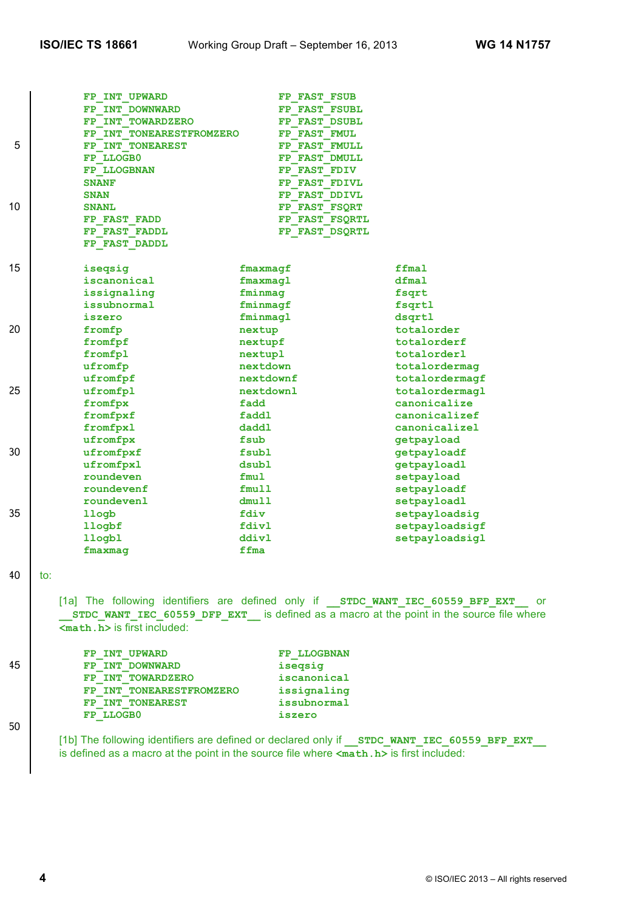```
FP_INT_UPWARD                    FP_FAST_FSUB
FP_INT_DOWNWARD                  FP_FAST_FSUBL
FP_INT_TOWARDZERO                FP_FAST_DSUBL
FP_INT_TONEARESTFROMZERO         FP_FAST_FMUL
FP_INT_TONEAREST                 FP_FAST_FMULL
FP_LLOGB0                        FP_FAST_DMULL
FP_LLOGBNAN                      FP_FAST_FDIV
SNANF                            FP_FAST_FDIVL
SNAN                             FP_FAST_DDIVL
SNANL                            FP_FAST_FSQRT
FP_FAST_FADD                     FP_FAST_FSQRTL
FP_FAST_FADDL                    FP_FAST_DSQRTL
FP_FAST_DADDL
```

```
iseqsig             fmaxmagf            ffmal
iscanonical         fmaxmagl            dfmal
issignaling         fminmag             fsqrt
issubnormal         fminmagf            fsqrtl
iszero              fminmagl            dsqrtl
fromfp              nextup              totalorder
fromfpf             nextupf             totalorderf
fromfpl             nextupl             totalorderl
ufromfp             nextdown            totalordermag
ufromfpf            nextdownf           totalordermagf
ufromfpl            nextdownl           totalordermagl
fromfpx             fadd                canonicalize
fromfpxf            faddl               canonicalizef
fromfpxl            daddl               canonicalizel
ufromfpx            fsub                getpayload
ufromfpxf           fsubl               getpayloadf
ufromfpxl           dsubl               getpayloadl
roundeven           fmul                setpayload
roundevenf          fmull               setpayloadf
roundevenl          dmull               setpayloadl
llogb               fdiv                setpayloadsig
llogbf              fdivl               setpayloadsigf
llogbl              ddivl               setpayloadsigl
fmaxmag             ffma
```

to:

[1a] The following identifiers are defined only if `__STDC_WANT_IEC_60559_BFP_EXT__` or `__STDC_WANT_IEC_60559_DFP_EXT__` is defined as a macro at the point in the source file where `<math.h>` is first included:

```
FP_INT_UPWARD                    FP_LLOGBNAN
FP_INT_DOWNWARD                  iseqsig
FP_INT_TOWARDZERO                iscanonical
FP_INT_TONEARESTFROMZERO         issignaling
FP_INT_TONEAREST                 issubnormal
FP_LLOGB0                        iszero
```

[1b] The following identifiers are defined or declared only if `__STDC_WANT_IEC_60559_BFP_EXT__` is defined as a macro at the point in the source file where `<math.h>` is first included: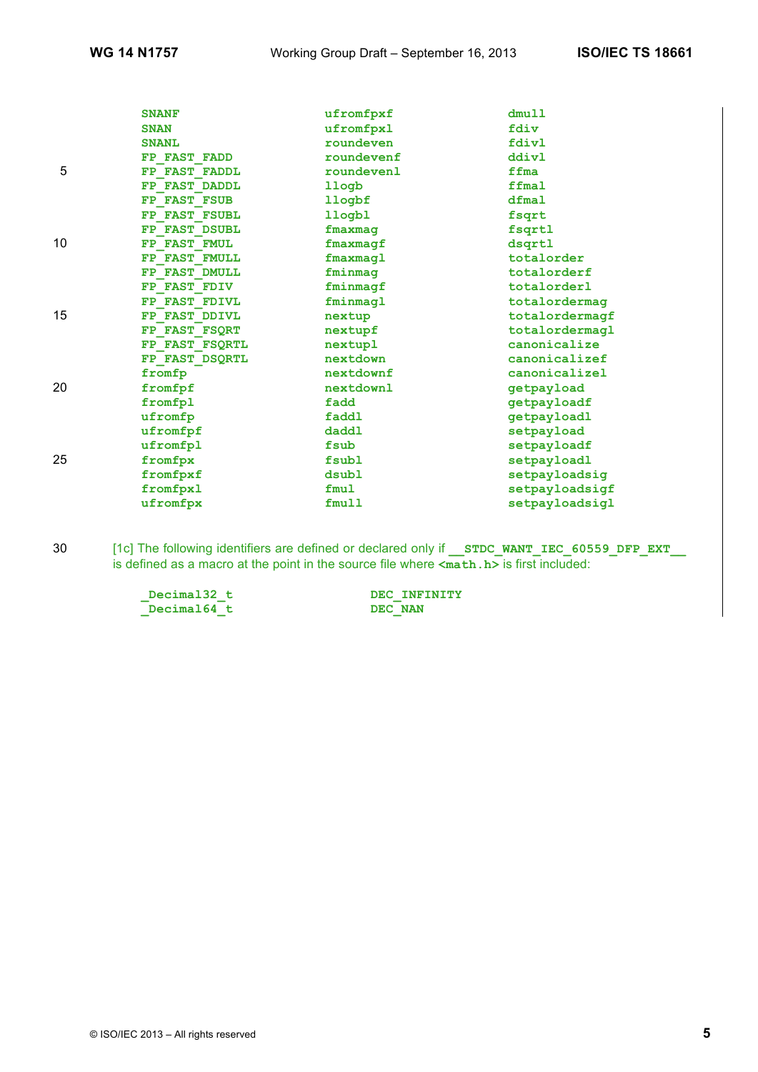```
SNANF               ufromfpxf           dmull
SNAN                ufromfpxl           fdiv
SNANL               roundeven           fdivl
FP_FAST_FADD        roundevenf          ddivl
FP_FAST_FADDL       roundevenl          ffma
FP_FAST_DADDL       llogb               ffmal
FP_FAST_FSUB        llogbf              dfmal
FP_FAST_FSUBL       llogbl              fsqrt
FP_FAST_DSUBL       fmaxmag             fsqrtl
FP_FAST_FMUL        fmaxmagf            dsqrtl
FP_FAST_FMULL       fmaxmagl            totalorder
FP_FAST_DMULL       fminmag             totalorderf
FP_FAST_FDIV        fminmagf            totalorderl
FP_FAST_FDIVL       fminmagl            totalordermag
FP_FAST_DDIVL       nextup              totalordermagf
FP_FAST_FSQRT       nextupf             totalordermagl
FP_FAST_FSQRTL      nextupl             canonicalize
FP_FAST_DSQRTL      nextdown            canonicalizef
fromfp              nextdownf           canonicalizel
fromfpf             nextdownl           getpayload
fromfpl             fadd                getpayloadf
ufromfp             faddl               getpayloadl
ufromfpf            daddl               setpayload
ufromfpl            fsub                setpayloadf
fromfpx             fsubl               setpayloadl
fromfpxf            dsubl               setpayloadsig
fromfpxl            fmul                setpayloadsigf
ufromfpx            fmull               setpayloadsigl
```

[1c] The following identifiers are defined or declared only if `__STDC_WANT_IEC_60559_DFP_EXT__` is defined as a macro at the point in the source file where `<math.h>` is first included:

```
_Decimal32_t        DEC_INFINITY
_Decimal64_t        DEC_NAN
```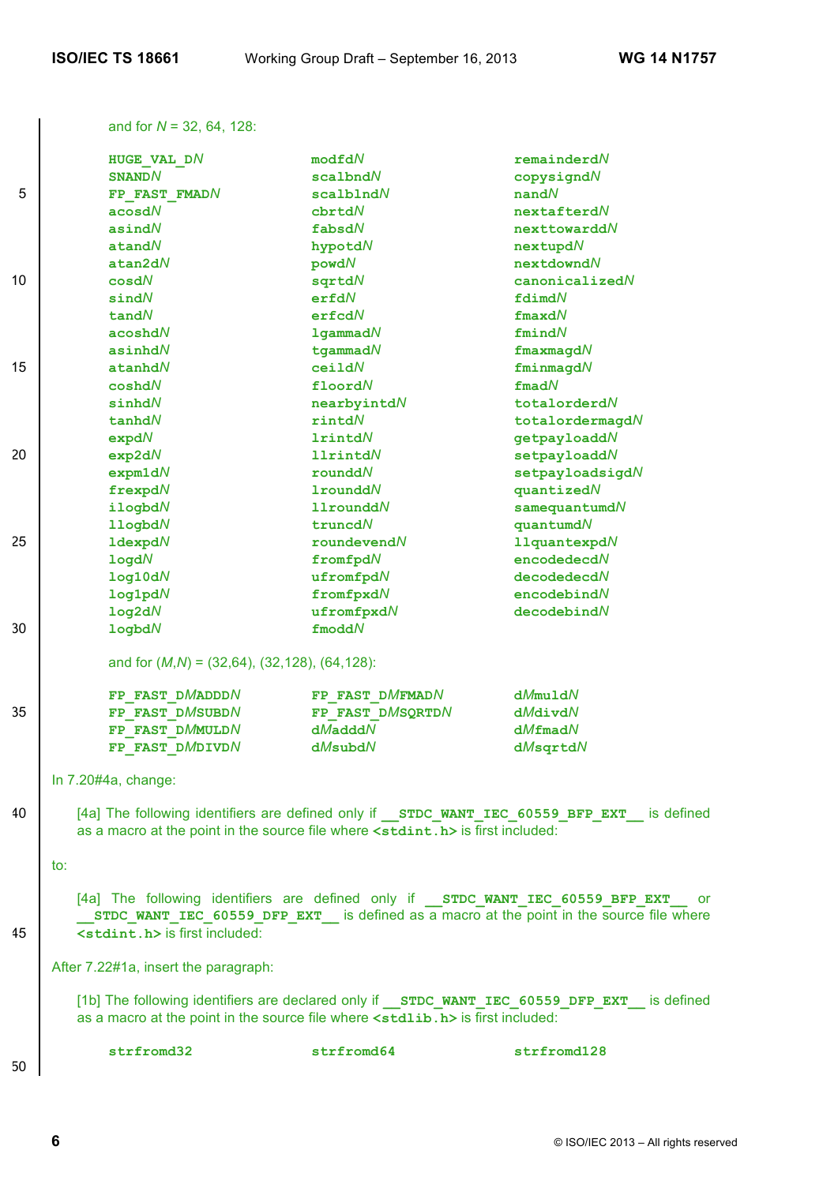and for *N* = 32, 64, 128:

```
HUGE_VAL_DN        modfdN           remainderdN
SNANDN             scalbndN         copysigndN
FP_FAST_FMADN      scalblndN        nandN
acosdN             cbrtdN           nextafterdN
asindN             fabsdN           nexttowarddN
atandN             hypotdN          nextupdN
atan2dN            powdN            nextdowndN
cosdN              sqrtdN           canonicalizedN
sindN              erfdN            fdimdN
tandN              erfcdN           fmaxdN
acoshdN            lgammadN         fmindN
asinhdN            tgammadN         fmaxmagdN
atanhdN            ceildN           fminmagdN
coshdN             floordN          fmadN
sinhdN             nearbyintdN      totalorderdN
tanhdN             rintdN           totalordermagdN
expdN              lrintdN          getpayloaddN
exp2dN             llrintdN         setpayloaddN
expm1dN            rounddN          setpayloadsigdN
frexpdN            lrounddN         quantizedN
ilogbdN            llrounddN        samequantumdN
llogbdN            truncdN          quantumdN
ldexpdN            roundevendN      llquantexpdN
logdN              fromfpdN         encodedecdN
log10dN            ufromfpdN        decodedecdN
log1pdN            fromfpxdN        encodebindN
log2dN             ufromfpxdN       decodebindN
logbdN             fmoddN
```

and for (*M*,*N*) = (32,64), (32,128), (64,128):

```
FP_FAST_DMADDDN    FP_FAST_DMFMADN  dMmuldN
FP_FAST_DMSUBDN    FP_FAST_DMSQRTDN dMdivdN
FP_FAST_DMMULDN    dMadddN          dMfmadN
FP_FAST_DMDIVDN    dMsubdN          dMsqrtdN
```

In 7.20#4a, change:

[4a] The following identifiers are defined only if `__STDC_WANT_IEC_60559_BFP_EXT__` is defined as a macro at the point in the source file where `<stdint.h>` is first included:

to:

[4a] The following identifiers are defined only if `__STDC_WANT_IEC_60559_BFP_EXT__` or `__STDC_WANT_IEC_60559_DFP_EXT__` is defined as a macro at the point in the source file where `<stdint.h>` is first included:

After 7.22#1a, insert the paragraph:

[1b] The following identifiers are declared only if `__STDC_WANT_IEC_60559_DFP_EXT__` is defined as a macro at the point in the source file where `<stdlib.h>` is first included:

```
strfromd32         strfromd64       strfromd128
```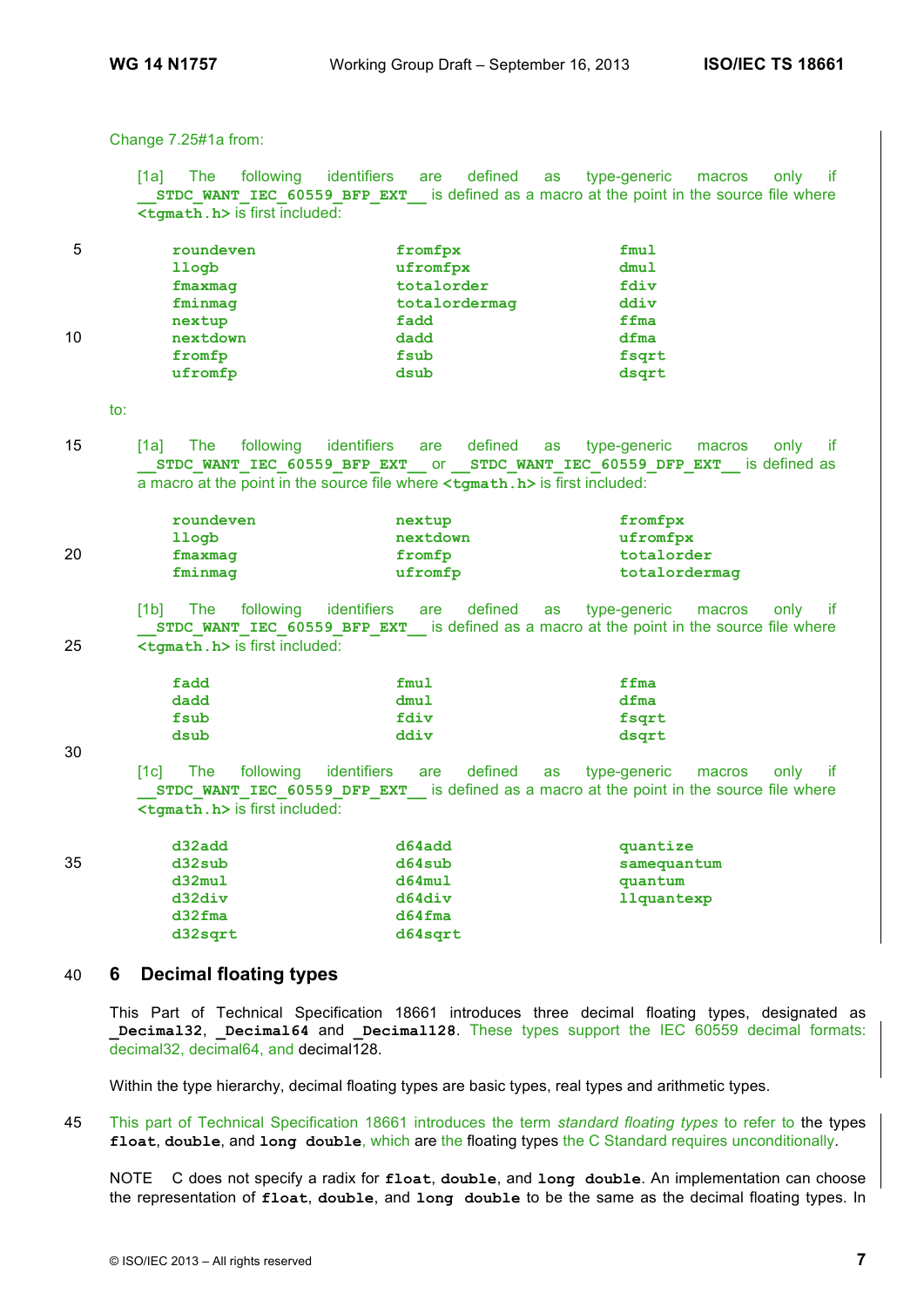Change 7.25#1a from:

> [1a] The following identifiers are defined as type-generic macros only if **`__STDC_WANT_IEC_60559_BFP_EXT__`** is defined as a macro at the point in the source file where **`<tgmath.h>`** is first included:

```
roundeven          fromfpx            fmul
llogb              ufromfpx           dmul
fmaxmag            totalorder         fdiv
fminmag            totalordermag      ddiv
nextup             fadd               ffma
nextdown           dadd               dfma
fromfp             fsub               fsqrt
ufromfp            dsub               dsqrt
```

to:

> [1a] The following identifiers are defined as type-generic macros only if **`__STDC_WANT_IEC_60559_BFP_EXT__`** or **`__STDC_WANT_IEC_60559_DFP_EXT__`** is defined as a macro at the point in the source file where **`<tgmath.h>`** is first included:

```
roundeven          nextup             fromfpx
llogb              nextdown           ufromfpx
fmaxmag            fromfp             totalorder
fminmag            ufromfp            totalordermag
```

> [1b] The following identifiers are defined as type-generic macros only if **`__STDC_WANT_IEC_60559_BFP_EXT__`** is defined as a macro at the point in the source file where **`<tgmath.h>`** is first included:

```
fadd               fmul               ffma
dadd               dmul               dfma
fsub               fdiv               fsqrt
dsub               ddiv               dsqrt
```

> [1c] The following identifiers are defined as type-generic macros only if **`__STDC_WANT_IEC_60559_DFP_EXT__`** is defined as a macro at the point in the source file where **`<tgmath.h>`** is first included:

```
d32add             d64add             quantize
d32sub             d64sub             samequantum
d32mul             d64mul             quantum
d32div             d64div             llquantexp
d32fma             d64fma
d32sqrt            d64sqrt
```

# 6 Decimal floating types

This Part of Technical Specification 18661 introduces three decimal floating types, designated as **`_Decimal32`**, **`_Decimal64`** and **`_Decimal128`**. These types support the IEC 60559 decimal formats: decimal32, decimal64, and decimal128.

Within the type hierarchy, decimal floating types are basic types, real types and arithmetic types.

This part of Technical Specification 18661 introduces the term *standard floating types* to refer to the types **`float`**, **`double`**, and **`long double`**, which are the floating types the C Standard requires unconditionally.

NOTE C does not specify a radix for **`float`**, **`double`**, and **`long double`**. An implementation can choose the representation of **`float`**, **`double`**, and **`long double`** to be the same as the decimal floating types. In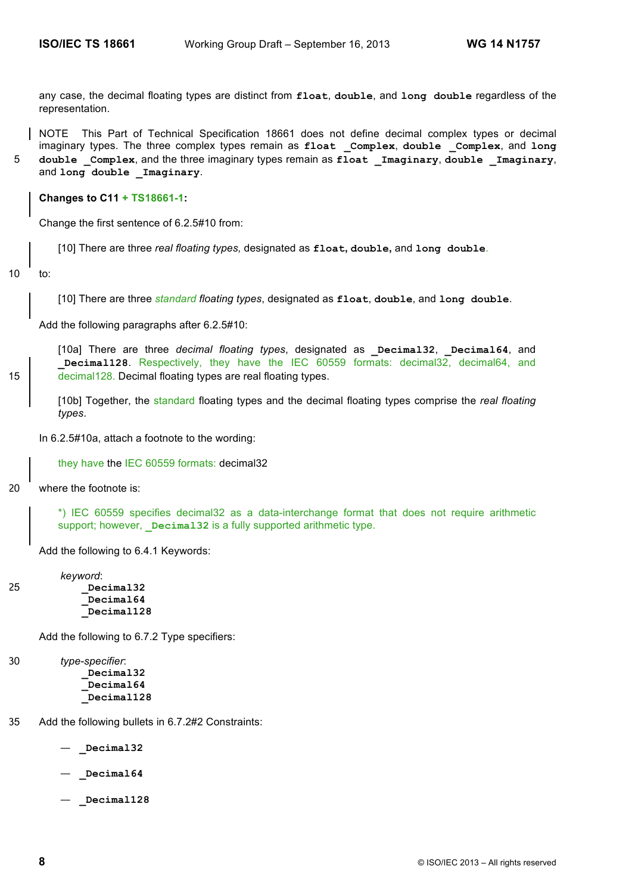any case, the decimal floating types are distinct from **float**, **double**, and **long double** regardless of the representation.

NOTE This Part of Technical Specification 18661 does not define decimal complex types or decimal imaginary types. The three complex types remain as **float _Complex**, **double _Complex**, and **long double _Complex**, and the three imaginary types remain as **float _Imaginary**, **double _Imaginary**, and **long double _Imaginary**.

**Changes to C11 + TS18661-1:**

Change the first sentence of 6.2.5#10 from:

> [10] There are three *real floating types,* designated as **float, double,** and **long double**.

to:

> [10] There are three *standard floating types*, designated as **float**, **double**, and **long double**.

Add the following paragraphs after 6.2.5#10:

> [10a] There are three *decimal floating types*, designated as **_Decimal32**, **_Decimal64**, and **_Decimal128**. Respectively, they have the IEC 60559 formats: decimal32, decimal64, and decimal128. Decimal floating types are real floating types.
>
> [10b] Together, the standard floating types and the decimal floating types comprise the *real floating types*.

In 6.2.5#10a, attach a footnote to the wording:

> they have the IEC 60559 formats: decimal32

where the footnote is:

> *) IEC 60559 specifies decimal32 as a data-interchange format that does not require arithmetic support; however, **_Decimal32** is a fully supported arithmetic type.

Add the following to 6.4.1 Keywords:

> *keyword*:
> **_Decimal32**
> **_Decimal64**
> **_Decimal128**

Add the following to 6.7.2 Type specifiers:

> *type-specifier*:
> **_Decimal32**
> **_Decimal64**
> **_Decimal128**

Add the following bullets in 6.7.2#2 Constraints:

— **_Decimal32**

— **_Decimal64**

— **_Decimal128**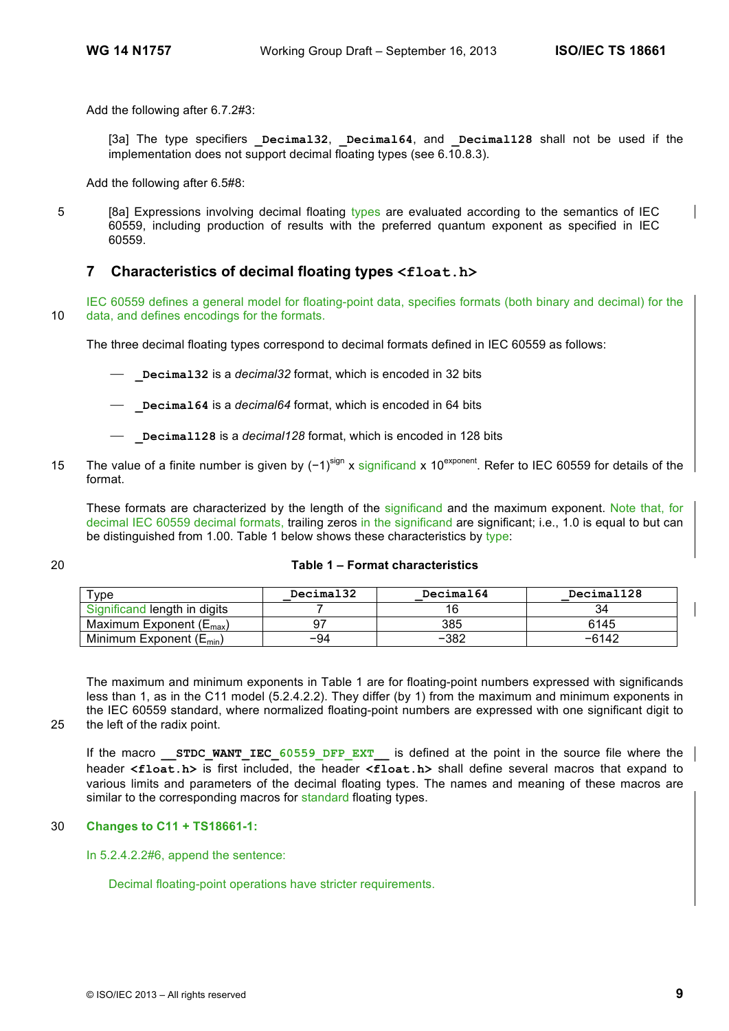Add the following after 6.7.2#3:

> [3a] The type specifiers **`_Decimal32`**, **`_Decimal64`**, and **`_Decimal128`** shall not be used if the implementation does not support decimal floating types (see 6.10.8.3).

Add the following after 6.5#8:

> [8a] Expressions involving decimal floating types are evaluated according to the semantics of IEC 60559, including production of results with the preferred quantum exponent as specified in IEC 60559.

## 7 Characteristics of decimal floating types `<float.h>`

IEC 60559 defines a general model for floating-point data, specifies formats (both binary and decimal) for the data, and defines encodings for the formats.

The three decimal floating types correspond to decimal formats defined in IEC 60559 as follows:

- **`_Decimal32`** is a *decimal32* format, which is encoded in 32 bits
- **`_Decimal64`** is a *decimal64* format, which is encoded in 64 bits
- **`_Decimal128`** is a *decimal128* format, which is encoded in 128 bits

The value of a finite number is given by $(-1)^{sign} \times significand \times 10^{exponent}$. Refer to IEC 60559 for details of the format.

These formats are characterized by the length of the significand and the maximum exponent. Note that, for decimal IEC 60559 decimal formats, trailing zeros in the significand are significant; i.e., 1.0 is equal to but can be distinguished from 1.00. Table 1 below shows these characteristics by type:

**Table 1 – Format characteristics**

| Type | `_Decimal32` | `_Decimal64` | `_Decimal128` |
|---|---|---|---|
| Significand length in digits | 7 | 16 | 34 |
| Maximum Exponent ($E_{max}$) | 97 | 385 | 6145 |
| Minimum Exponent ($E_{min}$) | −94 | −382 | −6142 |

The maximum and minimum exponents in Table 1 are for floating-point numbers expressed with significands less than 1, as in the C11 model (5.2.4.2.2). They differ (by 1) from the maximum and minimum exponents in the IEC 60559 standard, where normalized floating-point numbers are expressed with one significant digit to the left of the radix point.

If the macro **`__STDC_WANT_IEC_60559_DFP_EXT__`** is defined at the point in the source file where the header **`<float.h>`** is first included, the header **`<float.h>`** shall define several macros that expand to various limits and parameters of the decimal floating types. The names and meaning of these macros are similar to the corresponding macros for standard floating types.

**Changes to C11 + TS18661-1:**

In 5.2.4.2.2#6, append the sentence:

> Decimal floating-point operations have stricter requirements.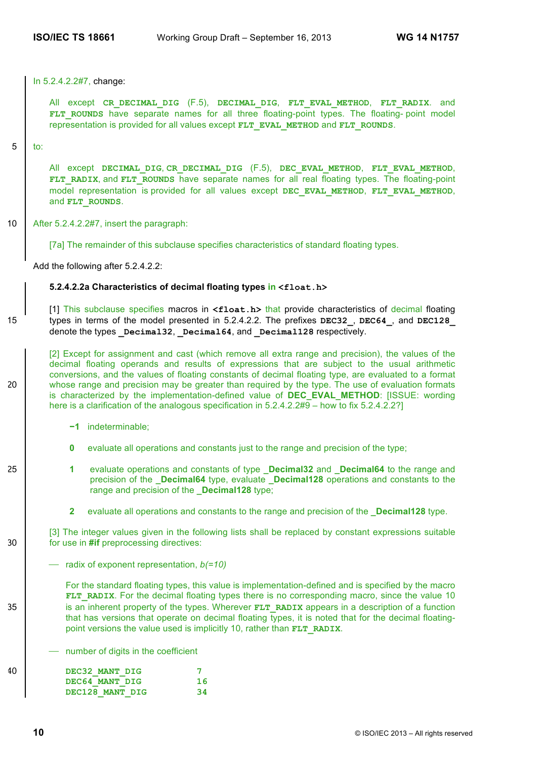In 5.2.4.2.2#7, change:

All except **CR_DECIMAL_DIG** (F.5), **DECIMAL_DIG**, **FLT_EVAL_METHOD**, **FLT_RADIX**. and **FLT_ROUNDS** have separate names for all three floating-point types. The floating- point model representation is provided for all values except **FLT_EVAL_METHOD** and **FLT_ROUNDS**.

to:

All except **DECIMAL_DIG**, **CR_DECIMAL_DIG** (F.5), **DEC_EVAL_METHOD**, **FLT_EVAL_METHOD**, **FLT_RADIX**, and **FLT_ROUNDS** have separate names for all real floating types. The floating-point model representation is provided for all values except **DEC_EVAL_METHOD**, **FLT_EVAL_METHOD**, and **FLT_ROUNDS**.

After 5.2.4.2.2#7, insert the paragraph:

[7a] The remainder of this subclause specifies characteristics of standard floating types.

Add the following after 5.2.4.2.2:

**5.2.4.2.2a Characteristics of decimal floating types in `<float.h>`**

[1] This subclause specifies macros in **`<float.h>`** that provide characteristics of decimal floating types in terms of the model presented in 5.2.4.2.2. The prefixes **DEC32_**, **DEC64_**, and **DEC128_** denote the types **_Decimal32**, **_Decimal64**, and **_Decimal128** respectively.

[2] Except for assignment and cast (which remove all extra range and precision), the values of the decimal floating operands and results of expressions that are subject to the usual arithmetic conversions, and the values of floating constants of decimal floating type, are evaluated to a format whose range and precision may be greater than required by the type. The use of evaluation formats is characterized by the implementation-defined value of **DEC_EVAL_METHOD**: [ISSUE: wording here is a clarification of the analogous specification in 5.2.4.2.2#9 – how to fix 5.2.4.2.2?]

- **−1** indeterminable;
- **0** evaluate all operations and constants just to the range and precision of the type;
- **1** evaluate operations and constants of type **_Decimal32** and **_Decimal64** to the range and precision of the **_Decimal64** type, evaluate **_Decimal128** operations and constants to the range and precision of the **_Decimal128** type;
- **2** evaluate all operations and constants to the range and precision of the **_Decimal128** type.

[3] The integer values given in the following lists shall be replaced by constant expressions suitable for use in **#if** preprocessing directives:

— radix of exponent representation, *b(=10)*

For the standard floating types, this value is implementation-defined and is specified by the macro **FLT_RADIX**. For the decimal floating types there is no corresponding macro, since the value 10 is an inherent property of the types. Wherever **FLT_RADIX** appears in a description of a function that has versions that operate on decimal floating types, it is noted that for the decimal floating-point versions the value used is implicitly 10, rather than **FLT_RADIX**.

— number of digits in the coefficient

```
DEC32_MANT_DIG          7
DEC64_MANT_DIG          16
DEC128_MANT_DIG         34
```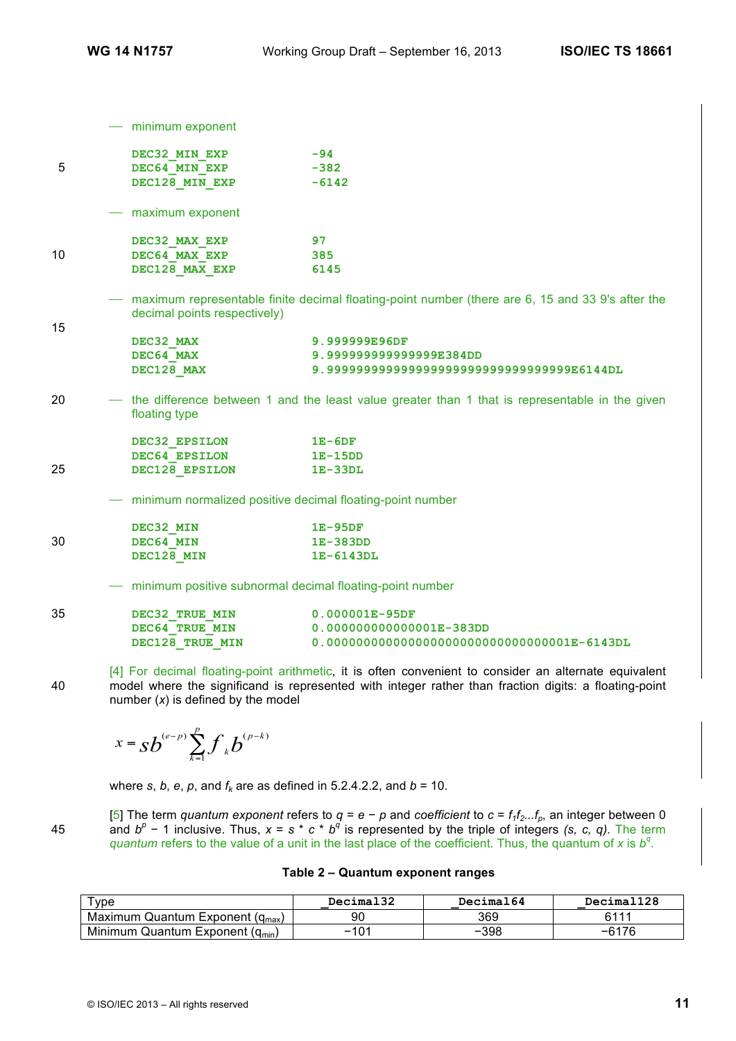— minimum exponent

```
DEC32_MIN_EXP           -94
DEC64_MIN_EXP           -382
DEC128_MIN_EXP          -6142
```

— maximum exponent

```
DEC32_MAX_EXP           97
DEC64_MAX_EXP           385
DEC128_MAX_EXP          6145
```

— maximum representable finite decimal floating-point number (there are 6, 15 and 33 9's after the decimal points respectively)

```
DEC32_MAX               9.999999E96DF
DEC64_MAX               9.999999999999999E384DD
DEC128_MAX              9.999999999999999999999999999999999E6144DL
```

— the difference between 1 and the least value greater than 1 that is representable in the given floating type

```
DEC32_EPSILON           1E-6DF
DEC64_EPSILON           1E-15DD
DEC128_EPSILON          1E-33DL
```

— minimum normalized positive decimal floating-point number

```
DEC32_MIN               1E-95DF
DEC64_MIN               1E-383DD
DEC128_MIN              1E-6143DL
```

— minimum positive subnormal decimal floating-point number

```
DEC32_TRUE_MIN          0.000001E-95DF
DEC64_TRUE_MIN          0.000000000000001E-383DD
DEC128_TRUE_MIN         0.000000000000000000000000000000001E-6143DL
```

[4] For decimal floating-point arithmetic, it is often convenient to consider an alternate equivalent model where the significand is represented with integer rather than fraction digits: a floating-point number ($x$) is defined by the model

$$x = sb^{(e-p)} \sum_{k=1}^{p} f_k b^{(p-k)}$$

where $s$, $b$, $e$, $p$, and $f_k$ are as defined in 5.2.4.2.2, and $b = 10$.

[5] The term *quantum exponent* refers to $q = e - p$ and *coefficient* to $c = f_1 f_2 ... f_p$, an integer between 0 and $b^p - 1$ inclusive. Thus, $x = s * c * b^q$ is represented by the triple of integers $(s, c, q)$. The term *quantum* refers to the value of a unit in the last place of the coefficient. Thus, the quantum of $x$ is $b^q$.

**Table 2 – Quantum exponent ranges**

| Type | _Decimal32 | _Decimal64 | _Decimal128 |
|---|---|---|---|
| Maximum Quantum Exponent ($q_{max}$) | 90 | 369 | 6111 |
| Minimum Quantum Exponent ($q_{min}$) | −101 | −398 | −6176 |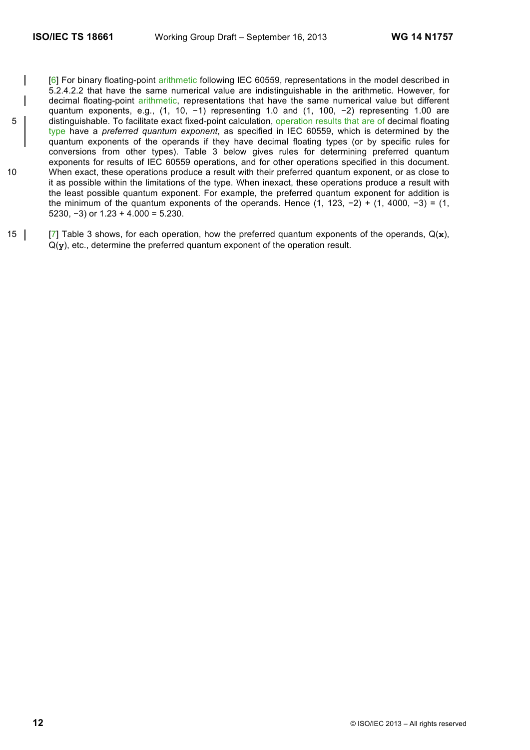[6] For binary floating-point arithmetic following IEC 60559, representations in the model described in 5.2.4.2.2 that have the same numerical value are indistinguishable in the arithmetic. However, for decimal floating-point arithmetic, representations that have the same numerical value but different quantum exponents, e.g., (1, 10, −1) representing 1.0 and (1, 100, −2) representing 1.00 are distinguishable. To facilitate exact fixed-point calculation, operation results that are of decimal floating type have a *preferred quantum exponent*, as specified in IEC 60559, which is determined by the quantum exponents of the operands if they have decimal floating types (or by specific rules for conversions from other types). Table 3 below gives rules for determining preferred quantum exponents for results of IEC 60559 operations, and for other operations specified in this document. When exact, these operations produce a result with their preferred quantum exponent, or as close to it as possible within the limitations of the type. When inexact, these operations produce a result with the least possible quantum exponent. For example, the preferred quantum exponent for addition is the minimum of the quantum exponents of the operands. Hence (1, 123, −2) + (1, 4000, −3) = (1, 5230, −3) or 1.23 + 4.000 = 5.230.

[7] Table 3 shows, for each operation, how the preferred quantum exponents of the operands, Q(**x**), Q(**y**), etc., determine the preferred quantum exponent of the operation result.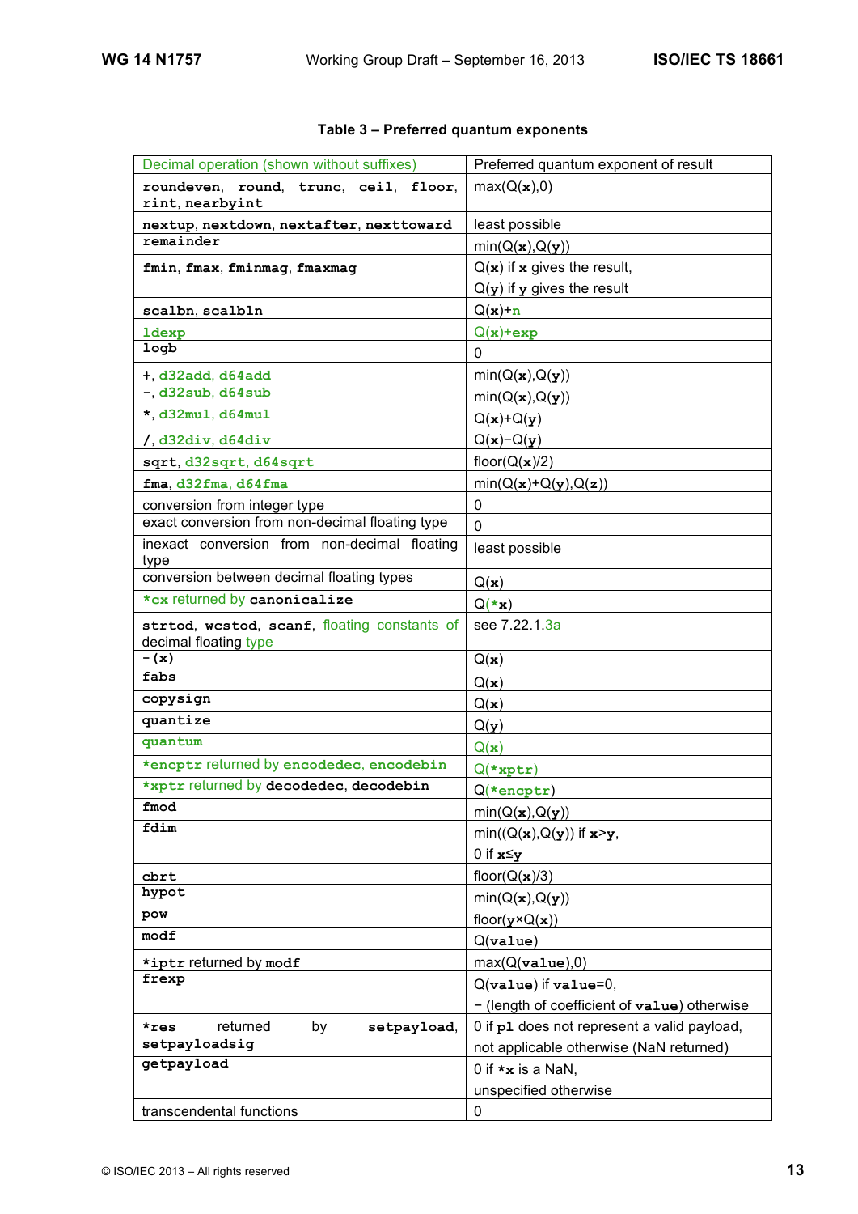**Table 3 – Preferred quantum exponents**

| Decimal operation (shown without suffixes) | Preferred quantum exponent of result |
|---|---|
| roundeven, round, trunc, ceil, floor, rint, nearbyint | max(Q(x),0) |
| nextup, nextdown, nextafter, nexttoward | least possible |
| remainder | min(Q(x),Q(y)) |
| fmin, fmax, fminmag, fmaxmag | Q(x) if x gives the result, Q(y) if y gives the result |
| scalbn, scalbln | Q(x)+n |
| ldexp | Q(x)+exp |
| logb | 0 |
| +, d32add, d64add | min(Q(x),Q(y)) |
| −, d32sub, d64sub | min(Q(x),Q(y)) |
| *, d32mul, d64mul | Q(x)+Q(y) |
| /, d32div, d64div | Q(x)−Q(y) |
| sqrt, d32sqrt, d64sqrt | floor(Q(x)/2) |
| fma, d32fma, d64fma | min(Q(x)+Q(y),Q(z)) |
| conversion from integer type | 0 |
| exact conversion from non-decimal floating type | 0 |
| inexact conversion from non-decimal floating type | least possible |
| conversion between decimal floating types | Q(x) |
| *cx returned by canonicalize | Q(*x) |
| strtod, wcstod, scanf, floating constants of decimal floating type | see 7.22.1.3a |
| -(x) | Q(x) |
| fabs | Q(x) |
| copysign | Q(x) |
| quantize | Q(y) |
| quantum | Q(x) |
| *encptr returned by encodedec, encodebin | Q(*xptr) |
| *xptr returned by decodedec, decodebin | Q(*encptr) |
| fmod | min(Q(x),Q(y)) |
| fdim | min((Q(x),Q(y)) if x>y, 0 if x≤y |
| cbrt | floor(Q(x)/3) |
| hypot | min(Q(x),Q(y)) |
| pow | floor(y×Q(x)) |
| modf | Q(value) |
| *iptr returned by modf | max(Q(value),0) |
| frexp | Q(value) if value=0, − (length of coefficient of value) otherwise |
| *res returned by setpayload, setpayloadsig | 0 if pl does not represent a valid payload, not applicable otherwise (NaN returned) |
| getpayload | 0 if *x is a NaN, unspecified otherwise |
| transcendental functions | 0 |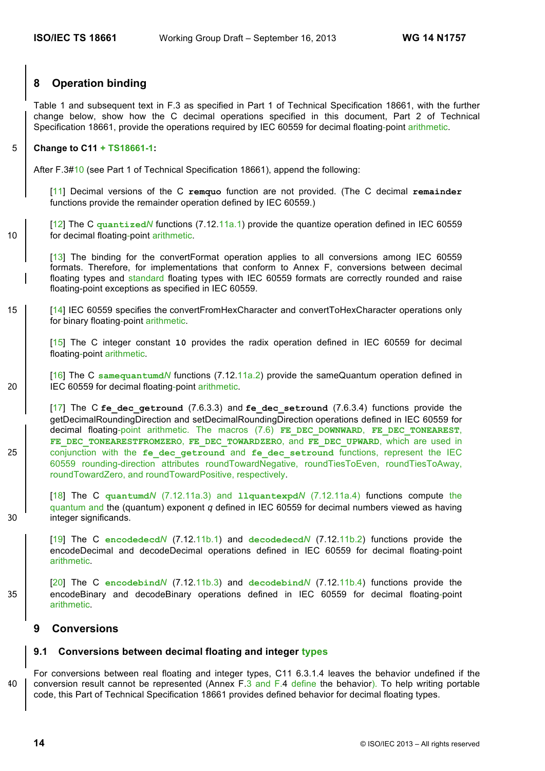## 8 Operation binding

Table 1 and subsequent text in F.3 as specified in Part 1 of Technical Specification 18661, with the further change below, show how the C decimal operations specified in this document, Part 2 of Technical Specification 18661, provide the operations required by IEC 60559 for decimal floating-point arithmetic.

**Change to C11 + TS18661-1:**

After F.3#10 (see Part 1 of Technical Specification 18661), append the following:

> [11] Decimal versions of the C **remquo** function are not provided. (The C decimal **remainder** functions provide the remainder operation defined by IEC 60559.)
>
> [12] The C **quantizedN** functions (7.12.11a.1) provide the quantize operation defined in IEC 60559 for decimal floating-point arithmetic.
>
> [13] The binding for the convertFormat operation applies to all conversions among IEC 60559 formats. Therefore, for implementations that conform to Annex F, conversions between decimal floating types and standard floating types with IEC 60559 formats are correctly rounded and raise floating-point exceptions as specified in IEC 60559.
>
> [14] IEC 60559 specifies the convertFromHexCharacter and convertToHexCharacter operations only for binary floating-point arithmetic.
>
> [15] The C integer constant **10** provides the radix operation defined in IEC 60559 for decimal floating-point arithmetic.
>
> [16] The C **samequantumdN** functions (7.12.11a.2) provide the sameQuantum operation defined in IEC 60559 for decimal floating-point arithmetic.
>
> [17] The C **fe_dec_getround** (7.6.3.3) and **fe_dec_setround** (7.6.3.4) functions provide the getDecimalRoundingDirection and setDecimalRoundingDirection operations defined in IEC 60559 for decimal floating-point arithmetic. The macros (7.6) **FE_DEC_DOWNWARD**, **FE_DEC_TONEAREST**, **FE_DEC_TONEARESTFROMZERO**, **FE_DEC_TOWARDZERO**, and **FE_DEC_UPWARD**, which are used in conjunction with the **fe_dec_getround** and **fe_dec_setround** functions, represent the IEC 60559 rounding-direction attributes roundTowardNegative, roundTiesToEven, roundTiesToAway, roundTowardZero, and roundTowardPositive, respectively.
>
> [18] The C **quantumdN** (7.12.11a.3) and **llquantexpdN** (7.12.11a.4) functions compute the quantum and the (quantum) exponent $q$ defined in IEC 60559 for decimal numbers viewed as having integer significands.
>
> [19] The C **encodedecdN** (7.12.11b.1) and **decodedecdN** (7.12.11b.2) functions provide the encodeDecimal and decodeDecimal operations defined in IEC 60559 for decimal floating-point arithmetic.
>
> [20] The C **encodebindN** (7.12.11b.3) and **decodebindN** (7.12.11b.4) functions provide the encodeBinary and decodeBinary operations defined in IEC 60559 for decimal floating-point arithmetic.

## 9 Conversions

### 9.1 Conversions between decimal floating and integer types

For conversions between real floating and integer types, C11 6.3.1.4 leaves the behavior undefined if the conversion result cannot be represented (Annex F.3 and F.4 define the behavior). To help writing portable code, this Part of Technical Specification 18661 provides defined behavior for decimal floating types.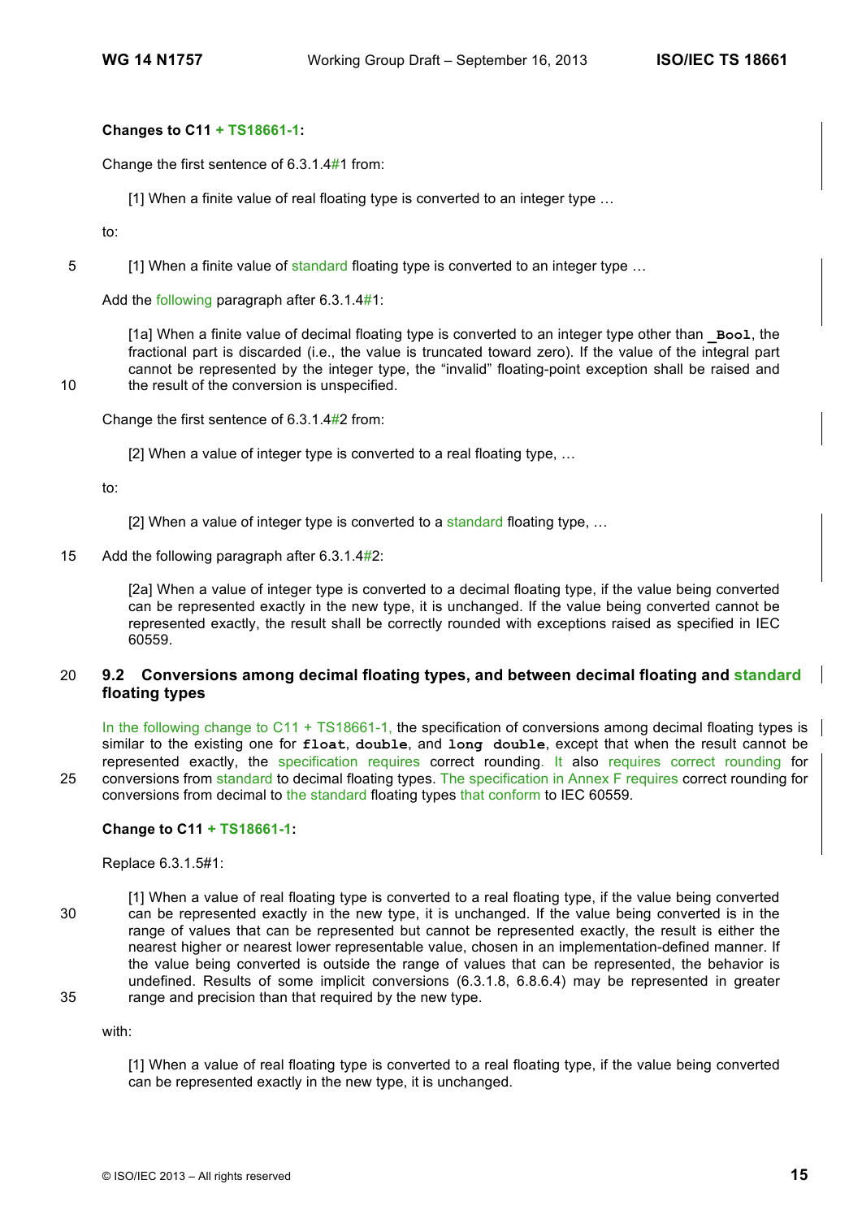**Changes to C11 + TS18661-1:**

Change the first sentence of 6.3.1.4#1 from:

> [1] When a finite value of real floating type is converted to an integer type …

to:

> [1] When a finite value of standard floating type is converted to an integer type …

Add the following paragraph after 6.3.1.4#1:

> [1a] When a finite value of decimal floating type is converted to an integer type other than **_Bool**, the fractional part is discarded (i.e., the value is truncated toward zero). If the value of the integral part cannot be represented by the integer type, the "invalid" floating-point exception shall be raised and the result of the conversion is unspecified.

Change the first sentence of 6.3.1.4#2 from:

> [2] When a value of integer type is converted to a real floating type, …

to:

> [2] When a value of integer type is converted to a standard floating type, …

Add the following paragraph after 6.3.1.4#2:

> [2a] When a value of integer type is converted to a decimal floating type, if the value being converted can be represented exactly in the new type, it is unchanged. If the value being converted cannot be represented exactly, the result shall be correctly rounded with exceptions raised as specified in IEC 60559.

## 9.2 Conversions among decimal floating types, and between decimal floating and standard floating types

In the following change to C11 + TS18661-1, the specification of conversions among decimal floating types is similar to the existing one for **float**, **double**, and **long double**, except that when the result cannot be represented exactly, the specification requires correct rounding. It also requires correct rounding for conversions from standard to decimal floating types. The specification in Annex F requires correct rounding for conversions from decimal to the standard floating types that conform to IEC 60559.

**Change to C11 + TS18661-1:**

Replace 6.3.1.5#1:

> [1] When a value of real floating type is converted to a real floating type, if the value being converted can be represented exactly in the new type, it is unchanged. If the value being converted is in the range of values that can be represented but cannot be represented exactly, the result is either the nearest higher or nearest lower representable value, chosen in an implementation-defined manner. If the value being converted is outside the range of values that can be represented, the behavior is undefined. Results of some implicit conversions (6.3.1.8, 6.8.6.4) may be represented in greater range and precision than that required by the new type.

with:

> [1] When a value of real floating type is converted to a real floating type, if the value being converted can be represented exactly in the new type, it is unchanged.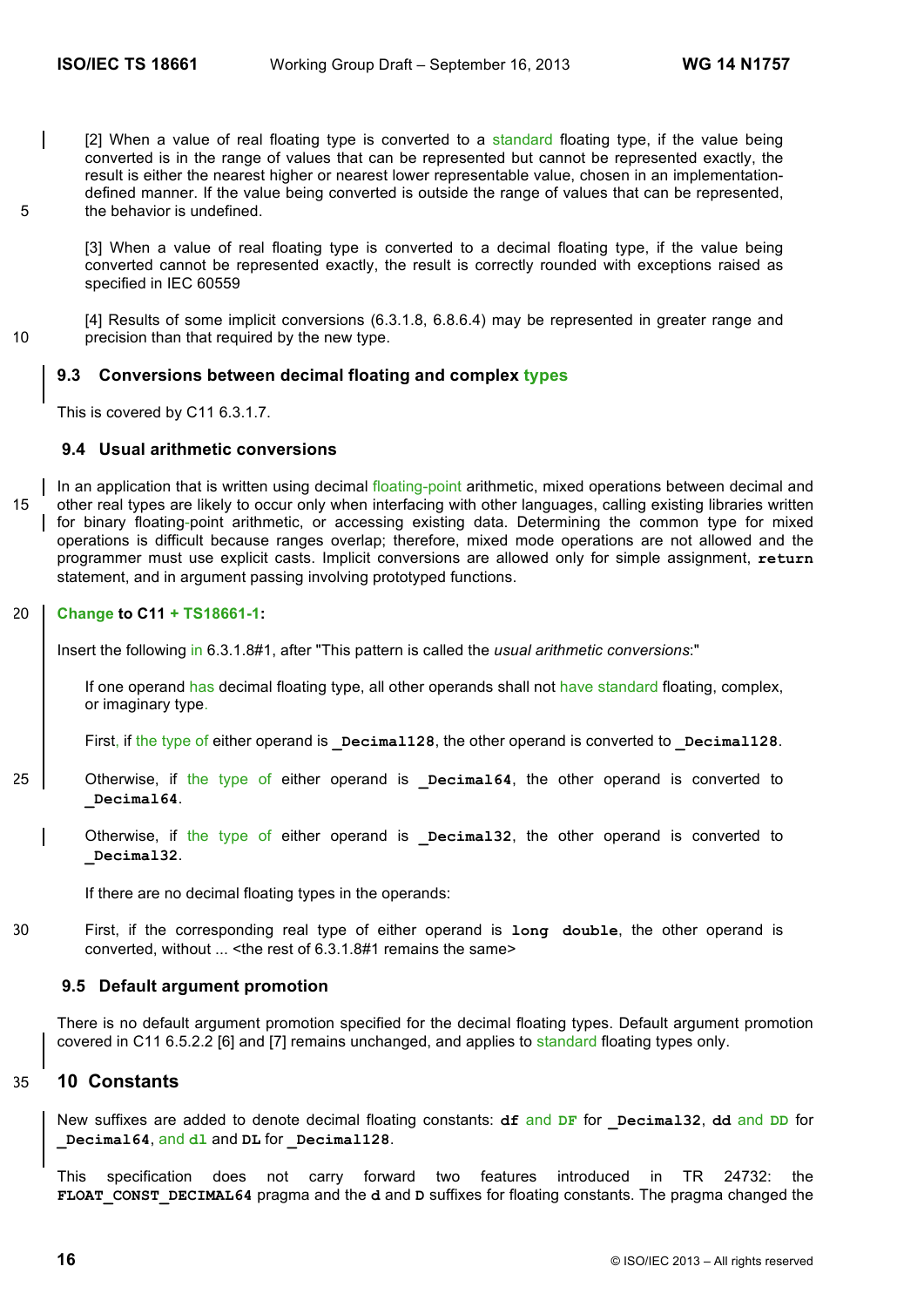[2] When a value of real floating type is converted to a standard floating type, if the value being converted is in the range of values that can be represented but cannot be represented exactly, the result is either the nearest higher or nearest lower representable value, chosen in an implementation-defined manner. If the value being converted is outside the range of values that can be represented, the behavior is undefined.

[3] When a value of real floating type is converted to a decimal floating type, if the value being converted cannot be represented exactly, the result is correctly rounded with exceptions raised as specified in IEC 60559

[4] Results of some implicit conversions (6.3.1.8, 6.8.6.4) may be represented in greater range and precision than that required by the new type.

### 9.3 Conversions between decimal floating and complex types

This is covered by C11 6.3.1.7.

### 9.4 Usual arithmetic conversions

In an application that is written using decimal floating-point arithmetic, mixed operations between decimal and other real types are likely to occur only when interfacing with other languages, calling existing libraries written for binary floating-point arithmetic, or accessing existing data. Determining the common type for mixed operations is difficult because ranges overlap; therefore, mixed mode operations are not allowed and the programmer must use explicit casts. Implicit conversions are allowed only for simple assignment, **return** statement, and in argument passing involving prototyped functions.

**Change to C11 + TS18661-1:**

Insert the following in 6.3.1.8#1, after "This pattern is called the *usual arithmetic conversions*:"

> If one operand has decimal floating type, all other operands shall not have standard floating, complex, or imaginary type.
>
> First, if the type of either operand is **_Decimal128**, the other operand is converted to **_Decimal128**.
>
> Otherwise, if the type of either operand is **_Decimal64**, the other operand is converted to **_Decimal64**.
>
> Otherwise, if the type of either operand is **_Decimal32**, the other operand is converted to **_Decimal32**.
>
> If there are no decimal floating types in the operands:
>
> First, if the corresponding real type of either operand is **long double**, the other operand is converted, without ... <the rest of 6.3.1.8#1 remains the same>

### 9.5 Default argument promotion

There is no default argument promotion specified for the decimal floating types. Default argument promotion covered in C11 6.5.2.2 [6] and [7] remains unchanged, and applies to standard floating types only.

## 10 Constants

New suffixes are added to denote decimal floating constants: **df** and **DF** for **_Decimal32**, **dd** and **DD** for **_Decimal64**, and **dl** and **DL** for **_Decimal128**.

This specification does not carry forward two features introduced in TR 24732: the **FLOAT_CONST_DECIMAL64** pragma and the **d** and **D** suffixes for floating constants. The pragma changed the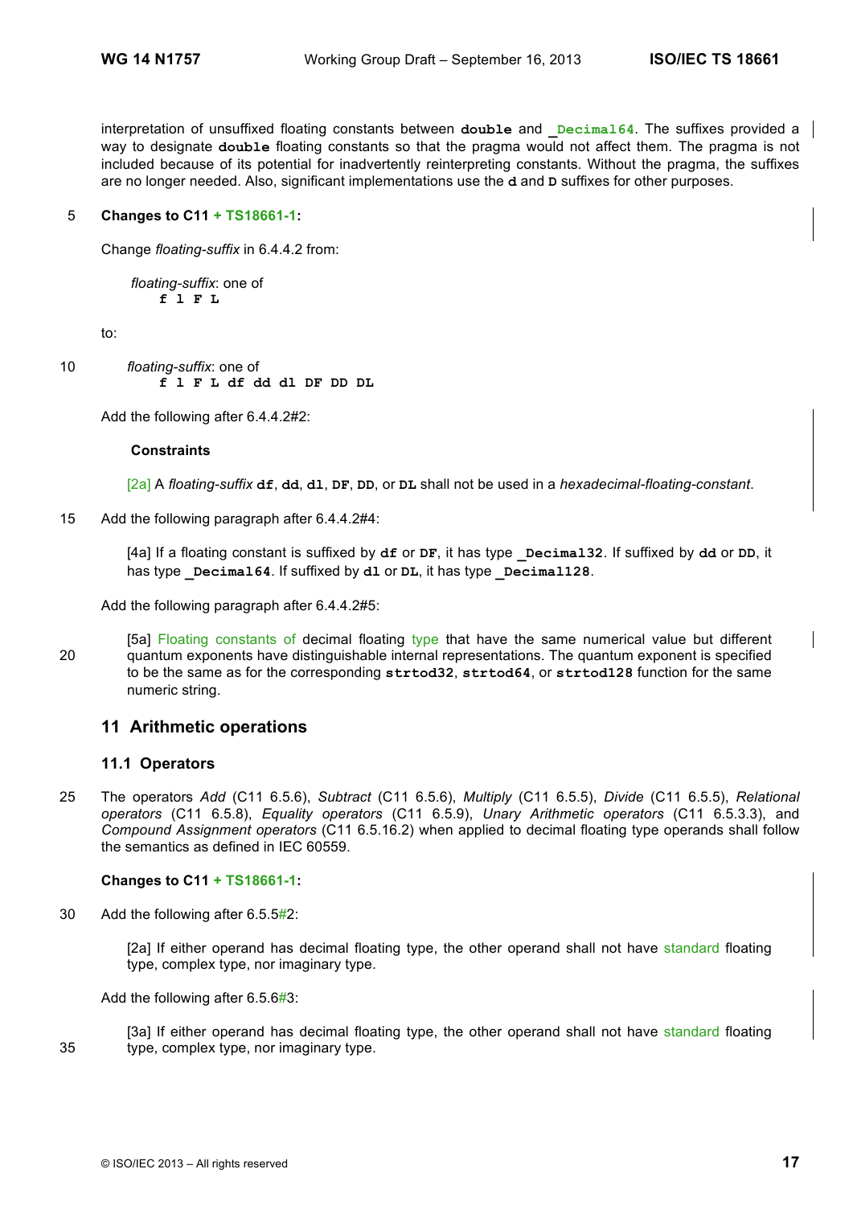interpretation of unsuffixed floating constants between **double** and **_Decimal64**. The suffixes provided a way to designate **double** floating constants so that the pragma would not affect them. The pragma is not included because of its potential for inadvertently reinterpreting constants. Without the pragma, the suffixes are no longer needed. Also, significant implementations use the **d** and **D** suffixes for other purposes.

**Changes to C11 + TS18661-1:**

Change *floating-suffix* in 6.4.4.2 from:

> *floating-suffix*: one of
> **f l F L**

to:

> *floating-suffix*: one of
> **f l F L df dd dl DF DD DL**

Add the following after 6.4.4.2#2:

> **Constraints**
>
> [2a] A *floating-suffix* **df**, **dd**, **dl**, **DF**, **DD**, or **DL** shall not be used in a *hexadecimal-floating-constant*.

Add the following paragraph after 6.4.4.2#4:

> [4a] If a floating constant is suffixed by **df** or **DF**, it has type **_Decimal32**. If suffixed by **dd** or **DD**, it has type **_Decimal64**. If suffixed by **dl** or **DL**, it has type **_Decimal128**.

Add the following paragraph after 6.4.4.2#5:

> [5a] Floating constants of decimal floating type that have the same numerical value but different quantum exponents have distinguishable internal representations. The quantum exponent is specified to be the same as for the corresponding **strtod32**, **strtod64**, or **strtod128** function for the same numeric string.

## 11 Arithmetic operations

### 11.1 Operators

The operators *Add* (C11 6.5.6), *Subtract* (C11 6.5.6), *Multiply* (C11 6.5.5), *Divide* (C11 6.5.5), *Relational operators* (C11 6.5.8), *Equality operators* (C11 6.5.9), *Unary Arithmetic operators* (C11 6.5.3.3), and *Compound Assignment operators* (C11 6.5.16.2) when applied to decimal floating type operands shall follow the semantics as defined in IEC 60559.

**Changes to C11 + TS18661-1:**

Add the following after 6.5.5#2:

> [2a] If either operand has decimal floating type, the other operand shall not have standard floating type, complex type, nor imaginary type.

Add the following after 6.5.6#3:

> [3a] If either operand has decimal floating type, the other operand shall not have standard floating type, complex type, nor imaginary type.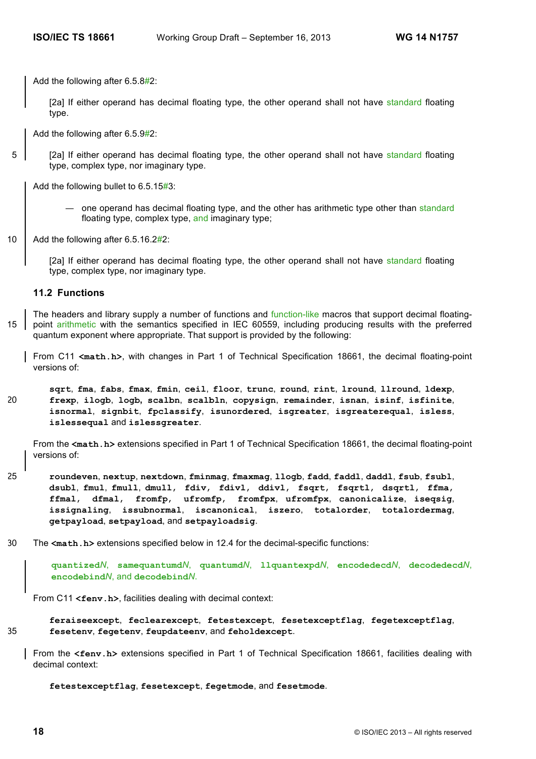Add the following after 6.5.8#2:

> [2a] If either operand has decimal floating type, the other operand shall not have standard floating type.

Add the following after 6.5.9#2:

> [2a] If either operand has decimal floating type, the other operand shall not have standard floating type, complex type, nor imaginary type.

Add the following bullet to 6.5.15#3:

> — one operand has decimal floating type, and the other has arithmetic type other than standard floating type, complex type, and imaginary type;

Add the following after 6.5.16.2#2:

> [2a] If either operand has decimal floating type, the other operand shall not have standard floating type, complex type, nor imaginary type.

### 11.2 Functions

The headers and library supply a number of functions and function-like macros that support decimal floating-point arithmetic with the semantics specified in IEC 60559, including producing results with the preferred quantum exponent where appropriate. That support is provided by the following:

From C11 **<math.h>**, with changes in Part 1 of Technical Specification 18661, the decimal floating-point versions of:

> **sqrt**, **fma**, **fabs**, **fmax**, **fmin**, **ceil**, **floor**, **trunc**, **round**, **rint**, **lround**, **llround**, **ldexp**, **frexp**, **ilogb**, **logb**, **scalbn**, **scalbln**, **copysign**, **remainder**, **isnan**, **isinf**, **isfinite**, **isnormal**, **signbit**, **fpclassify**, **isunordered**, **isgreater**, **isgreaterequal**, **isless**, **islessequal** and **islessgreater**.

From the **<math.h>** extensions specified in Part 1 of Technical Specification 18661, the decimal floating-point versions of:

> **roundeven**, **nextup**, **nextdown**, **fminmag**, **fmaxmag**, **llogb**, **fadd**, **faddl**, **daddl**, **fsub**, **fsubl**, **dsubl**, **fmul**, **fmull**, **dmull**, **fdiv**, **fdivl**, **ddivl**, **fsqrt**, **fsqrtl**, **dsqrtl**, **ffma**, **ffmal**, **dfmal**, **fromfp**, **ufromfp**, **fromfpx**, **ufromfpx**, **canonicalize**, **issignaling**, **issubnormal**, **iscanonical**, **iszero**, **totalorder**, **totalordermag**, **getpayload**, **setpayload**, and **setpayloadsig**.

The **<math.h>** extensions specified below in 12.4 for the decimal-specific functions:

> **quantizedN**, **samequantumdN**, **quantumdN**, **llquantexpdN**, **encodedecdN**, **decodedecdN**, **encodebindN**, and **decodebindN**.

From C11 **<fenv.h>**, facilities dealing with decimal context:

> **feraiseexcept**, **feclearexcept**, **fetestexcept**, **fesetexceptflag**, **fegetexceptflag**, **fesetenv**, **fegetenv**, **feupdateenv**, and **feholdexcept**.

From the **<fenv.h>** extensions specified in Part 1 of Technical Specification 18661, facilities dealing with decimal context:

> **fetestexceptflag**, **fesetexcept**, **fegetmode**, and **fesetmode**.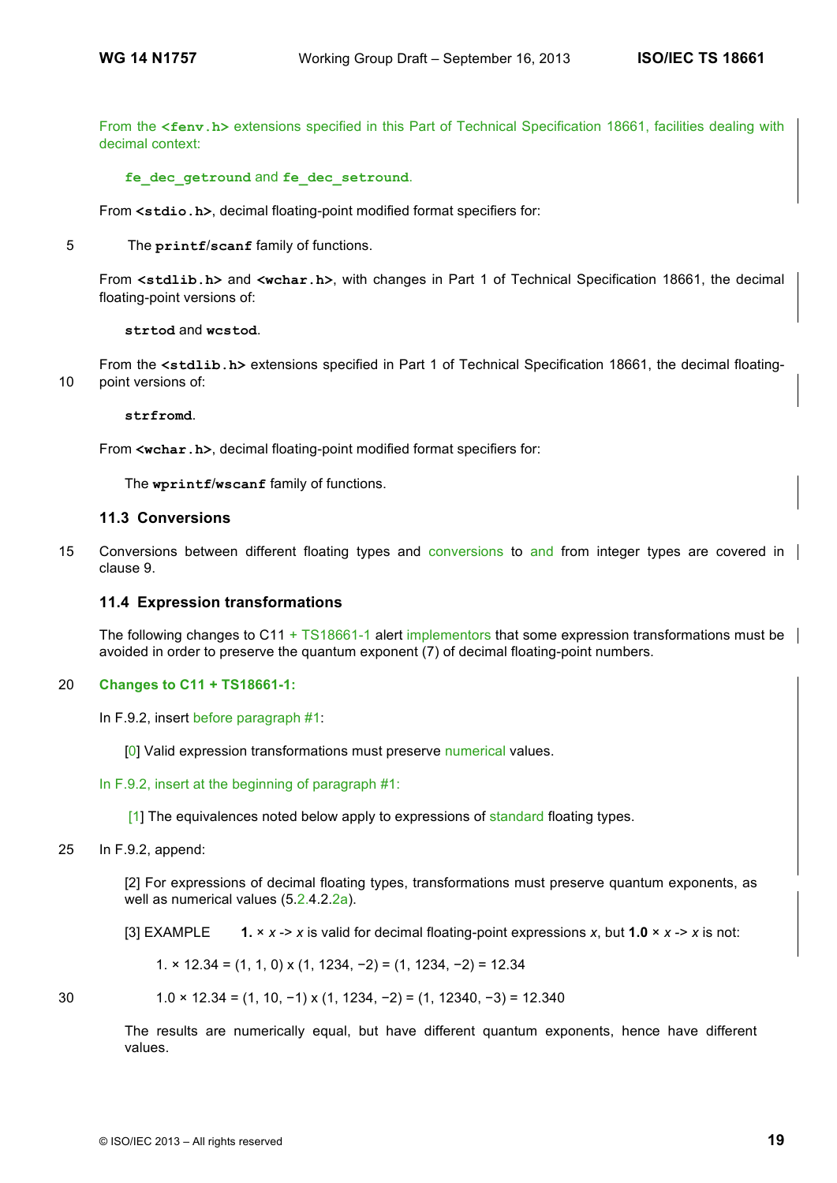From the **<fenv.h>** extensions specified in this Part of Technical Specification 18661, facilities dealing with decimal context:

> **fe_dec_getround** and **fe_dec_setround**.

From **<stdio.h>**, decimal floating-point modified format specifiers for:

> The **printf**/**scanf** family of functions.

From **<stdlib.h>** and **<wchar.h>**, with changes in Part 1 of Technical Specification 18661, the decimal floating-point versions of:

> **strtod** and **wcstod**.

From the **<stdlib.h>** extensions specified in Part 1 of Technical Specification 18661, the decimal floating-point versions of:

> **strfromd**.

From **<wchar.h>**, decimal floating-point modified format specifiers for:

> The **wprintf**/**wscanf** family of functions.

### 11.3 Conversions

Conversions between different floating types and conversions to and from integer types are covered in clause 9.

### 11.4 Expression transformations

The following changes to C11 + TS18661-1 alert implementors that some expression transformations must be avoided in order to preserve the quantum exponent (7) of decimal floating-point numbers.

**Changes to C11 + TS18661-1:**

In F.9.2, insert before paragraph #1:

> [0] Valid expression transformations must preserve numerical values.

In F.9.2, insert at the beginning of paragraph #1:

> [1] The equivalences noted below apply to expressions of standard floating types.

In F.9.2, append:

> [2] For expressions of decimal floating types, transformations must preserve quantum exponents, as well as numerical values (5.2.4.2.2a).
>
> [3] EXAMPLE **1.** × *x* -> *x* is valid for decimal floating-point expressions *x*, but **1.0** × *x* -> *x* is not:
>
> 1. × 12.34 = (1, 1, 0) x (1, 1234, −2) = (1, 1234, −2) = 12.34
>
> 1.0 × 12.34 = (1, 10, −1) x (1, 1234, −2) = (1, 12340, −3) = 12.340
>
> The results are numerically equal, but have different quantum exponents, hence have different values.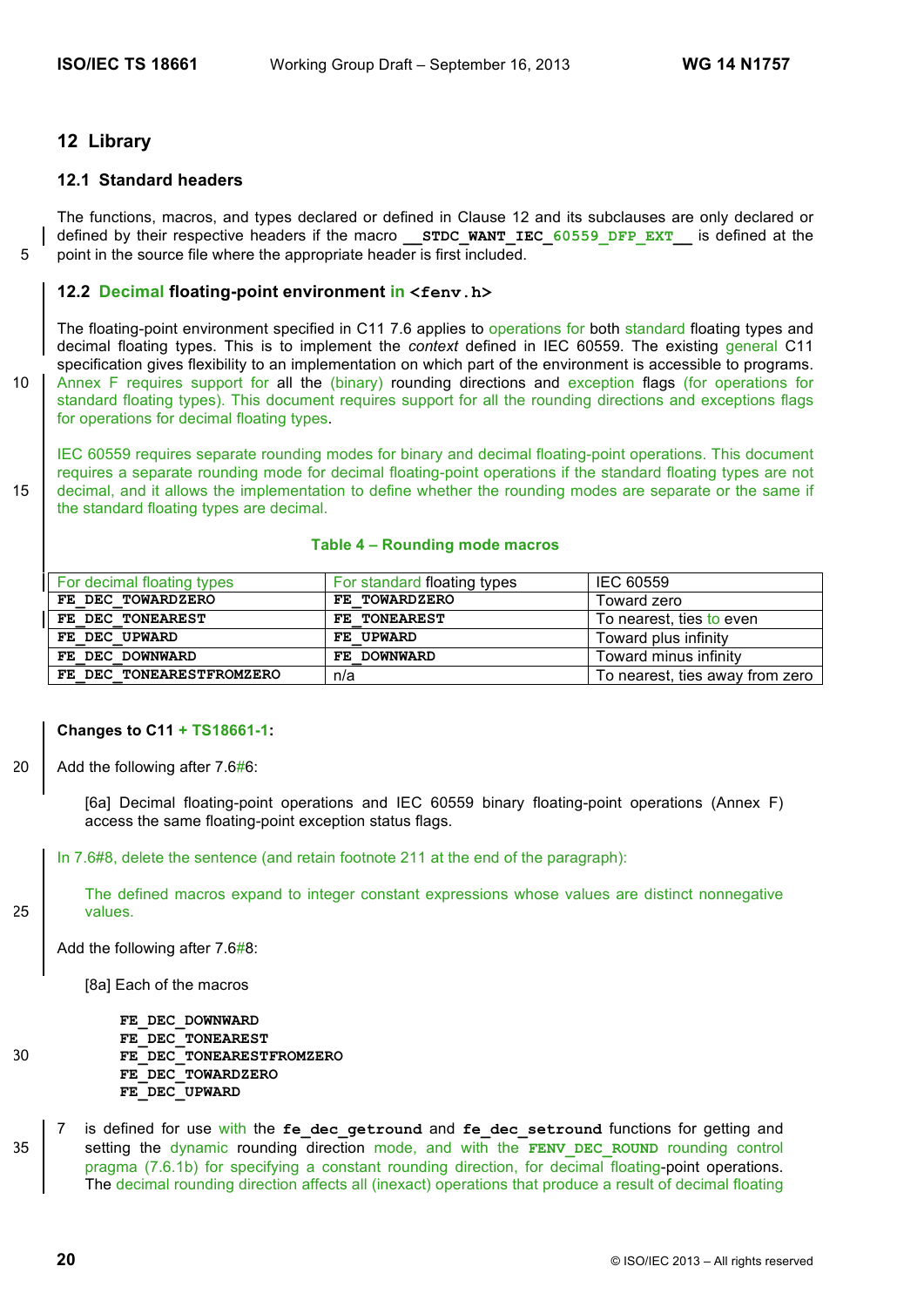## 12 Library

### 12.1 Standard headers

The functions, macros, and types declared or defined in Clause 12 and its subclauses are only declared or defined by their respective headers if the macro **__STDC_WANT_IEC_60559_DFP_EXT__** is defined at the point in the source file where the appropriate header is first included.

### 12.2 Decimal floating-point environment in <fenv.h>

The floating-point environment specified in C11 7.6 applies to operations for both standard floating types and decimal floating types. This is to implement the *context* defined in IEC 60559. The existing general C11 specification gives flexibility to an implementation on which part of the environment is accessible to programs. Annex F requires support for all the (binary) rounding directions and exception flags (for operations for standard floating types). This document requires support for all the rounding directions and exceptions flags for operations for decimal floating types.

IEC 60559 requires separate rounding modes for binary and decimal floating-point operations. This document requires a separate rounding mode for decimal floating-point operations if the standard floating types are not decimal, and it allows the implementation to define whether the rounding modes are separate or the same if the standard floating types are decimal.

**Table 4 – Rounding mode macros**

| For decimal floating types | For standard floating types | IEC 60559 |
|---|---|---|
| **FE_DEC_TOWARDZERO** | **FE_TOWARDZERO** | Toward zero |
| **FE_DEC_TONEAREST** | **FE_TONEAREST** | To nearest, ties to even |
| **FE_DEC_UPWARD** | **FE_UPWARD** | Toward plus infinity |
| **FE_DEC_DOWNWARD** | **FE_DOWNWARD** | Toward minus infinity |
| **FE_DEC_TONEARESTFROMZERO** | n/a | To nearest, ties away from zero |

**Changes to C11 + TS18661-1:**

Add the following after 7.6#6:

> [6a] Decimal floating-point operations and IEC 60559 binary floating-point operations (Annex F) access the same floating-point exception status flags.

In 7.6#8, delete the sentence (and retain footnote 211 at the end of the paragraph):

> The defined macros expand to integer constant expressions whose values are distinct nonnegative values.

Add the following after 7.6#8:

> [8a] Each of the macros
>
> ```
> FE_DEC_DOWNWARD
> FE_DEC_TONEAREST
> FE_DEC_TONEARESTFROMZERO
> FE_DEC_TOWARDZERO
> FE_DEC_UPWARD
> ```
>
> is defined for use with the **fe_dec_getround** and **fe_dec_setround** functions for getting and setting the dynamic rounding direction mode, and with the **FENV_DEC_ROUND** rounding control pragma (7.6.1b) for specifying a constant rounding direction, for decimal floating-point operations. The decimal rounding direction affects all (inexact) operations that produce a result of decimal floating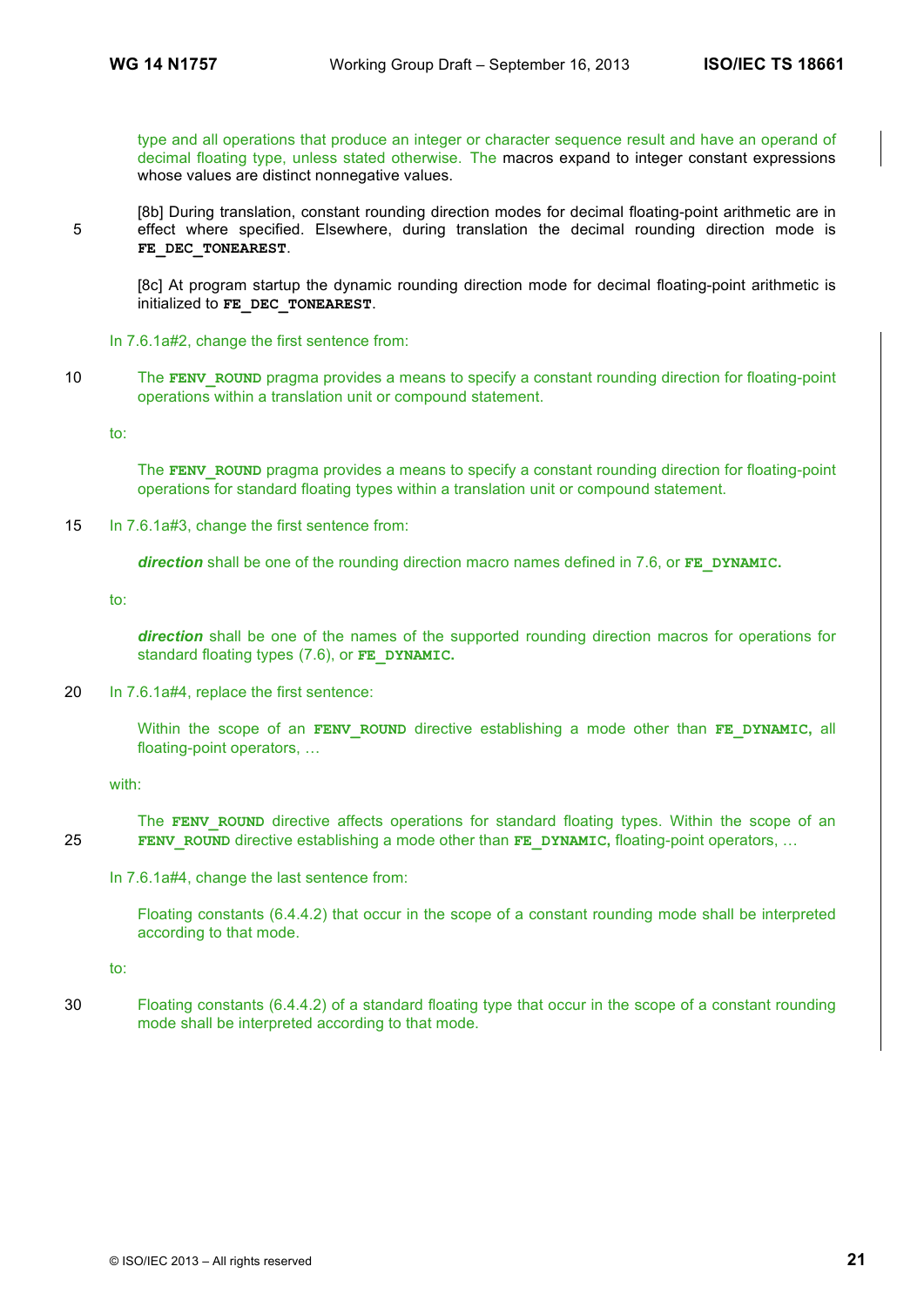type and all operations that produce an integer or character sequence result and have an operand of decimal floating type, unless stated otherwise. The macros expand to integer constant expressions whose values are distinct nonnegative values.

[8b] During translation, constant rounding direction modes for decimal floating-point arithmetic are in effect where specified. Elsewhere, during translation the decimal rounding direction mode is **FE_DEC_TONEAREST**.

[8c] At program startup the dynamic rounding direction mode for decimal floating-point arithmetic is initialized to **FE_DEC_TONEAREST**.

In 7.6.1a#2, change the first sentence from:

> The **FENV_ROUND** pragma provides a means to specify a constant rounding direction for floating-point operations within a translation unit or compound statement.

to:

> The **FENV_ROUND** pragma provides a means to specify a constant rounding direction for floating-point operations for standard floating types within a translation unit or compound statement.

In 7.6.1a#3, change the first sentence from:

> ***direction*** shall be one of the rounding direction macro names defined in 7.6, or **FE_DYNAMIC.**

to:

> ***direction*** shall be one of the names of the supported rounding direction macros for operations for standard floating types (7.6), or **FE_DYNAMIC.**

In 7.6.1a#4, replace the first sentence:

> Within the scope of an **FENV_ROUND** directive establishing a mode other than **FE_DYNAMIC,** all floating-point operators, …

with:

> The **FENV_ROUND** directive affects operations for standard floating types. Within the scope of an **FENV_ROUND** directive establishing a mode other than **FE_DYNAMIC,** floating-point operators, …

In 7.6.1a#4, change the last sentence from:

> Floating constants (6.4.4.2) that occur in the scope of a constant rounding mode shall be interpreted according to that mode.

to:

> Floating constants (6.4.4.2) of a standard floating type that occur in the scope of a constant rounding mode shall be interpreted according to that mode.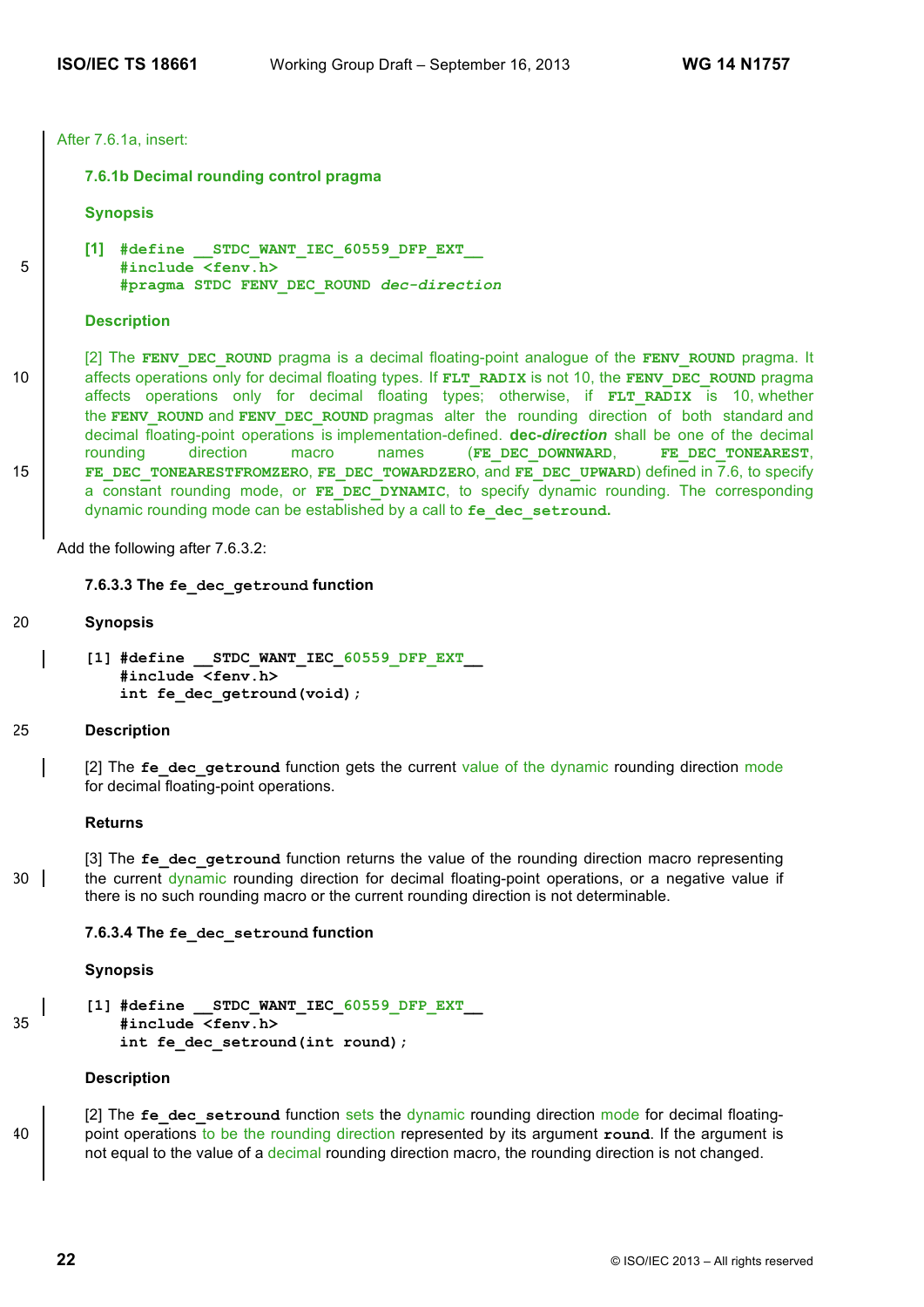After 7.6.1a, insert:

### 7.6.1b Decimal rounding control pragma

**Synopsis**

```
[1] #define __STDC_WANT_IEC_60559_DFP_EXT__
    #include <fenv.h>
    #pragma STDC FENV_DEC_ROUND dec-direction
```

**Description**

[2] The **FENV_DEC_ROUND** pragma is a decimal floating-point analogue of the **FENV_ROUND** pragma. It affects operations only for decimal floating types. If **FLT_RADIX** is not 10, the **FENV_DEC_ROUND** pragma affects operations only for decimal floating types; otherwise, if **FLT_RADIX** is 10, whether the **FENV_ROUND** and **FENV_DEC_ROUND** pragmas alter the rounding direction of both standard and decimal floating-point operations is implementation-defined. **dec-*direction*** shall be one of the decimal rounding direction macro names (**FE_DEC_DOWNWARD**, **FE_DEC_TONEAREST**, **FE_DEC_TONEARESTFROMZERO**, **FE_DEC_TOWARDZERO**, and **FE_DEC_UPWARD**) defined in 7.6, to specify a constant rounding mode, or **FE_DEC_DYNAMIC**, to specify dynamic rounding. The corresponding dynamic rounding mode can be established by a call to **fe_dec_setround.**

Add the following after 7.6.3.2:

### 7.6.3.3 The `fe_dec_getround` function

**Synopsis**

```
[1] #define __STDC_WANT_IEC_60559_DFP_EXT__
    #include <fenv.h>
    int fe_dec_getround(void);
```

**Description**

[2] The **fe_dec_getround** function gets the current value of the dynamic rounding direction mode for decimal floating-point operations.

**Returns**

[3] The **fe_dec_getround** function returns the value of the rounding direction macro representing the current dynamic rounding direction for decimal floating-point operations, or a negative value if there is no such rounding macro or the current rounding direction is not determinable.

### 7.6.3.4 The `fe_dec_setround` function

**Synopsis**

```
[1] #define __STDC_WANT_IEC_60559_DFP_EXT__
    #include <fenv.h>
    int fe_dec_setround(int round);
```

**Description**

[2] The **fe_dec_setround** function sets the dynamic rounding direction mode for decimal floating-point operations to be the rounding direction represented by its argument **round**. If the argument is not equal to the value of a decimal rounding direction macro, the rounding direction is not changed.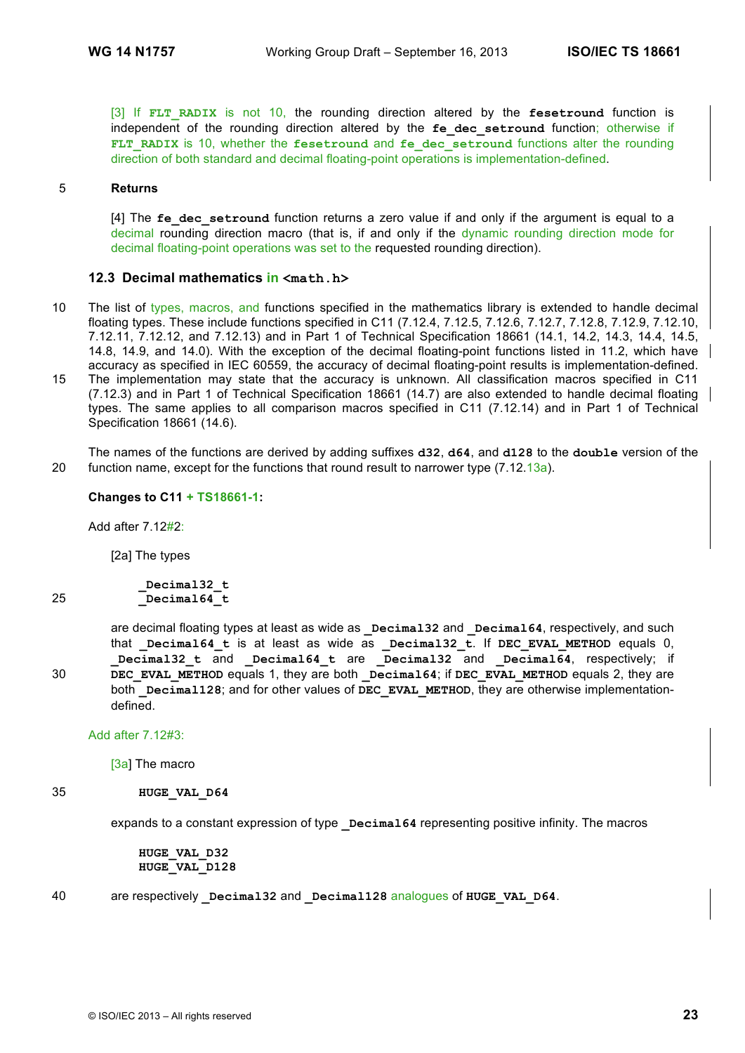[3] If **FLT_RADIX** is not 10, the rounding direction altered by the **fesetround** function is independent of the rounding direction altered by the **fe_dec_setround** function; otherwise if **FLT_RADIX** is 10, whether the **fesetround** and **fe_dec_setround** functions alter the rounding direction of both standard and decimal floating-point operations is implementation-defined.

**Returns**

[4] The **fe_dec_setround** function returns a zero value if and only if the argument is equal to a decimal rounding direction macro (that is, if and only if the dynamic rounding direction mode for decimal floating-point operations was set to the requested rounding direction).

### 12.3 Decimal mathematics in `<math.h>`

The list of types, macros, and functions specified in the mathematics library is extended to handle decimal floating types. These include functions specified in C11 (7.12.4, 7.12.5, 7.12.6, 7.12.7, 7.12.8, 7.12.9, 7.12.10, 7.12.11, 7.12.12, and 7.12.13) and in Part 1 of Technical Specification 18661 (14.1, 14.2, 14.3, 14.4, 14.5, 14.8, 14.9, and 14.0). With the exception of the decimal floating-point functions listed in 11.2, which have accuracy as specified in IEC 60559, the accuracy of decimal floating-point results is implementation-defined. The implementation may state that the accuracy is unknown. All classification macros specified in C11 (7.12.3) and in Part 1 of Technical Specification 18661 (14.7) are also extended to handle decimal floating types. The same applies to all comparison macros specified in C11 (7.12.14) and in Part 1 of Technical Specification 18661 (14.6).

The names of the functions are derived by adding suffixes **d32**, **d64**, and **d128** to the **double** version of the function name, except for the functions that round result to narrower type (7.12.13a).

**Changes to C11 + TS18661-1:**

Add after 7.12#2:

[2a] The types

```
_Decimal32_t
_Decimal64_t
```

are decimal floating types at least as wide as **_Decimal32** and **_Decimal64**, respectively, and such that **_Decimal64_t** is at least as wide as **_Decimal32_t**. If **DEC_EVAL_METHOD** equals 0, **_Decimal32_t** and **_Decimal64_t** are **_Decimal32** and **_Decimal64**, respectively; if **DEC_EVAL_METHOD** equals 1, they are both **_Decimal64**; if **DEC_EVAL_METHOD** equals 2, they are both **_Decimal128**; and for other values of **DEC_EVAL_METHOD**, they are otherwise implementation-defined.

Add after 7.12#3:

[3a] The macro

```
HUGE_VAL_D64
```

expands to a constant expression of type **_Decimal64** representing positive infinity. The macros

```
HUGE_VAL_D32
HUGE_VAL_D128
```

are respectively **_Decimal32** and **_Decimal128** analogues of **HUGE_VAL_D64**.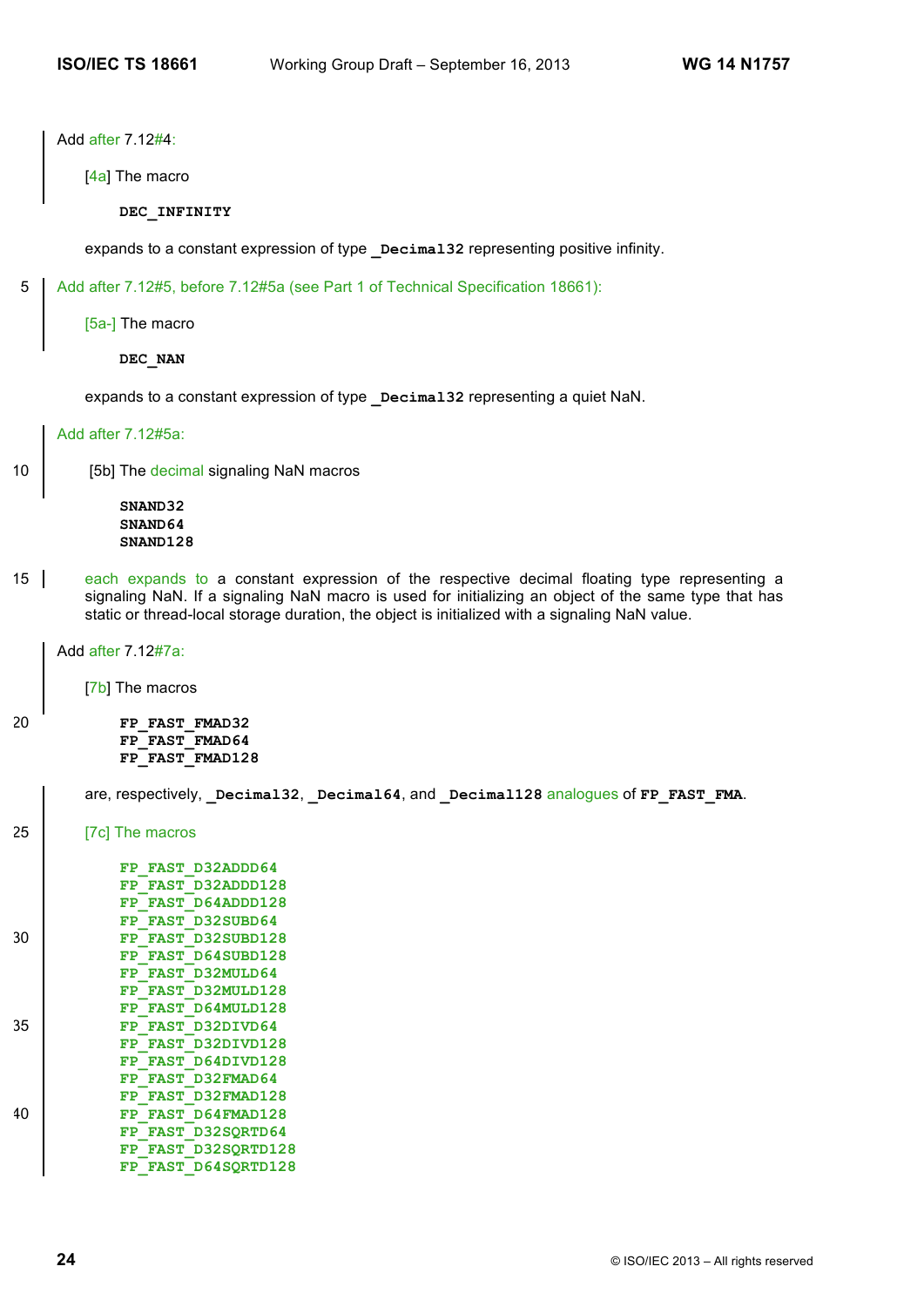Add after 7.12#4:

[4a] The macro

```
DEC_INFINITY
```

expands to a constant expression of type **_Decimal32** representing positive infinity.

Add after 7.12#5, before 7.12#5a (see Part 1 of Technical Specification 18661):

[5a-] The macro

```
DEC_NAN
```

expands to a constant expression of type **_Decimal32** representing a quiet NaN.

Add after 7.12#5a:

[5b] The decimal signaling NaN macros

```
SNAND32
SNAND64
SNAND128
```

each expands to a constant expression of the respective decimal floating type representing a signaling NaN. If a signaling NaN macro is used for initializing an object of the same type that has static or thread-local storage duration, the object is initialized with a signaling NaN value.

Add after 7.12#7a:

[7b] The macros

```
FP_FAST_FMAD32
FP_FAST_FMAD64
FP_FAST_FMAD128
```

are, respectively, **_Decimal32**, **_Decimal64**, and **_Decimal128** analogues of **FP_FAST_FMA**.

[7c] The macros

```
FP_FAST_D32ADDD64
FP_FAST_D32ADDD128
FP_FAST_D64ADDD128
FP_FAST_D32SUBD64
FP_FAST_D32SUBD128
FP_FAST_D64SUBD128
FP_FAST_D32MULD64
FP_FAST_D32MULD128
FP_FAST_D64MULD128
FP_FAST_D32DIVD64
FP_FAST_D32DIVD128
FP_FAST_D64DIVD128
FP_FAST_D32FMAD64
FP_FAST_D32FMAD128
FP_FAST_D64FMAD128
FP_FAST_D32SQRTD64
FP_FAST_D32SQRTD128
FP_FAST_D64SQRTD128
```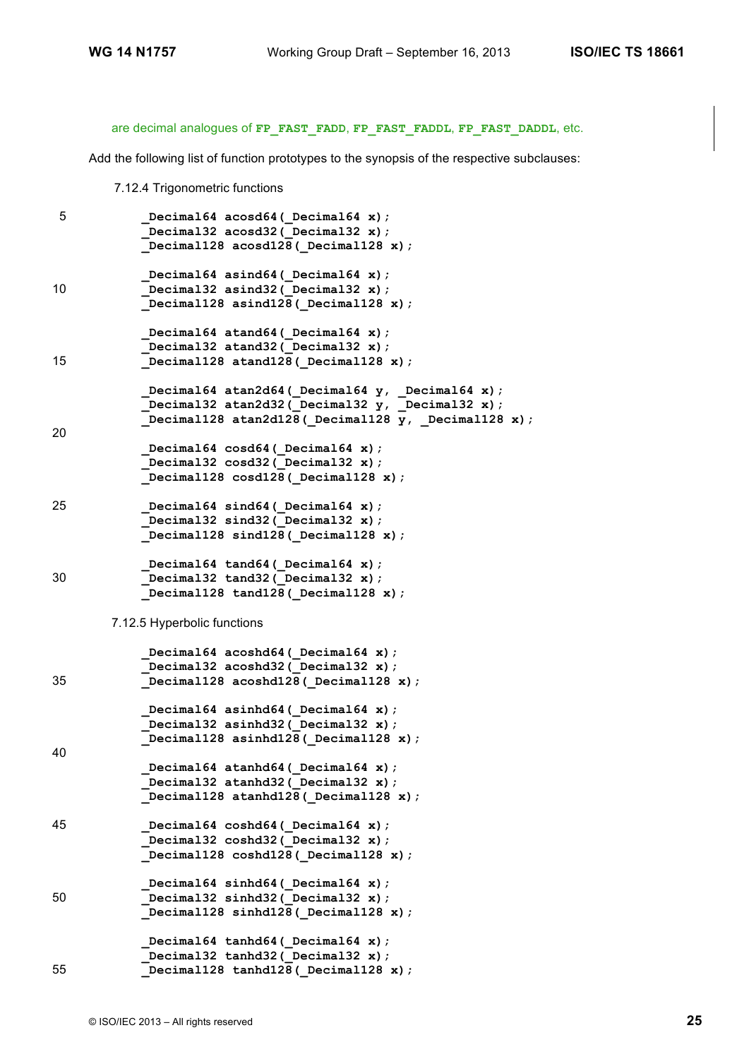are decimal analogues of **FP_FAST_FADD**, **FP_FAST_FADDL**, **FP_FAST_DADDL**, etc.

Add the following list of function prototypes to the synopsis of the respective subclauses:

7.12.4 Trigonometric functions

```
_Decimal64 acosd64(_Decimal64 x);
_Decimal32 acosd32(_Decimal32 x);
_Decimal128 acosd128(_Decimal128 x);

_Decimal64 asind64(_Decimal64 x);
_Decimal32 asind32(_Decimal32 x);
_Decimal128 asind128(_Decimal128 x);

_Decimal64 atand64(_Decimal64 x);
_Decimal32 atand32(_Decimal32 x);
_Decimal128 atand128(_Decimal128 x);

_Decimal64 atan2d64(_Decimal64 y, _Decimal64 x);
_Decimal32 atan2d32(_Decimal32 y, _Decimal32 x);
_Decimal128 atan2d128(_Decimal128 y, _Decimal128 x);

_Decimal64 cosd64(_Decimal64 x);
_Decimal32 cosd32(_Decimal32 x);
_Decimal128 cosd128(_Decimal128 x);

_Decimal64 sind64(_Decimal64 x);
_Decimal32 sind32(_Decimal32 x);
_Decimal128 sind128(_Decimal128 x);

_Decimal64 tand64(_Decimal64 x);
_Decimal32 tand32(_Decimal32 x);
_Decimal128 tand128(_Decimal128 x);
```

7.12.5 Hyperbolic functions

```
_Decimal64 acoshd64(_Decimal64 x);
_Decimal32 acoshd32(_Decimal32 x);
_Decimal128 acoshd128(_Decimal128 x);

_Decimal64 asinhd64(_Decimal64 x);
_Decimal32 asinhd32(_Decimal32 x);
_Decimal128 asinhd128(_Decimal128 x);

_Decimal64 atanhd64(_Decimal64 x);
_Decimal32 atanhd32(_Decimal32 x);
_Decimal128 atanhd128(_Decimal128 x);

_Decimal64 coshd64(_Decimal64 x);
_Decimal32 coshd32(_Decimal32 x);
_Decimal128 coshd128(_Decimal128 x);

_Decimal64 sinhd64(_Decimal64 x);
_Decimal32 sinhd32(_Decimal32 x);
_Decimal128 sinhd128(_Decimal128 x);

_Decimal64 tanhd64(_Decimal64 x);
_Decimal32 tanhd32(_Decimal32 x);
_Decimal128 tanhd128(_Decimal128 x);
```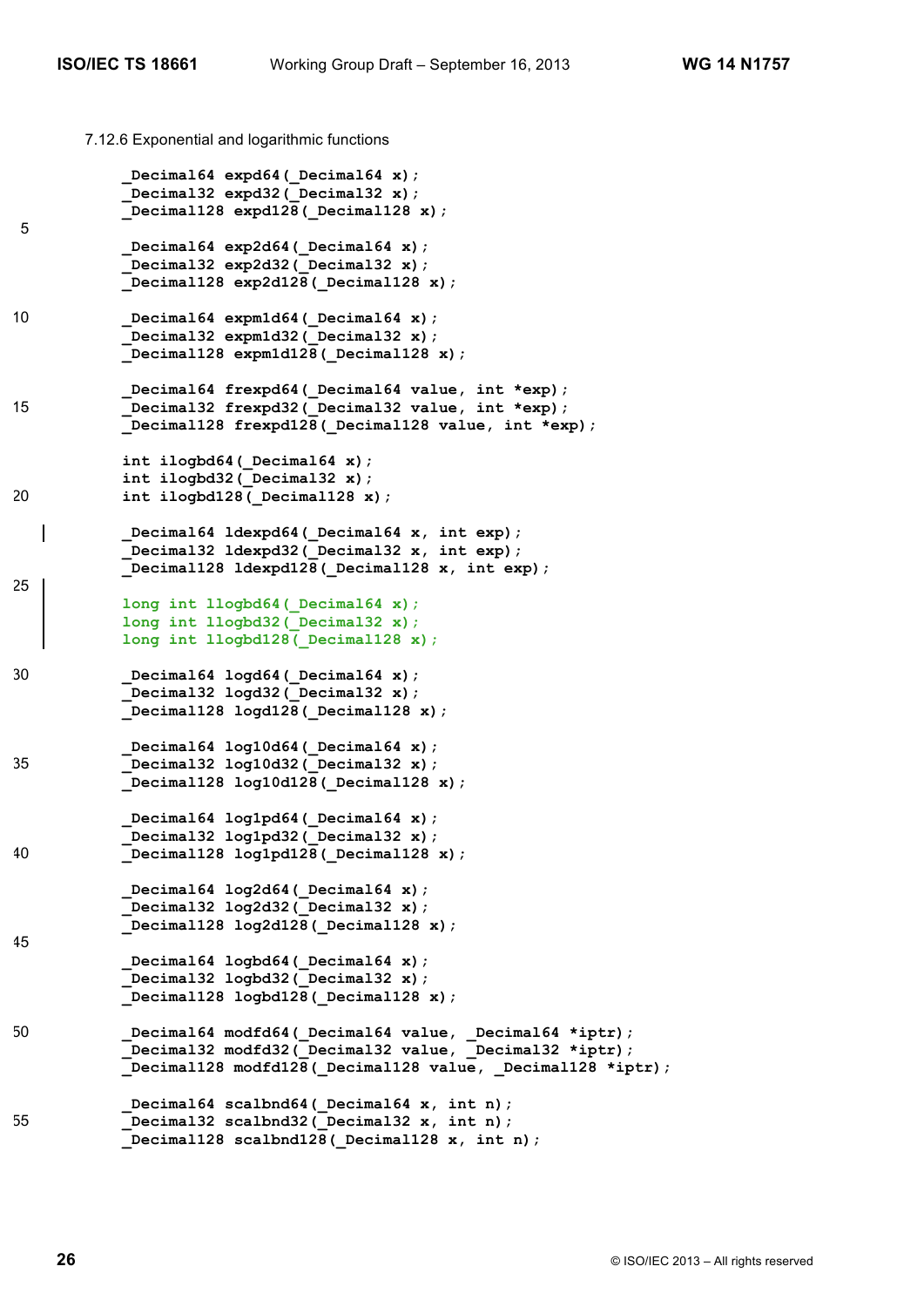7.12.6 Exponential and logarithmic functions

```
_Decimal64 expd64(_Decimal64 x);
_Decimal32 expd32(_Decimal32 x);
_Decimal128 expd128(_Decimal128 x);

_Decimal64 exp2d64(_Decimal64 x);
_Decimal32 exp2d32(_Decimal32 x);
_Decimal128 exp2d128(_Decimal128 x);

_Decimal64 expm1d64(_Decimal64 x);
_Decimal32 expm1d32(_Decimal32 x);
_Decimal128 expm1d128(_Decimal128 x);

_Decimal64 frexpd64(_Decimal64 value, int *exp);
_Decimal32 frexpd32(_Decimal32 value, int *exp);
_Decimal128 frexpd128(_Decimal128 value, int *exp);

int ilogbd64(_Decimal64 x);
int ilogbd32(_Decimal32 x);
int ilogbd128(_Decimal128 x);

_Decimal64 ldexpd64(_Decimal64 x, int exp);
_Decimal32 ldexpd32(_Decimal32 x, int exp);
_Decimal128 ldexpd128(_Decimal128 x, int exp);

long int llogbd64(_Decimal64 x);
long int llogbd32(_Decimal32 x);
long int llogbd128(_Decimal128 x);

_Decimal64 logd64(_Decimal64 x);
_Decimal32 logd32(_Decimal32 x);
_Decimal128 logd128(_Decimal128 x);

_Decimal64 log10d64(_Decimal64 x);
_Decimal32 log10d32(_Decimal32 x);
_Decimal128 log10d128(_Decimal128 x);

_Decimal64 log1pd64(_Decimal64 x);
_Decimal32 log1pd32(_Decimal32 x);
_Decimal128 log1pd128(_Decimal128 x);

_Decimal64 log2d64(_Decimal64 x);
_Decimal32 log2d32(_Decimal32 x);
_Decimal128 log2d128(_Decimal128 x);

_Decimal64 logbd64(_Decimal64 x);
_Decimal32 logbd32(_Decimal32 x);
_Decimal128 logbd128(_Decimal128 x);

_Decimal64 modfd64(_Decimal64 value, _Decimal64 *iptr);
_Decimal32 modfd32(_Decimal32 value, _Decimal32 *iptr);
_Decimal128 modfd128(_Decimal128 value, _Decimal128 *iptr);

_Decimal64 scalbnd64(_Decimal64 x, int n);
_Decimal32 scalbnd32(_Decimal32 x, int n);
_Decimal128 scalbnd128(_Decimal128 x, int n);
```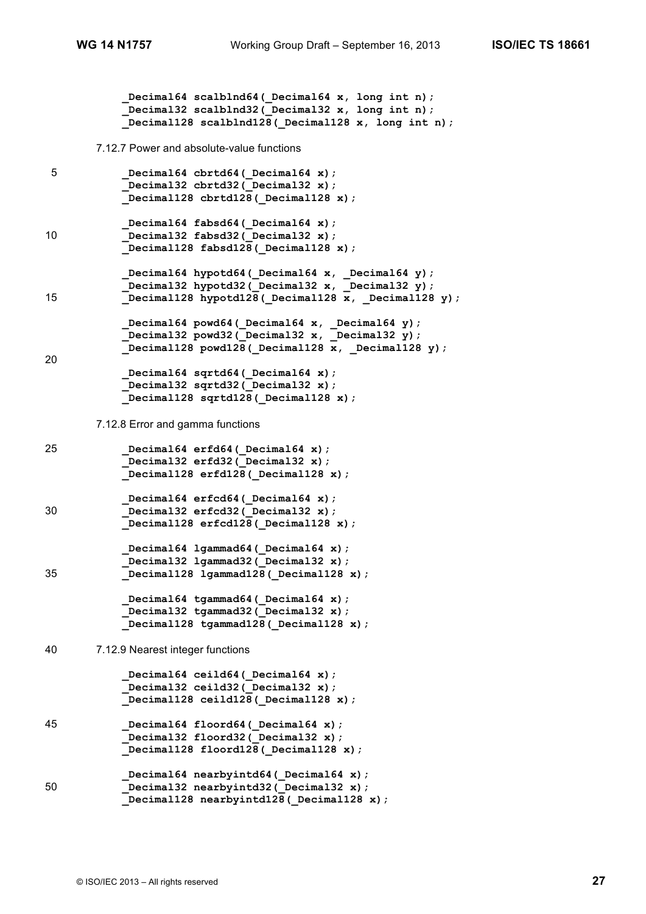```
_Decimal64 scalblnd64(_Decimal64 x, long int n);
_Decimal32 scalblnd32(_Decimal32 x, long int n);
_Decimal128 scalblnd128(_Decimal128 x, long int n);
```

7.12.7 Power and absolute-value functions

```
_Decimal64 cbrtd64(_Decimal64 x);
_Decimal32 cbrtd32(_Decimal32 x);
_Decimal128 cbrtd128(_Decimal128 x);

_Decimal64 fabsd64(_Decimal64 x);
_Decimal32 fabsd32(_Decimal32 x);
_Decimal128 fabsd128(_Decimal128 x);

_Decimal64 hypotd64(_Decimal64 x, _Decimal64 y);
_Decimal32 hypotd32(_Decimal32 x, _Decimal32 y);
_Decimal128 hypotd128(_Decimal128 x, _Decimal128 y);

_Decimal64 powd64(_Decimal64 x, _Decimal64 y);
_Decimal32 powd32(_Decimal32 x, _Decimal32 y);
_Decimal128 powd128(_Decimal128 x, _Decimal128 y);

_Decimal64 sqrtd64(_Decimal64 x);
_Decimal32 sqrtd32(_Decimal32 x);
_Decimal128 sqrtd128(_Decimal128 x);
```

7.12.8 Error and gamma functions

```
_Decimal64 erfd64(_Decimal64 x);
_Decimal32 erfd32(_Decimal32 x);
_Decimal128 erfd128(_Decimal128 x);

_Decimal64 erfcd64(_Decimal64 x);
_Decimal32 erfcd32(_Decimal32 x);
_Decimal128 erfcd128(_Decimal128 x);

_Decimal64 lgammad64(_Decimal64 x);
_Decimal32 lgammad32(_Decimal32 x);
_Decimal128 lgammad128(_Decimal128 x);

_Decimal64 tgammad64(_Decimal64 x);
_Decimal32 tgammad32(_Decimal32 x);
_Decimal128 tgammad128(_Decimal128 x);
```

7.12.9 Nearest integer functions

```
_Decimal64 ceild64(_Decimal64 x);
_Decimal32 ceild32(_Decimal32 x);
_Decimal128 ceild128(_Decimal128 x);

_Decimal64 floord64(_Decimal64 x);
_Decimal32 floord32(_Decimal32 x);
_Decimal128 floord128(_Decimal128 x);

_Decimal64 nearbyintd64(_Decimal64 x);
_Decimal32 nearbyintd32(_Decimal32 x);
_Decimal128 nearbyintd128(_Decimal128 x);
```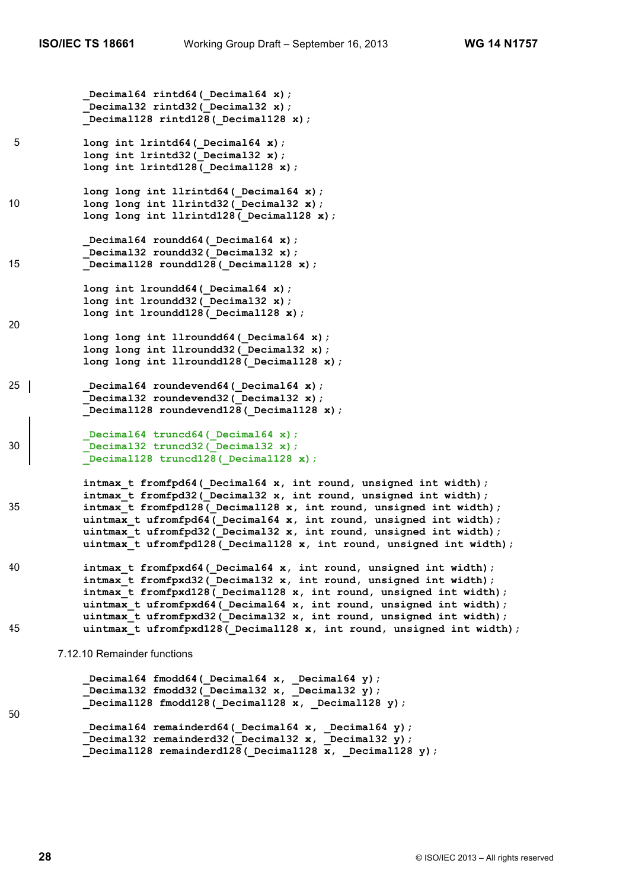```
_Decimal64 rintd64(_Decimal64 x);
_Decimal32 rintd32(_Decimal32 x);
_Decimal128 rintd128(_Decimal128 x);

long int lrintd64(_Decimal64 x);
long int lrintd32(_Decimal32 x);
long int lrintd128(_Decimal128 x);

long long int llrintd64(_Decimal64 x);
long long int llrintd32(_Decimal32 x);
long long int llrintd128(_Decimal128 x);

_Decimal64 roundd64(_Decimal64 x);
_Decimal32 roundd32(_Decimal32 x);
_Decimal128 roundd128(_Decimal128 x);

long int lroundd64(_Decimal64 x);
long int lroundd32(_Decimal32 x);
long int lroundd128(_Decimal128 x);

long long int llroundd64(_Decimal64 x);
long long int llroundd32(_Decimal32 x);
long long int llroundd128(_Decimal128 x);

_Decimal64 roundevend64(_Decimal64 x);
_Decimal32 roundevend32(_Decimal32 x);
_Decimal128 roundevend128(_Decimal128 x);

_Decimal64 truncd64(_Decimal64 x);
_Decimal32 truncd32(_Decimal32 x);
_Decimal128 truncd128(_Decimal128 x);

intmax_t fromfpd64(_Decimal64 x, int round, unsigned int width);
intmax_t fromfpd32(_Decimal32 x, int round, unsigned int width);
intmax_t fromfpd128(_Decimal128 x, int round, unsigned int width);
uintmax_t ufromfpd64(_Decimal64 x, int round, unsigned int width);
uintmax_t ufromfpd32(_Decimal32 x, int round, unsigned int width);
uintmax_t ufromfpd128(_Decimal128 x, int round, unsigned int width);

intmax_t fromfpxd64(_Decimal64 x, int round, unsigned int width);
intmax_t fromfpxd32(_Decimal32 x, int round, unsigned int width);
intmax_t fromfpxd128(_Decimal128 x, int round, unsigned int width);
uintmax_t ufromfpxd64(_Decimal64 x, int round, unsigned int width);
uintmax_t ufromfpxd32(_Decimal32 x, int round, unsigned int width);
uintmax_t ufromfpxd128(_Decimal128 x, int round, unsigned int width);
```

7.12.10 Remainder functions

```
_Decimal64 fmodd64(_Decimal64 x, _Decimal64 y);
_Decimal32 fmodd32(_Decimal32 x, _Decimal32 y);
_Decimal128 fmodd128(_Decimal128 x, _Decimal128 y);

_Decimal64 remainderd64(_Decimal64 x, _Decimal64 y);
_Decimal32 remainderd32(_Decimal32 x, _Decimal32 y);
_Decimal128 remainderd128(_Decimal128 x, _Decimal128 y);
```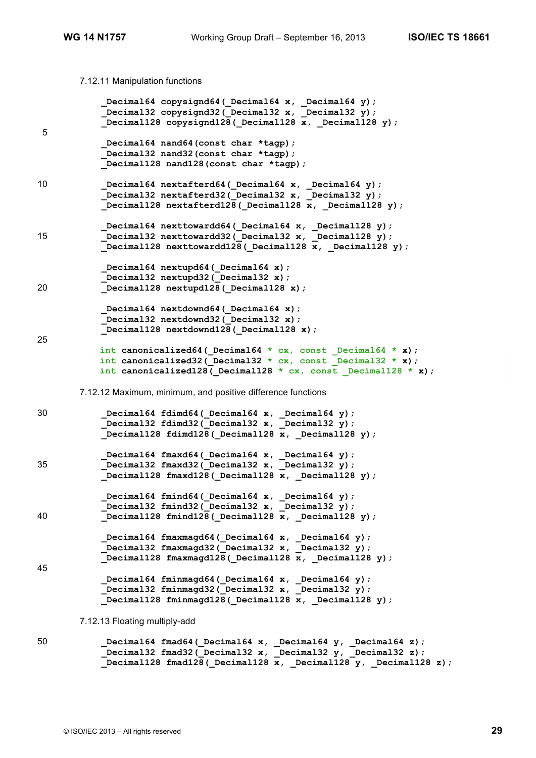7.12.11 Manipulation functions

```
_Decimal64 copysignd64(_Decimal64 x, _Decimal64 y);
_Decimal32 copysignd32(_Decimal32 x, _Decimal32 y);
_Decimal128 copysignd128(_Decimal128 x, _Decimal128 y);

_Decimal64 nand64(const char *tagp);
_Decimal32 nand32(const char *tagp);
_Decimal128 nand128(const char *tagp);

_Decimal64 nextafterd64(_Decimal64 x, _Decimal64 y);
_Decimal32 nextafterd32(_Decimal32 x, _Decimal32 y);
_Decimal128 nextafterd128(_Decimal128 x, _Decimal128 y);

_Decimal64 nexttowardd64(_Decimal64 x, _Decimal128 y);
_Decimal32 nexttowardd32(_Decimal32 x, _Decimal128 y);
_Decimal128 nexttowardd128(_Decimal128 x, _Decimal128 y);

_Decimal64 nextupd64(_Decimal64 x);
_Decimal32 nextupd32(_Decimal32 x);
_Decimal128 nextupd128(_Decimal128 x);

_Decimal64 nextdownd64(_Decimal64 x);
_Decimal32 nextdownd32(_Decimal32 x);
_Decimal128 nextdownd128(_Decimal128 x);

int canonicalized64(_Decimal64 * cx, const _Decimal64 * x);
int canonicalized32(_Decimal32 * cx, const _Decimal32 * x);
int canonicalized128(_Decimal128 * cx, const _Decimal128 * x);
```

7.12.12 Maximum, minimum, and positive difference functions

```
_Decimal64 fdimd64(_Decimal64 x, _Decimal64 y);
_Decimal32 fdimd32(_Decimal32 x, _Decimal32 y);
_Decimal128 fdimd128(_Decimal128 x, _Decimal128 y);

_Decimal64 fmaxd64(_Decimal64 x, _Decimal64 y);
_Decimal32 fmaxd32(_Decimal32 x, _Decimal32 y);
_Decimal128 fmaxd128(_Decimal128 x, _Decimal128 y);

_Decimal64 fmind64(_Decimal64 x, _Decimal64 y);
_Decimal32 fmind32(_Decimal32 x, _Decimal32 y);
_Decimal128 fmind128(_Decimal128 x, _Decimal128 y);

_Decimal64 fmaxmagd64(_Decimal64 x, _Decimal64 y);
_Decimal32 fmaxmagd32(_Decimal32 x, _Decimal32 y);
_Decimal128 fmaxmagd128(_Decimal128 x, _Decimal128 y);

_Decimal64 fminmagd64(_Decimal64 x, _Decimal64 y);
_Decimal32 fminmagd32(_Decimal32 x, _Decimal32 y);
_Decimal128 fminmagd128(_Decimal128 x, _Decimal128 y);
```

7.12.13 Floating multiply-add

```
_Decimal64 fmad64(_Decimal64 x, _Decimal64 y, _Decimal64 z);
_Decimal32 fmad32(_Decimal32 x, _Decimal32 y, _Decimal32 z);
_Decimal128 fmad128(_Decimal128 x, _Decimal128 y, _Decimal128 z);
```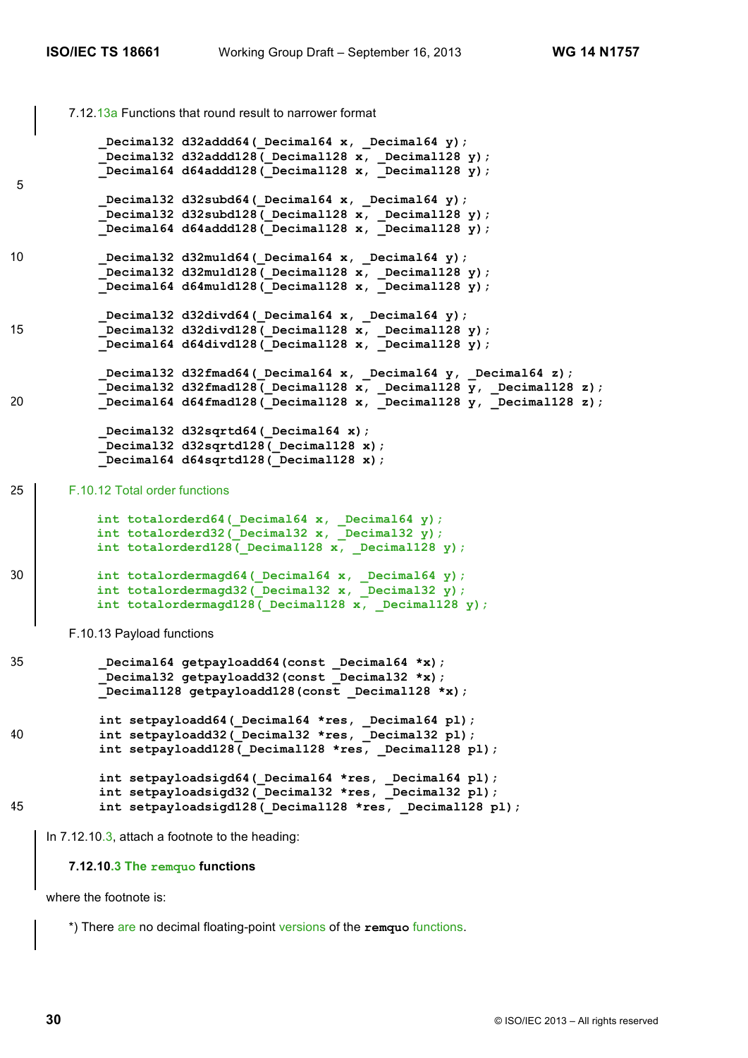7.12.13a Functions that round result to narrower format

```
_Decimal32 d32addd64(_Decimal64 x, _Decimal64 y);
_Decimal32 d32addd128(_Decimal128 x, _Decimal128 y);
_Decimal64 d64addd128(_Decimal128 x, _Decimal128 y);

_Decimal32 d32subd64(_Decimal64 x, _Decimal64 y);
_Decimal32 d32subd128(_Decimal128 x, _Decimal128 y);
_Decimal64 d64addd128(_Decimal128 x, _Decimal128 y);

_Decimal32 d32muld64(_Decimal64 x, _Decimal64 y);
_Decimal32 d32muld128(_Decimal128 x, _Decimal128 y);
_Decimal64 d64muld128(_Decimal128 x, _Decimal128 y);

_Decimal32 d32divd64(_Decimal64 x, _Decimal64 y);
_Decimal32 d32divd128(_Decimal128 x, _Decimal128 y);
_Decimal64 d64divd128(_Decimal128 x, _Decimal128 y);

_Decimal32 d32fmad64(_Decimal64 x, _Decimal64 y, _Decimal64 z);
_Decimal32 d32fmad128(_Decimal128 x, _Decimal128 y, _Decimal128 z);
_Decimal64 d64fmad128(_Decimal128 x, _Decimal128 y, _Decimal128 z);

_Decimal32 d32sqrtd64(_Decimal64 x);
_Decimal32 d32sqrtd128(_Decimal128 x);
_Decimal64 d64sqrtd128(_Decimal128 x);
```

F.10.12 Total order functions

```
int totalorderd64(_Decimal64 x, _Decimal64 y);
int totalorderd32(_Decimal32 x, _Decimal32 y);
int totalorderd128(_Decimal128 x, _Decimal128 y);

int totalordermagd64(_Decimal64 x, _Decimal64 y);
int totalordermagd32(_Decimal32 x, _Decimal32 y);
int totalordermagd128(_Decimal128 x, _Decimal128 y);
```

F.10.13 Payload functions

```
_Decimal64 getpayloadd64(const _Decimal64 *x);
_Decimal32 getpayloadd32(const _Decimal32 *x);
_Decimal128 getpayloadd128(const _Decimal128 *x);

int setpayloadd64(_Decimal64 *res, _Decimal64 pl);
int setpayloadd32(_Decimal32 *res, _Decimal32 pl);
int setpayloadd128(_Decimal128 *res, _Decimal128 pl);

int setpayloadsigd64(_Decimal64 *res, _Decimal64 pl);
int setpayloadsigd32(_Decimal32 *res, _Decimal32 pl);
int setpayloadsigd128(_Decimal128 *res, _Decimal128 pl);
```

In 7.12.10.3, attach a footnote to the heading:

**7.12.10.3 The `remquo` functions**

where the footnote is:

*) There are no decimal floating-point versions of the **remquo** functions.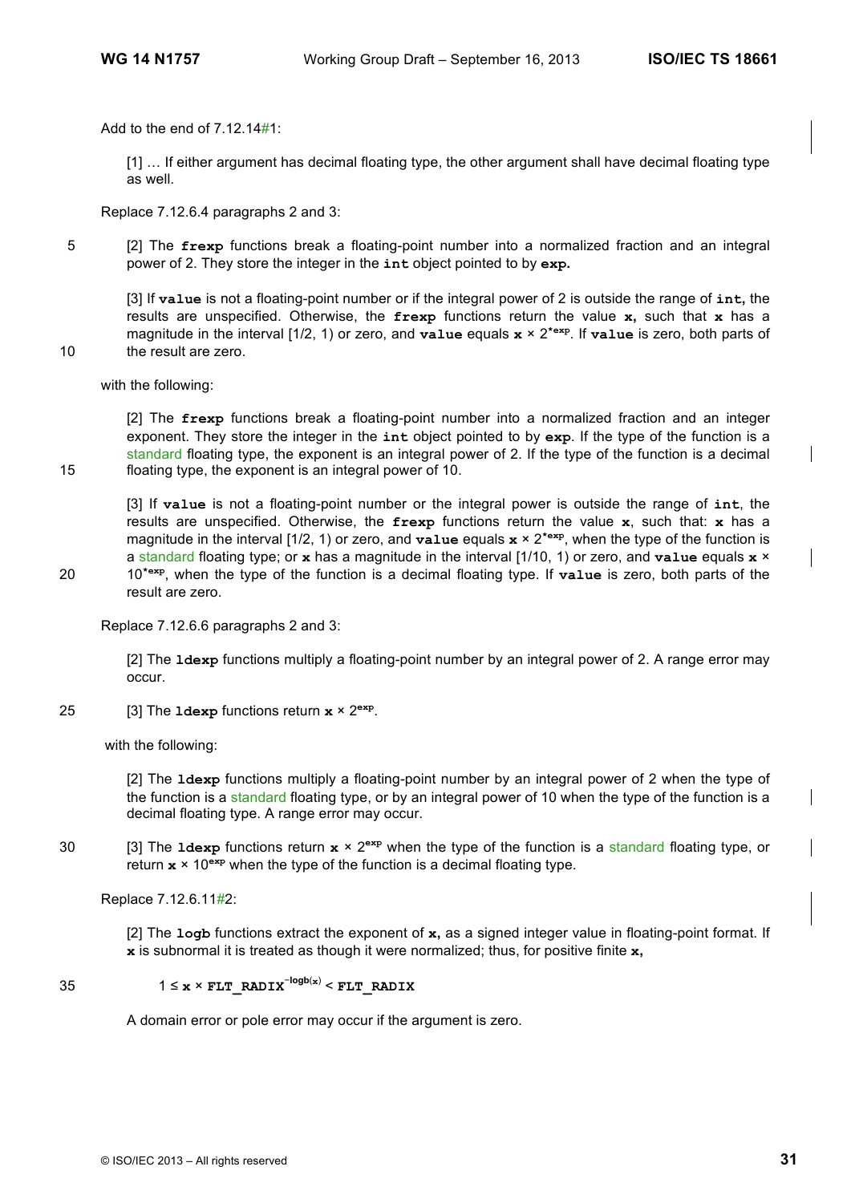Add to the end of 7.12.14#1:

> [1] … If either argument has decimal floating type, the other argument shall have decimal floating type as well.

Replace 7.12.6.4 paragraphs 2 and 3:

> [2] The **frexp** functions break a floating-point number into a normalized fraction and an integral power of 2. They store the integer in the **int** object pointed to by **exp.**
>
> [3] If **value** is not a floating-point number or if the integral power of 2 is outside the range of **int,** the results are unspecified. Otherwise, the **frexp** functions return the value **x,** such that **x** has a magnitude in the interval [1/2, 1) or zero, and **value** equals **x** × $2^{*\mathbf{exp}}$. If **value** is zero, both parts of the result are zero.

with the following:

> [2] The **frexp** functions break a floating-point number into a normalized fraction and an integer exponent. They store the integer in the **int** object pointed to by **exp**. If the type of the function is a standard floating type, the exponent is an integral power of 2. If the type of the function is a decimal floating type, the exponent is an integral power of 10.
>
> [3] If **value** is not a floating-point number or the integral power is outside the range of **int**, the results are unspecified. Otherwise, the **frexp** functions return the value **x**, such that: **x** has a magnitude in the interval [1/2, 1) or zero, and **value** equals **x** × $2^{*\mathbf{exp}}$, when the type of the function is a standard floating type; or **x** has a magnitude in the interval [1/10, 1) or zero, and **value** equals **x** × $10^{*\mathbf{exp}}$, when the type of the function is a decimal floating type. If **value** is zero, both parts of the result are zero.

Replace 7.12.6.6 paragraphs 2 and 3:

> [2] The **ldexp** functions multiply a floating-point number by an integral power of 2. A range error may occur.
>
> [3] The **ldexp** functions return **x** × $2^{\mathbf{exp}}$.

with the following:

> [2] The **ldexp** functions multiply a floating-point number by an integral power of 2 when the type of the function is a standard floating type, or by an integral power of 10 when the type of the function is a decimal floating type. A range error may occur.
>
> [3] The **ldexp** functions return **x** × $2^{\mathbf{exp}}$ when the type of the function is a standard floating type, or return **x** × $10^{\mathbf{exp}}$ when the type of the function is a decimal floating type.

Replace 7.12.6.11#2:

> [2] The **logb** functions extract the exponent of **x,** as a signed integer value in floating-point format. If **x** is subnormal it is treated as though it were normalized; thus, for positive finite **x,**
>
> $$1 \le \mathbf{x} \times \mathbf{FLT\_RADIX}^{-\mathrm{logb}(\mathbf{x})} < \mathbf{FLT\_RADIX}$$
>
> A domain error or pole error may occur if the argument is zero.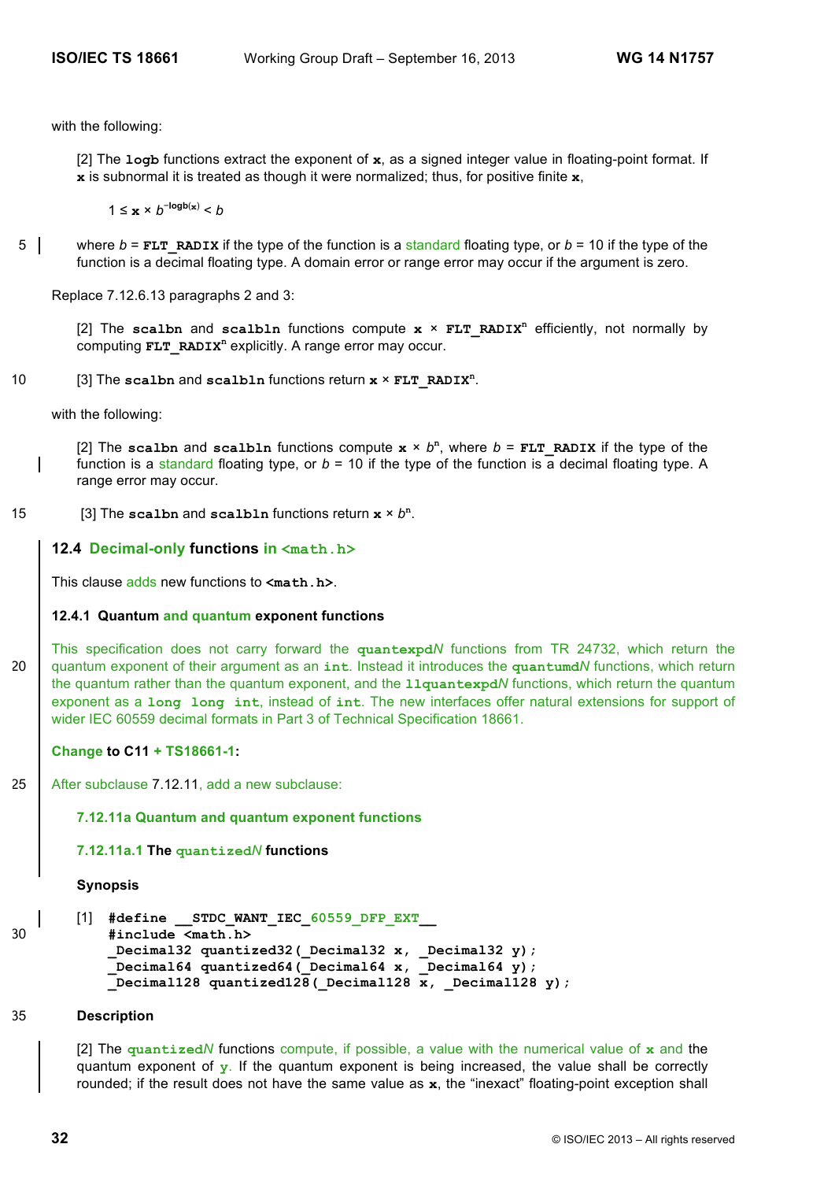with the following:

[2] The **logb** functions extract the exponent of **x**, as a signed integer value in floating-point format. If **x** is subnormal it is treated as though it were normalized; thus, for positive finite **x**,

$$1 \le \mathbf{x} \times b^{-\mathbf{logb(x)}} < b$$

where $b$ = **FLT_RADIX** if the type of the function is a standard floating type, or $b$ = 10 if the type of the function is a decimal floating type. A domain error or range error may occur if the argument is zero.

Replace 7.12.6.13 paragraphs 2 and 3:

[2] The **scalbn** and **scalbln** functions compute **x** × **FLT_RADIX**$^n$ efficiently, not normally by computing **FLT_RADIX**$^n$ explicitly. A range error may occur.

[3] The **scalbn** and **scalbln** functions return **x** × **FLT_RADIX**$^n$.

with the following:

[2] The **scalbn** and **scalbln** functions compute **x** × $b^n$, where $b$ = **FLT_RADIX** if the type of the function is a standard floating type, or $b$ = 10 if the type of the function is a decimal floating type. A range error may occur.

[3] The **scalbn** and **scalbln** functions return **x** × $b^n$.

## 12.4 Decimal-only functions in <math.h>

This clause adds new functions to **<math.h>**.

### 12.4.1 Quantum and quantum exponent functions

This specification does not carry forward the **quantexpd***N* functions from TR 24732, which return the quantum exponent of their argument as an **int**. Instead it introduces the **quantumd***N* functions, which return the quantum rather than the quantum exponent, and the **llquantexpd***N* functions, which return the quantum exponent as a **long long int**, instead of **int**. The new interfaces offer natural extensions for support of wider IEC 60559 decimal formats in Part 3 of Technical Specification 18661.

**Change to C11 + TS18661-1:**

After subclause 7.12.11, add a new subclause:

**7.12.11a Quantum and quantum exponent functions**

**7.12.11a.1 The quantized*N* functions**

**Synopsis**

[1]
```
#define __STDC_WANT_IEC_60559_DFP_EXT__
#include <math.h>
_Decimal32 quantized32(_Decimal32 x, _Decimal32 y);
_Decimal64 quantized64(_Decimal64 x, _Decimal64 y);
_Decimal128 quantized128(_Decimal128 x, _Decimal128 y);
```

**Description**

[2] The **quantized***N* functions compute, if possible, a value with the numerical value of **x** and the quantum exponent of **y**. If the quantum exponent is being increased, the value shall be correctly rounded; if the result does not have the same value as **x**, the "inexact" floating-point exception shall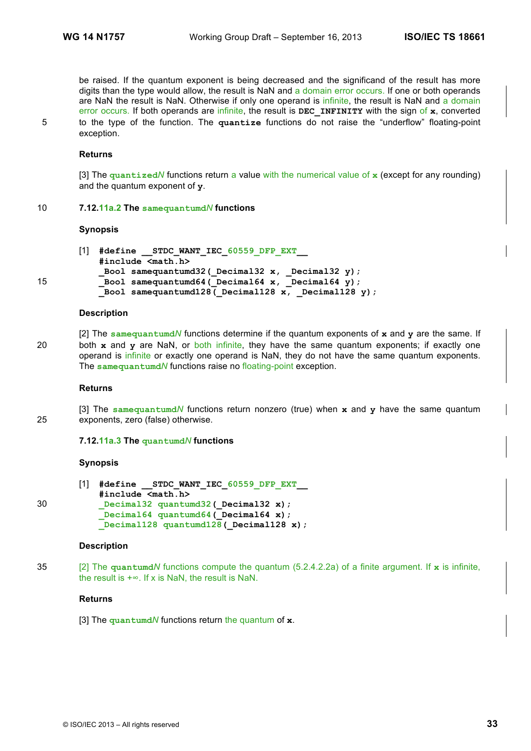be raised. If the quantum exponent is being decreased and the significand of the result has more digits than the type would allow, the result is NaN and a domain error occurs. If one or both operands are NaN the result is NaN. Otherwise if only one operand is infinite, the result is NaN and a domain error occurs. If both operands are infinite, the result is **`DEC_INFINITY`** with the sign of **`x`**, converted to the type of the function. The **`quantize`** functions do not raise the "underflow" floating-point exception.

**Returns**

[3] The **`quantizedN`** functions return a value with the numerical value of **`x`** (except for any rounding) and the quantum exponent of **`y`**.

### 7.12.11a.2 The samequantumdN functions

**Synopsis**

[1]
```
#define __STDC_WANT_IEC_60559_DFP_EXT__
#include <math.h>
_Bool samequantumd32(_Decimal32 x, _Decimal32 y);
_Bool samequantumd64(_Decimal64 x, _Decimal64 y);
_Bool samequantumd128(_Decimal128 x, _Decimal128 y);
```

**Description**

[2] The **`samequantumdN`** functions determine if the quantum exponents of **`x`** and **`y`** are the same. If both **`x`** and **`y`** are NaN, or both infinite, they have the same quantum exponents; if exactly one operand is infinite or exactly one operand is NaN, they do not have the same quantum exponents. The **`samequantumdN`** functions raise no floating-point exception.

**Returns**

[3] The **`samequantumdN`** functions return nonzero (true) when **`x`** and **`y`** have the same quantum exponents, zero (false) otherwise.

### 7.12.11a.3 The quantumdN functions

**Synopsis**

[1]
```
#define __STDC_WANT_IEC_60559_DFP_EXT__
#include <math.h>
_Decimal32 quantumd32(_Decimal32 x);
_Decimal64 quantumd64(_Decimal64 x);
_Decimal128 quantumd128(_Decimal128 x);
```

**Description**

[2] The **`quantumdN`** functions compute the quantum (5.2.4.2.2a) of a finite argument. If **`x`** is infinite, the result is +∞. If x is NaN, the result is NaN.

**Returns**

[3] The **`quantumdN`** functions return the quantum of **`x`**.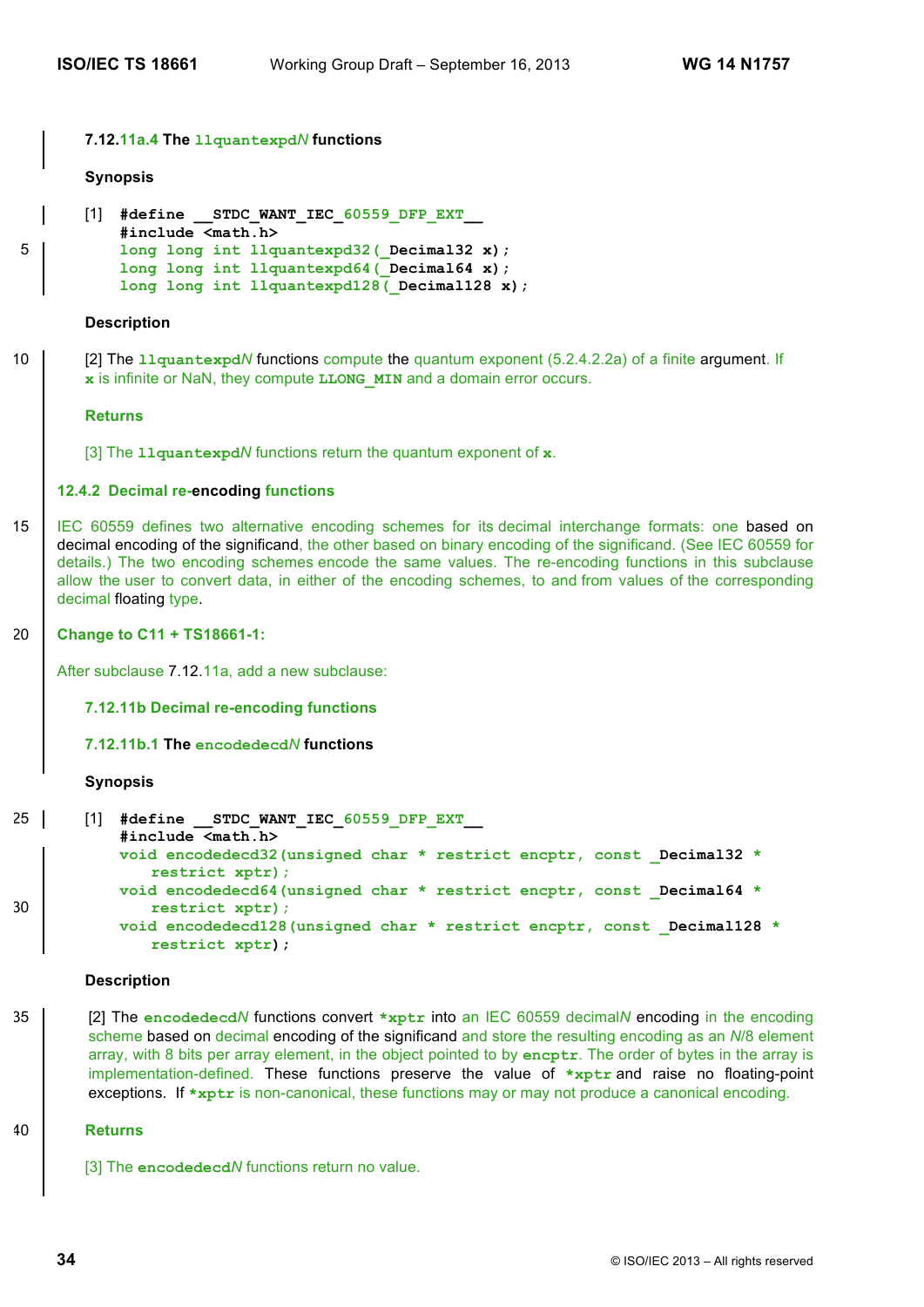#### 7.12.11a.4 The `llquantexpdN` functions

**Synopsis**

[1]
```
#define __STDC_WANT_IEC_60559_DFP_EXT__
#include <math.h>
long long int llquantexpd32(_Decimal32 x);
long long int llquantexpd64(_Decimal64 x);
long long int llquantexpd128(_Decimal128 x);
```

**Description**

[2] The **llquantexpd***N* functions compute the quantum exponent (5.2.4.2.2a) of a finite argument. If **x** is infinite or NaN, they compute **LLONG_MIN** and a domain error occurs.

**Returns**

[3] The **llquantexpd***N* functions return the quantum exponent of **x**.

### 12.4.2 Decimal re-encoding functions

IEC 60559 defines two alternative encoding schemes for its decimal interchange formats: one based on decimal encoding of the significand, the other based on binary encoding of the significand. (See IEC 60559 for details.) The two encoding schemes encode the same values. The re-encoding functions in this subclause allow the user to convert data, in either of the encoding schemes, to and from values of the corresponding decimal floating type.

**Change to C11 + TS18661-1:**

After subclause 7.12.11a, add a new subclause:

#### 7.12.11b Decimal re-encoding functions

#### 7.12.11b.1 The `encodedecdN` functions

**Synopsis**

[1]
```
#define __STDC_WANT_IEC_60559_DFP_EXT__
#include <math.h>
void encodedecd32(unsigned char * restrict encptr, const _Decimal32 *
    restrict xptr);
void encodedecd64(unsigned char * restrict encptr, const _Decimal64 *
    restrict xptr);
void encodedecd128(unsigned char * restrict encptr, const _Decimal128 *
    restrict xptr);
```

**Description**

[2] The **encodedecd***N* functions convert ***xptr** into an IEC 60559 decimal*N* encoding in the encoding scheme based on decimal encoding of the significand and store the resulting encoding as an *N*/8 element array, with 8 bits per array element, in the object pointed to by **encptr**. The order of bytes in the array is implementation-defined. These functions preserve the value of ***xptr** and raise no floating-point exceptions. If ***xptr** is non-canonical, these functions may or may not produce a canonical encoding.

**Returns**

[3] The **encodedecd***N* functions return no value.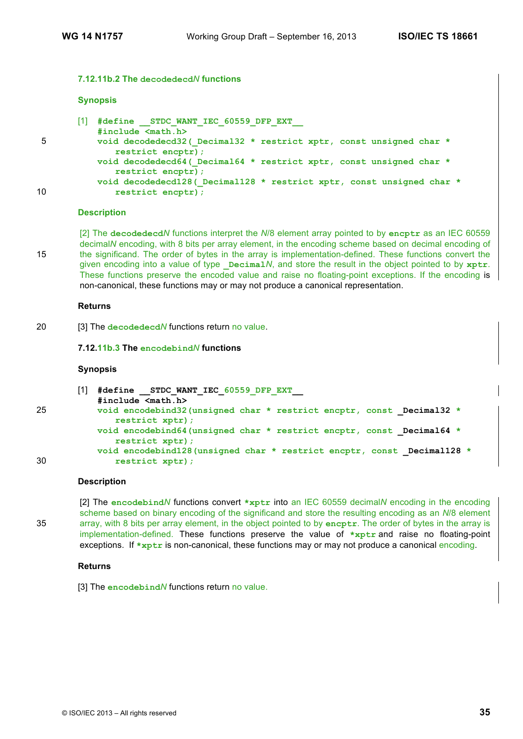### 7.12.11b.2 The `decodededecdN` functions

**Synopsis**

[1]
```
#define __STDC_WANT_IEC_60559_DFP_EXT__
#include <math.h>
void decodededecd32(_Decimal32 * restrict xptr, const unsigned char *
    restrict encptr);
void decodededecd64(_Decimal64 * restrict xptr, const unsigned char *
    restrict encptr);
void decodededecd128(_Decimal128 * restrict xptr, const unsigned char *
    restrict encptr);
```

**Description**

[2] The **decodededecd***N* functions interpret the *N*/8 element array pointed to by **encptr** as an IEC 60559 decimal*N* encoding, with 8 bits per array element, in the encoding scheme based on decimal encoding of the significand. The order of bytes in the array is implementation-defined. These functions convert the given encoding into a value of type **_Decimal***N*, and store the result in the object pointed to by **xptr**. These functions preserve the encoded value and raise no floating-point exceptions. If the encoding is non-canonical, these functions may or may not produce a canonical representation.

**Returns**

[3] The **decodededecd***N* functions return no value.

### 7.12.11b.3 The `encodebindN` functions

**Synopsis**

[1]
```
#define __STDC_WANT_IEC_60559_DFP_EXT__
#include <math.h>
void encodebind32(unsigned char * restrict encptr, const _Decimal32 *
    restrict xptr);
void encodebind64(unsigned char * restrict encptr, const _Decimal64 *
    restrict xptr);
void encodebind128(unsigned char * restrict encptr, const _Decimal128 *
    restrict xptr);
```

**Description**

[2] The **encodebind***N* functions convert ***xptr** into an IEC 60559 decimal*N* encoding in the encoding scheme based on binary encoding of the significand and store the resulting encoding as an *N*/8 element array, with 8 bits per array element, in the object pointed to by **encptr**. The order of bytes in the array is implementation-defined. These functions preserve the value of ***xptr** and raise no floating-point exceptions. If ***xptr** is non-canonical, these functions may or may not produce a canonical encoding.

**Returns**

[3] The **encodebind***N* functions return no value.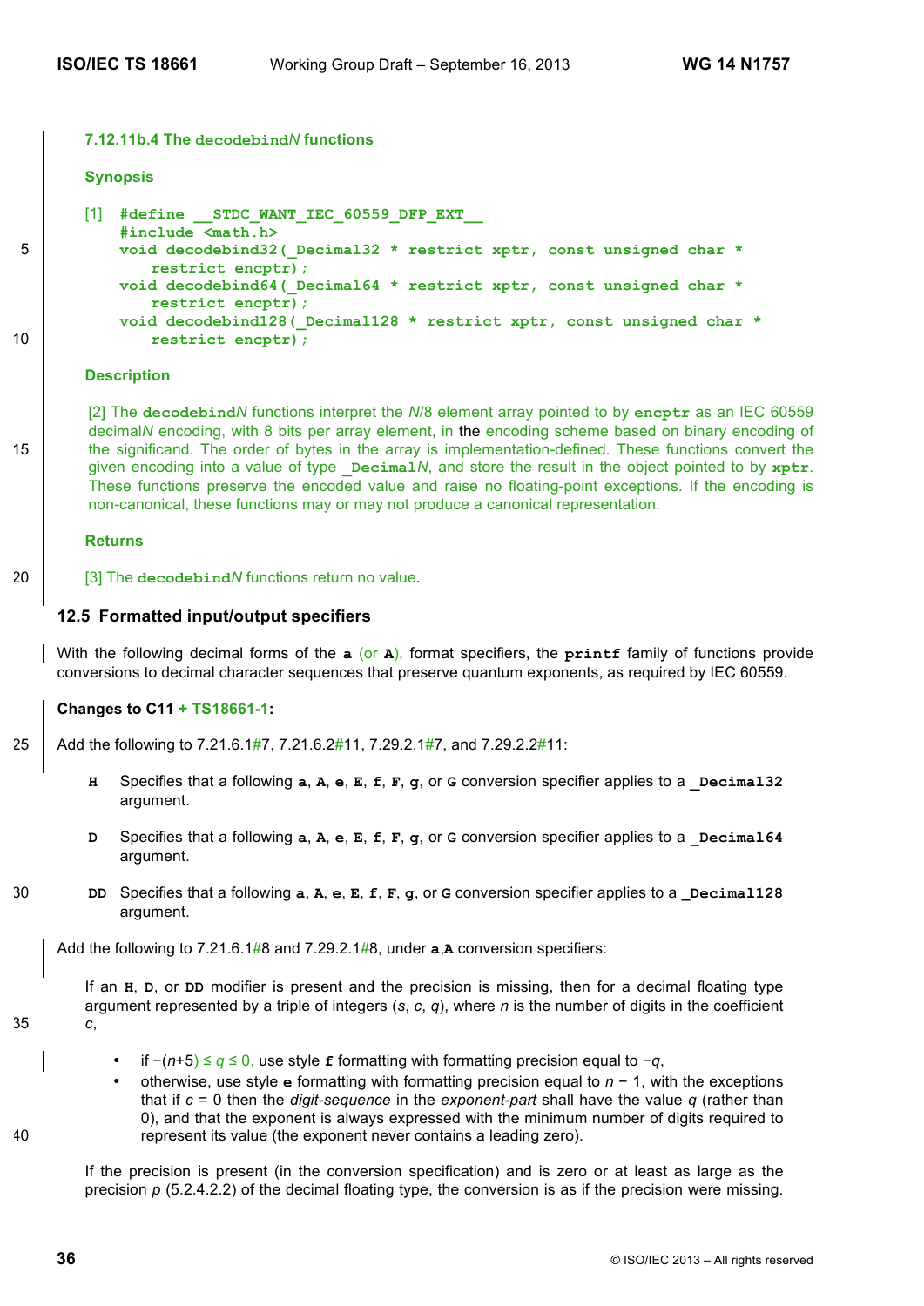### 7.12.11b.4 The `decodebindN` functions

**Synopsis**

[1]
```
#define __STDC_WANT_IEC_60559_DFP_EXT__
#include <math.h>
void decodebind32(_Decimal32 * restrict xptr, const unsigned char *
    restrict encptr);
void decodebind64(_Decimal64 * restrict xptr, const unsigned char *
    restrict encptr);
void decodebind128(_Decimal128 * restrict xptr, const unsigned char *
    restrict encptr);
```

**Description**

[2] The **decodebind***N* functions interpret the *N*/8 element array pointed to by **encptr** as an IEC 60559 decimal*N* encoding, with 8 bits per array element, in the encoding scheme based on binary encoding of the significand. The order of bytes in the array is implementation-defined. These functions convert the given encoding into a value of type **_Decimal***N*, and store the result in the object pointed to by **xptr**. These functions preserve the encoded value and raise no floating-point exceptions. If the encoding is non-canonical, these functions may or may not produce a canonical representation.

**Returns**

[3] The **decodebind***N* functions return no value.

## 12.5 Formatted input/output specifiers

With the following decimal forms of the **a** (or **A**), format specifiers, the **printf** family of functions provide conversions to decimal character sequences that preserve quantum exponents, as required by IEC 60559.

**Changes to C11 + TS18661-1:**

Add the following to 7.21.6.1#7, 7.21.6.2#11, 7.29.2.1#7, and 7.29.2.2#11:

**H** Specifies that a following **a**, **A**, **e**, **E**, **f**, **F**, **g**, or **G** conversion specifier applies to a **_Decimal32** argument.

**D** Specifies that a following **a**, **A**, **e**, **E**, **f**, **F**, **g**, or **G** conversion specifier applies to a **_Decimal64** argument.

**DD** Specifies that a following **a**, **A**, **e**, **E**, **f**, **F**, **g**, or **G** conversion specifier applies to a **_Decimal128** argument.

Add the following to 7.21.6.1#8 and 7.29.2.1#8, under **a**,**A** conversion specifiers:

If an **H**, **D**, or **DD** modifier is present and the precision is missing, then for a decimal floating type argument represented by a triple of integers ($s$, $c$, $q$), where $n$ is the number of digits in the coefficient $c$,

- if $-(n+5) \le q \le 0$, use style **f** formatting with formatting precision equal to $-q$,
- otherwise, use style **e** formatting with formatting precision equal to $n - 1$, with the exceptions that if $c = 0$ then the *digit-sequence* in the *exponent-part* shall have the value $q$ (rather than 0), and that the exponent is always expressed with the minimum number of digits required to represent its value (the exponent never contains a leading zero).

If the precision is present (in the conversion specification) and is zero or at least as large as the precision $p$ (5.2.4.2.2) of the decimal floating type, the conversion is as if the precision were missing.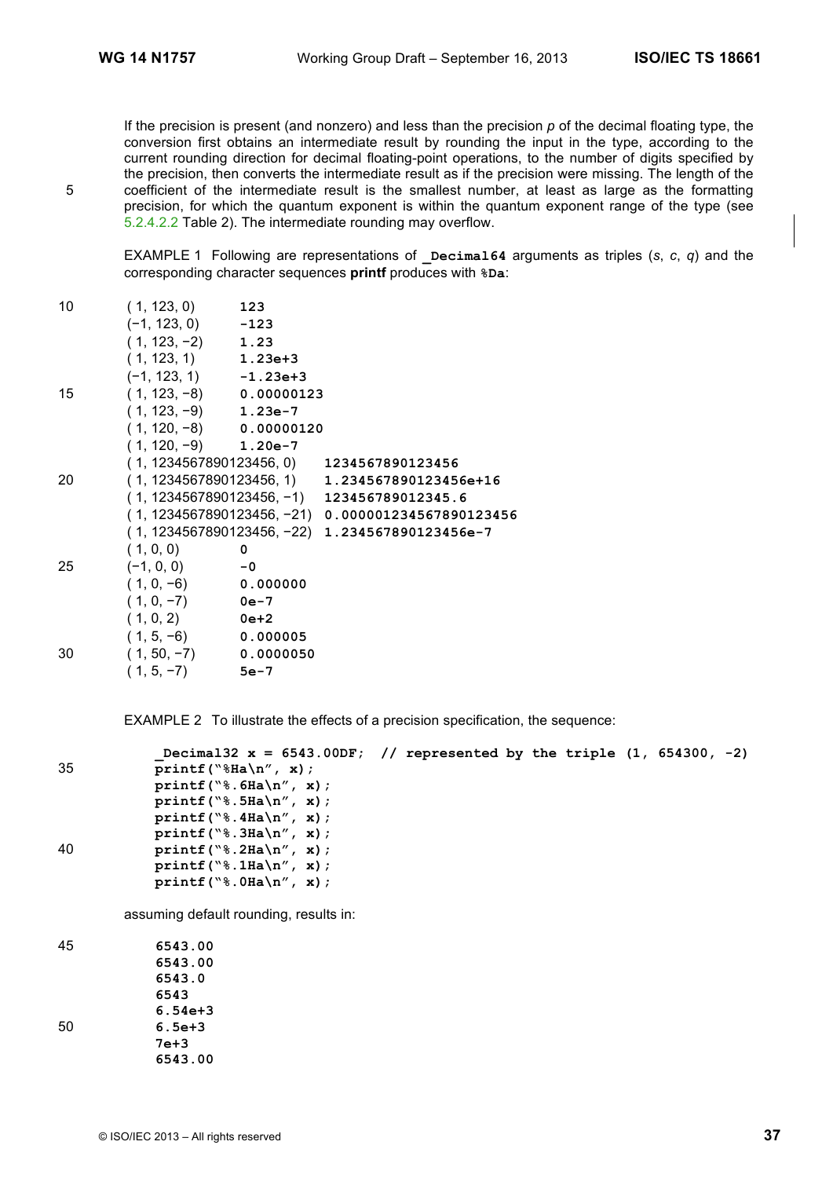If the precision is present (and nonzero) and less than the precision *p* of the decimal floating type, the conversion first obtains an intermediate result by rounding the input in the type, according to the current rounding direction for decimal floating-point operations, to the number of digits specified by the precision, then converts the intermediate result as if the precision were missing. The length of the coefficient of the intermediate result is the smallest number, at least as large as the formatting precision, for which the quantum exponent is within the quantum exponent range of the type (see 5.2.4.2.2 Table 2). The intermediate rounding may overflow.

EXAMPLE 1 Following are representations of **_Decimal64** arguments as triples (*s*, *c*, *q*) and the corresponding character sequences **printf** produces with **%Da**:

| | |
|---|---|
| ( 1, 123, 0) | `123` |
| (−1, 123, 0) | `-123` |
| ( 1, 123, −2) | `1.23` |
| ( 1, 123, 1) | `1.23e+3` |
| (−1, 123, 1) | `-1.23e+3` |
| ( 1, 123, −8) | `0.00000123` |
| ( 1, 123, −9) | `1.23e-7` |
| ( 1, 120, −8) | `0.00000120` |
| ( 1, 120, −9) | `1.20e-7` |
| ( 1, 1234567890123456, 0) | `1234567890123456` |
| ( 1, 1234567890123456, 1) | `1.234567890123456e+16` |
| ( 1, 1234567890123456, −1) | `123456789012345.6` |
| ( 1, 1234567890123456, −21) | `0.000001234567890123456` |
| ( 1, 1234567890123456, −22) | `1.234567890123456e-7` |
| ( 1, 0, 0) | `0` |
| (−1, 0, 0) | `-0` |
| ( 1, 0, −6) | `0.000000` |
| ( 1, 0, −7) | `0e-7` |
| ( 1, 0, 2) | `0e+2` |
| ( 1, 5, −6) | `0.000005` |
| ( 1, 50, −7) | `0.0000050` |
| ( 1, 5, −7) | `5e-7` |

EXAMPLE 2 To illustrate the effects of a precision specification, the sequence:

```
_Decimal32 x = 6543.00DF;  // represented by the triple (1, 654300, -2)
printf("%Ha\n", x);
printf("%.6Ha\n", x);
printf("%.5Ha\n", x);
printf("%.4Ha\n", x);
printf("%.3Ha\n", x);
printf("%.2Ha\n", x);
printf("%.1Ha\n", x);
printf("%.0Ha\n", x);
```

assuming default rounding, results in:

```
6543.00
6543.00
6543.0
6543
6.54e+3
6.5e+3
7e+3
6543.00
```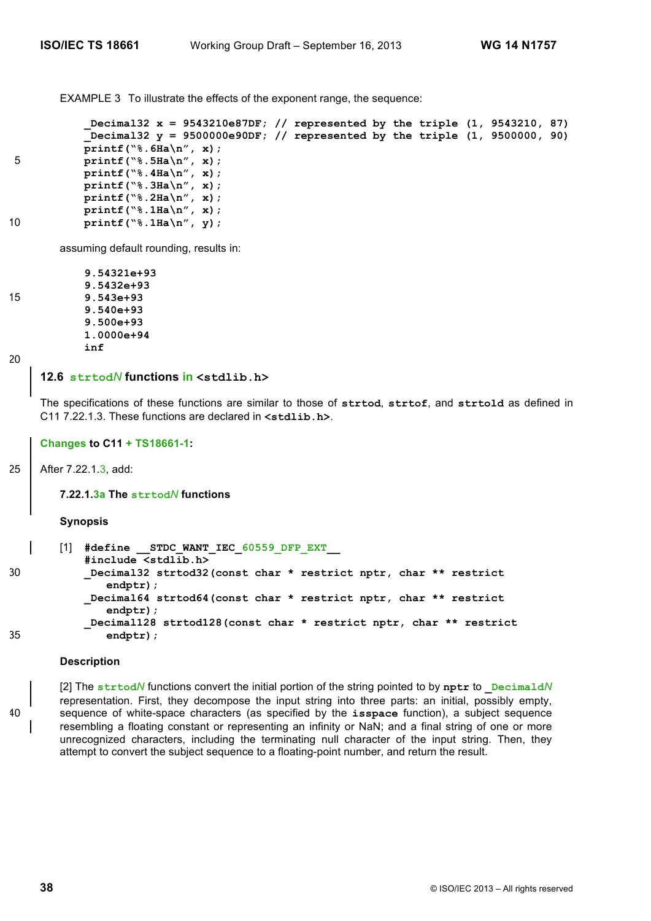EXAMPLE 3 To illustrate the effects of the exponent range, the sequence:

```
_Decimal32 x = 9543210e87DF; // represented by the triple (1, 9543210, 87)
_Decimal32 y = 9500000e90DF; // represented by the triple (1, 9500000, 90)
printf("%.6Ha\n", x);
printf("%.5Ha\n", x);
printf("%.4Ha\n", x);
printf("%.3Ha\n", x);
printf("%.2Ha\n", x);
printf("%.1Ha\n", x);
printf("%.1Ha\n", y);
```

assuming default rounding, results in:

```
9.54321e+93
9.5432e+93
9.543e+93
9.540e+93
9.500e+93
1.0000e+94
inf
```

## 12.6 strtodN functions in <stdlib.h>

The specifications of these functions are similar to those of **strtod**, **strtof**, and **strtold** as defined in C11 7.22.1.3. These functions are declared in **<stdlib.h>**.

**Changes to C11 + TS18661-1:**

After 7.22.1.3, add:

**7.22.1.3a The strtodN functions**

**Synopsis**

[1]
```
#define __STDC_WANT_IEC_60559_DFP_EXT__
#include <stdlib.h>
_Decimal32 strtod32(const char * restrict nptr, char ** restrict
    endptr);
_Decimal64 strtod64(const char * restrict nptr, char ** restrict
    endptr);
_Decimal128 strtod128(const char * restrict nptr, char ** restrict
    endptr);
```

**Description**

[2] The **strtodN** functions convert the initial portion of the string pointed to by **nptr** to **_DecimalN** representation. First, they decompose the input string into three parts: an initial, possibly empty, sequence of white-space characters (as specified by the **isspace** function), a subject sequence resembling a floating constant or representing an infinity or NaN; and a final string of one or more unrecognized characters, including the terminating null character of the input string. Then, they attempt to convert the subject sequence to a floating-point number, and return the result.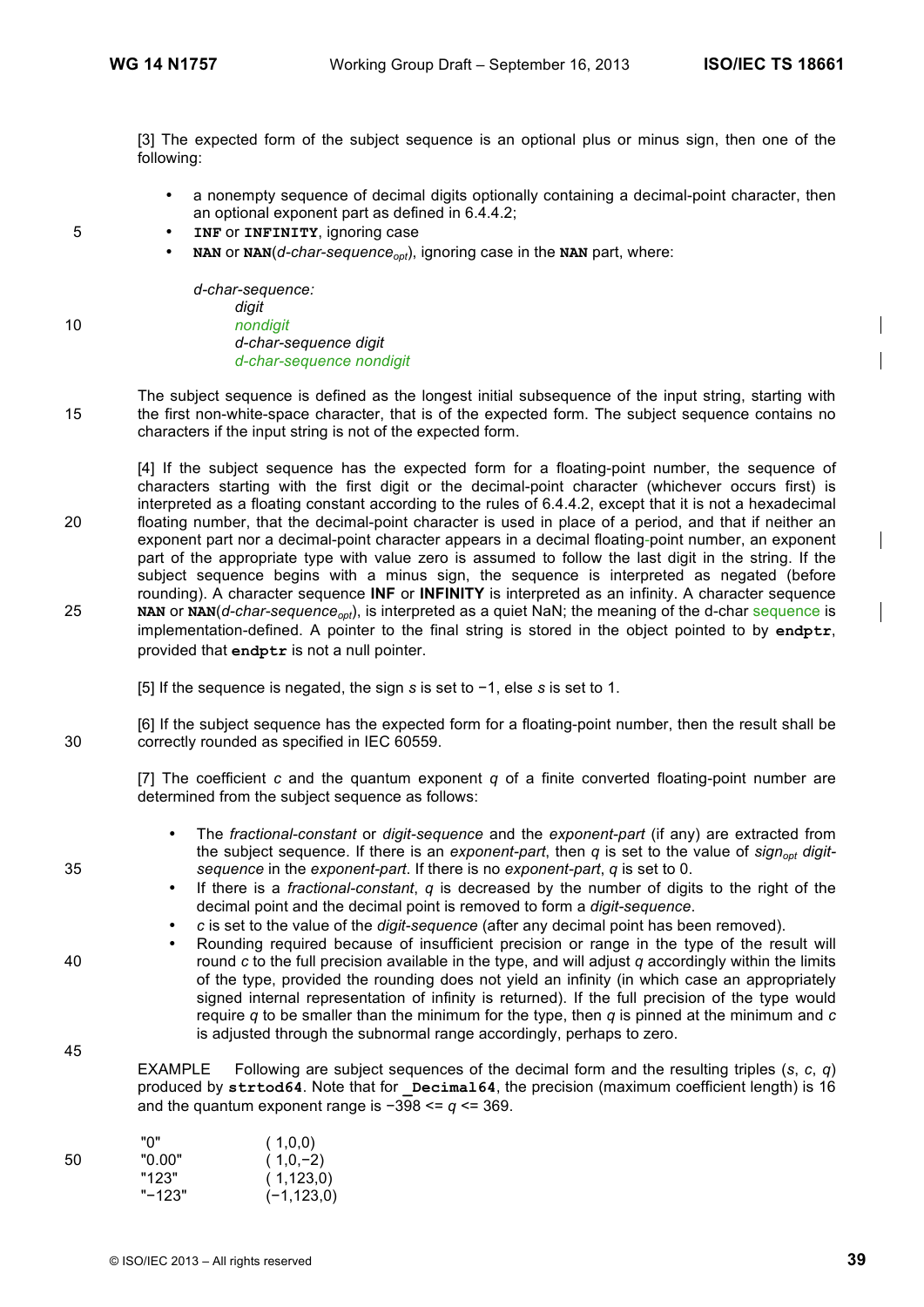[3] The expected form of the subject sequence is an optional plus or minus sign, then one of the following:

- a nonempty sequence of decimal digits optionally containing a decimal-point character, then an optional exponent part as defined in 6.4.4.2;
- **INF** or **INFINITY**, ignoring case
- **NAN** or **NAN**(*d-char-sequence*$_{opt}$), ignoring case in the **NAN** part, where:

*d-char-sequence:*
*digit*
*nondigit*
*d-char-sequence digit*
*d-char-sequence nondigit*

The subject sequence is defined as the longest initial subsequence of the input string, starting with the first non-white-space character, that is of the expected form. The subject sequence contains no characters if the input string is not of the expected form.

[4] If the subject sequence has the expected form for a floating-point number, the sequence of characters starting with the first digit or the decimal-point character (whichever occurs first) is interpreted as a floating constant according to the rules of 6.4.4.2, except that it is not a hexadecimal floating number, that the decimal-point character is used in place of a period, and that if neither an exponent part nor a decimal-point character appears in a decimal floating-point number, an exponent part of the appropriate type with value zero is assumed to follow the last digit in the string. If the subject sequence begins with a minus sign, the sequence is interpreted as negated (before rounding). A character sequence **INF** or **INFINITY** is interpreted as an infinity. A character sequence **NAN** or **NAN**(*d-char-sequence*$_{opt}$), is interpreted as a quiet NaN; the meaning of the d-char sequence is implementation-defined. A pointer to the final string is stored in the object pointed to by **endptr**, provided that **endptr** is not a null pointer.

[5] If the sequence is negated, the sign *s* is set to −1, else *s* is set to 1.

[6] If the subject sequence has the expected form for a floating-point number, then the result shall be correctly rounded as specified in IEC 60559.

[7] The coefficient *c* and the quantum exponent *q* of a finite converted floating-point number are determined from the subject sequence as follows:

- The *fractional-constant* or *digit-sequence* and the *exponent-part* (if any) are extracted from the subject sequence. If there is an *exponent-part*, then *q* is set to the value of *sign*$_{opt}$ *digit-sequence* in the *exponent-part*. If there is no *exponent-part*, *q* is set to 0.
- If there is a *fractional-constant*, *q* is decreased by the number of digits to the right of the decimal point and the decimal point is removed to form a *digit-sequence*.
- *c* is set to the value of the *digit-sequence* (after any decimal point has been removed).
- Rounding required because of insufficient precision or range in the type of the result will round *c* to the full precision available in the type, and will adjust *q* accordingly within the limits of the type, provided the rounding does not yield an infinity (in which case an appropriately signed internal representation of infinity is returned). If the full precision of the type would require *q* to be smaller than the minimum for the type, then *q* is pinned at the minimum and *c* is adjusted through the subnormal range accordingly, perhaps to zero.

EXAMPLE Following are subject sequences of the decimal form and the resulting triples (*s*, *c*, *q*) produced by **strtod64**. Note that for **_Decimal64**, the precision (maximum coefficient length) is 16 and the quantum exponent range is −398 <= *q* <= 369.

```
"0"         ( 1,0,0)
"0.00"      ( 1,0,−2)
"123"       ( 1,123,0)
"−123"      (−1,123,0)
```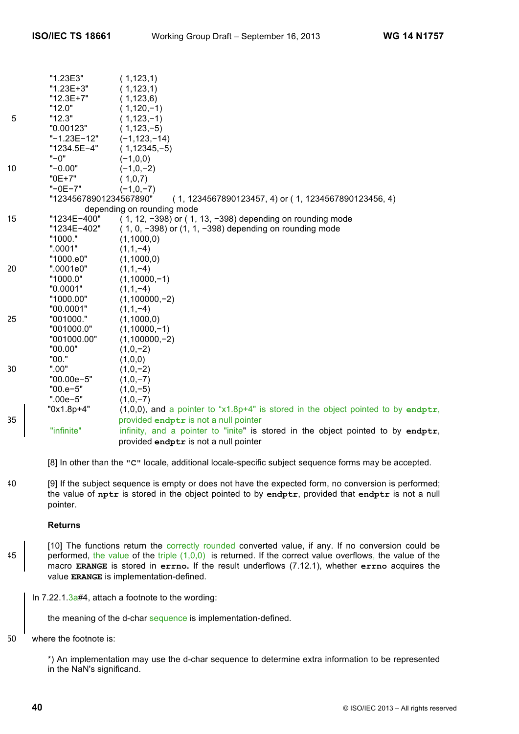| | |
|---|---|
| "1.23E3" | ( 1,123,1) |
| "1.23E+3" | ( 1,123,1) |
| "12.3E+7" | ( 1,123,6) |
| "12.0" | ( 1,120,−1) |
| "12.3" | ( 1,123,−1) |
| "0.00123" | ( 1,123,−5) |
| "−1.23E−12" | (−1,123,−14) |
| "1234.5E−4" | ( 1,12345,−5) |
| "−0" | (−1,0,0) |
| "−0.00" | (−1,0,−2) |
| "0E+7" | ( 1,0,7) |
| "−0E−7" | (−1,0,−7) |
| "12345678901234567890" | ( 1, 1234567890123457, 4) or ( 1, 1234567890123456, 4) depending on rounding mode |
| "1234E−400" | ( 1, 12, −398) or ( 1, 13, −398) depending on rounding mode |
| "1234E−402" | ( 1, 0, −398) or (1, 1, −398) depending on rounding mode |
| "1000." | (1,1000,0) |
| ".0001" | (1,1,−4) |
| "1000.e0" | (1,1000,0) |
| ".0001e0" | (1,1,−4) |
| "1000.0" | (1,10000,−1) |
| "0.0001" | (1,1,−4) |
| "1000.00" | (1,100000,−2) |
| "00.0001" | (1,1,−4) |
| "001000." | (1,1000,0) |
| "001000.0" | (1,10000,−1) |
| "001000.00" | (1,100000,−2) |
| "00.00" | (1,0,−2) |
| "00." | (1,0,0) |
| ".00" | (1,0,−2) |
| "00.00e−5" | (1,0,−7) |
| "00.e−5" | (1,0,−5) |
| ".00e−5" | (1,0,−7) |
| "0x1.8p+4" | (1,0,0), and a pointer to "x1.8p+4" is stored in the object pointed to by **endptr**, provided **endptr** is not a null pointer |
| "infinite" | infinity, and a pointer to "inite" is stored in the object pointed to by **endptr**, provided **endptr** is not a null pointer |

[8] In other than the **"C"** locale, additional locale-specific subject sequence forms may be accepted.

[9] If the subject sequence is empty or does not have the expected form, no conversion is performed; the value of **nptr** is stored in the object pointed to by **endptr**, provided that **endptr** is not a null pointer.

**Returns**

[10] The functions return the correctly rounded converted value, if any. If no conversion could be performed, the value of the triple (1,0,0) is returned. If the correct value overflows, the value of the macro **ERANGE** is stored in **errno.** If the result underflows (7.12.1), whether **errno** acquires the value **ERANGE** is implementation-defined.

In 7.22.1.3a#4, attach a footnote to the wording:

the meaning of the d-char sequence is implementation-defined.

where the footnote is:

*) An implementation may use the d-char sequence to determine extra information to be represented in the NaN's significand.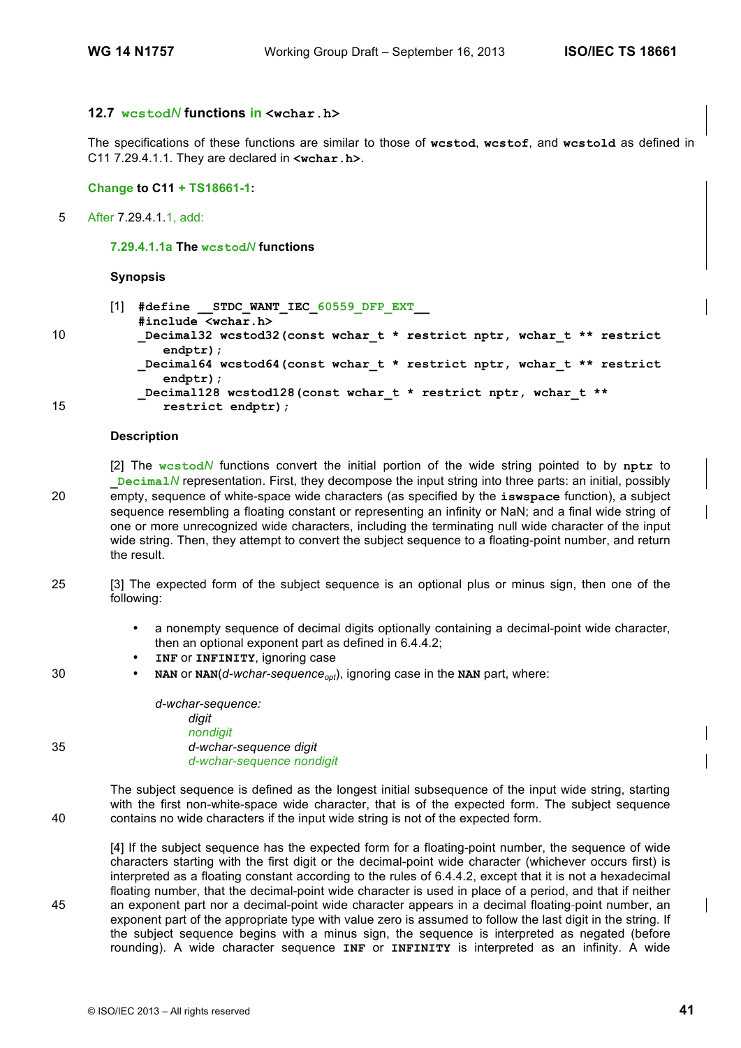### 12.7 `wcstodN` functions in `<wchar.h>`

The specifications of these functions are similar to those of **wcstod**, **wcstof**, and **wcstold** as defined in C11 7.29.4.1.1. They are declared in **<wchar.h>**.

**Change to C11 + TS18661-1:**

After 7.29.4.1.1, add:

**7.29.4.1.1a The `wcstodN` functions**

**Synopsis**

[1]
```
#define __STDC_WANT_IEC_60559_DFP_EXT__
#include <wchar.h>
_Decimal32 wcstod32(const wchar_t * restrict nptr, wchar_t ** restrict
   endptr);
_Decimal64 wcstod64(const wchar_t * restrict nptr, wchar_t ** restrict
   endptr);
_Decimal128 wcstod128(const wchar_t * restrict nptr, wchar_t **
   restrict endptr);
```

**Description**

[2] The **wcstod***N* functions convert the initial portion of the wide string pointed to by **nptr** to **_Decimal***N* representation. First, they decompose the input string into three parts: an initial, possibly empty, sequence of white-space wide characters (as specified by the **iswspace** function), a subject sequence resembling a floating constant or representing an infinity or NaN; and a final wide string of one or more unrecognized wide characters, including the terminating null wide character of the input wide string. Then, they attempt to convert the subject sequence to a floating-point number, and return the result.

[3] The expected form of the subject sequence is an optional plus or minus sign, then one of the following:

- a nonempty sequence of decimal digits optionally containing a decimal-point wide character, then an optional exponent part as defined in 6.4.4.2;
- **INF** or **INFINITY**, ignoring case
- **NAN** or **NAN**(*d-wchar-sequence$_{opt}$*), ignoring case in the **NAN** part, where:

*d-wchar-sequence:*
  *digit*
  *nondigit*
  *d-wchar-sequence digit*
  *d-wchar-sequence nondigit*

The subject sequence is defined as the longest initial subsequence of the input wide string, starting with the first non-white-space wide character, that is of the expected form. The subject sequence contains no wide characters if the input wide string is not of the expected form.

[4] If the subject sequence has the expected form for a floating-point number, the sequence of wide characters starting with the first digit or the decimal-point wide character (whichever occurs first) is interpreted as a floating constant according to the rules of 6.4.4.2, except that it is not a hexadecimal floating number, that the decimal-point wide character is used in place of a period, and that if neither an exponent part nor a decimal-point wide character appears in a decimal floating-point number, an exponent part of the appropriate type with value zero is assumed to follow the last digit in the string. If the subject sequence begins with a minus sign, the sequence is interpreted as negated (before rounding). A wide character sequence **INF** or **INFINITY** is interpreted as an infinity. A wide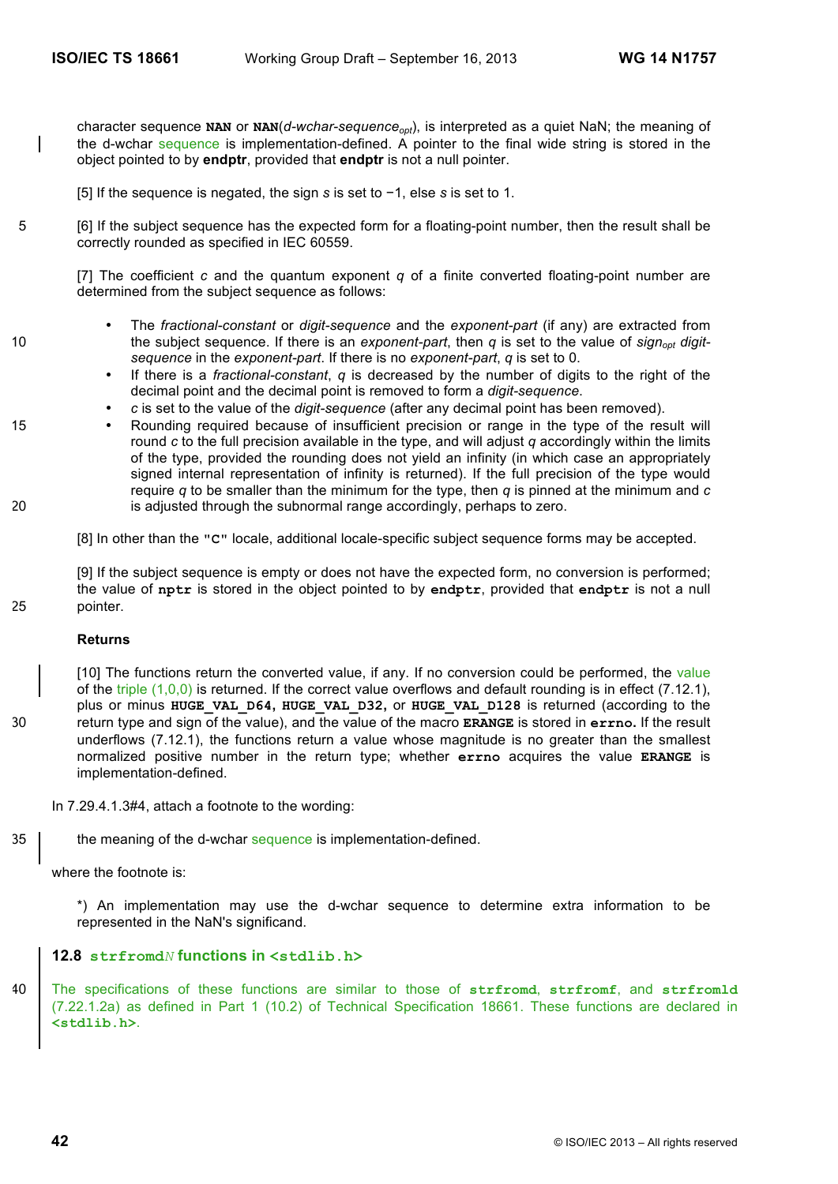character sequence **NAN** or **NAN**(*d-wchar-sequence$_{opt}$*), is interpreted as a quiet NaN; the meaning of the d-wchar sequence is implementation-defined. A pointer to the final wide string is stored in the object pointed to by **endptr**, provided that **endptr** is not a null pointer.

[5] If the sequence is negated, the sign *s* is set to −1, else *s* is set to 1.

[6] If the subject sequence has the expected form for a floating-point number, then the result shall be correctly rounded as specified in IEC 60559.

[7] The coefficient *c* and the quantum exponent *q* of a finite converted floating-point number are determined from the subject sequence as follows:

- The *fractional-constant* or *digit-sequence* and the *exponent-part* (if any) are extracted from the subject sequence. If there is an *exponent-part*, then *q* is set to the value of *sign$_{opt}$ digit-sequence* in the *exponent-part*. If there is no *exponent-part*, *q* is set to 0.
- If there is a *fractional-constant*, *q* is decreased by the number of digits to the right of the decimal point and the decimal point is removed to form a *digit-sequence*.
- *c* is set to the value of the *digit-sequence* (after any decimal point has been removed).
- Rounding required because of insufficient precision or range in the type of the result will round *c* to the full precision available in the type, and will adjust *q* accordingly within the limits of the type, provided the rounding does not yield an infinity (in which case an appropriately signed internal representation of infinity is returned). If the full precision of the type would require *q* to be smaller than the minimum for the type, then *q* is pinned at the minimum and *c* is adjusted through the subnormal range accordingly, perhaps to zero.

[8] In other than the **"C"** locale, additional locale-specific subject sequence forms may be accepted.

[9] If the subject sequence is empty or does not have the expected form, no conversion is performed; the value of **nptr** is stored in the object pointed to by **endptr**, provided that **endptr** is not a null pointer.

**Returns**

[10] The functions return the converted value, if any. If no conversion could be performed, the value of the triple (1,0,0) is returned. If the correct value overflows and default rounding is in effect (7.12.1), plus or minus **HUGE_VAL_D64**, **HUGE_VAL_D32**, or **HUGE_VAL_D128** is returned (according to the return type and sign of the value), and the value of the macro **ERANGE** is stored in **errno.** If the result underflows (7.12.1), the functions return a value whose magnitude is no greater than the smallest normalized positive number in the return type; whether **errno** acquires the value **ERANGE** is implementation-defined.

In 7.29.4.1.3#4, attach a footnote to the wording:

the meaning of the d-wchar sequence is implementation-defined.

where the footnote is:

*) An implementation may use the d-wchar sequence to determine extra information to be represented in the NaN's significand.

## 12.8 strfromd*N* functions in <stdlib.h>

The specifications of these functions are similar to those of **strfromd**, **strfromf**, and **strfromld** (7.22.1.2a) as defined in Part 1 (10.2) of Technical Specification 18661. These functions are declared in **<stdlib.h>**.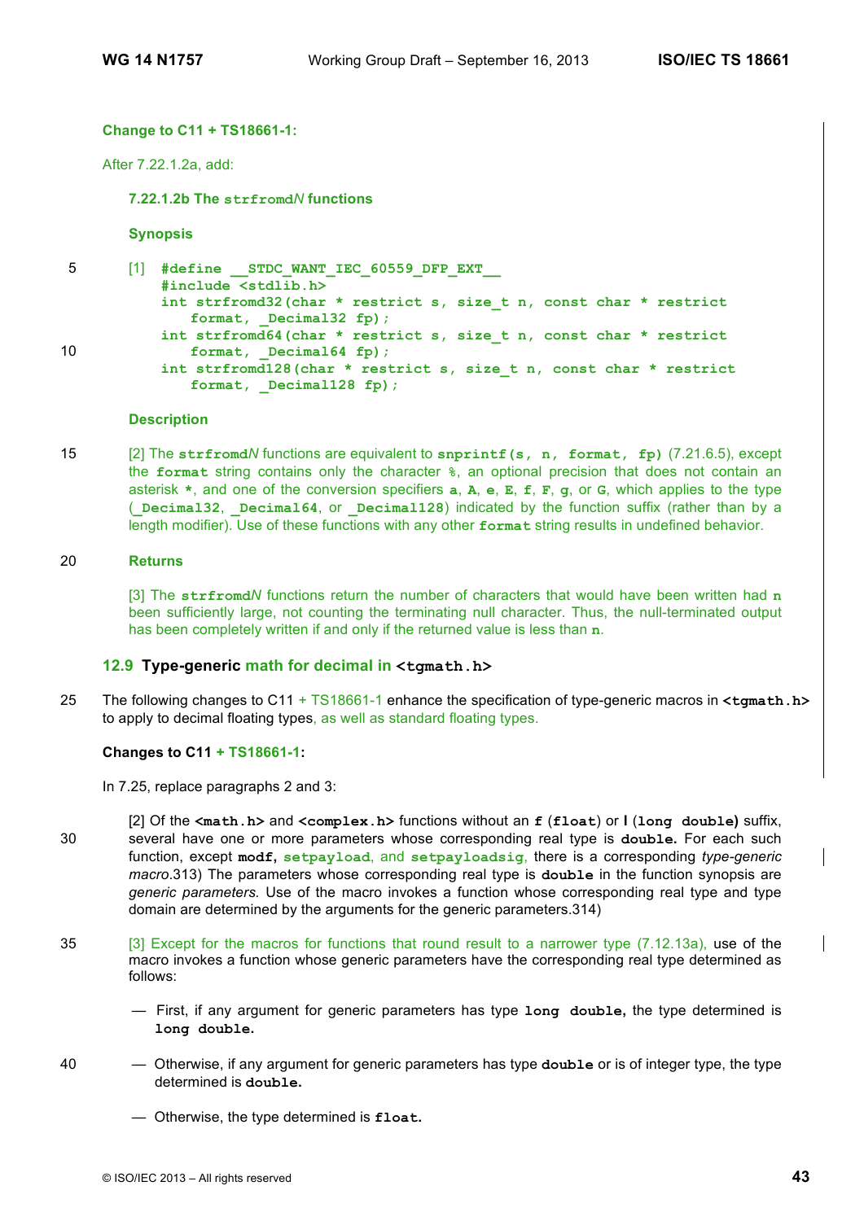**Change to C11 + TS18661-1:**

After 7.22.1.2a, add:

### 7.22.1.2b The `strfromdN` functions

**Synopsis**

[1]
```
#define __STDC_WANT_IEC_60559_DFP_EXT__
#include <stdlib.h>
int strfromd32(char * restrict s, size_t n, const char * restrict
    format, _Decimal32 fp);
int strfromd64(char * restrict s, size_t n, const char * restrict
    format, _Decimal64 fp);
int strfromd128(char * restrict s, size_t n, const char * restrict
    format, _Decimal128 fp);
```

**Description**

[2] The **strfromd*N*** functions are equivalent to `snprintf(s, n, format, fp)` (7.21.6.5), except the `format` string contains only the character `%`, an optional precision that does not contain an asterisk `*`, and one of the conversion specifiers `a`, `A`, `e`, `E`, `f`, `F`, `g`, or `G`, which applies to the type (`_Decimal32`, `_Decimal64`, or `_Decimal128`) indicated by the function suffix (rather than by a length modifier). Use of these functions with any other `format` string results in undefined behavior.

**Returns**

[3] The **strfromd*N*** functions return the number of characters that would have been written had `n` been sufficiently large, not counting the terminating null character. Thus, the null-terminated output has been completely written if and only if the returned value is less than `n`.

## 12.9 Type-generic math for decimal in `<tgmath.h>`

The following changes to C11 + TS18661-1 enhance the specification of type-generic macros in `<tgmath.h>` to apply to decimal floating types, as well as standard floating types.

**Changes to C11 + TS18661-1:**

In 7.25, replace paragraphs 2 and 3:

[2] Of the `<math.h>` and `<complex.h>` functions without an `f` (`float`) or `l` (`long double`) suffix, several have one or more parameters whose corresponding real type is `double`. For each such function, except `modf`, `setpayload`, and `setpayloadsig`, there is a corresponding *type-generic macro*.313) The parameters whose corresponding real type is `double` in the function synopsis are *generic parameters*. Use of the macro invokes a function whose corresponding real type and type domain are determined by the arguments for the generic parameters.314)

[3] Except for the macros for functions that round result to a narrower type (7.12.13a), use of the macro invokes a function whose generic parameters have the corresponding real type determined as follows:

— First, if any argument for generic parameters has type `long double`, the type determined is `long double`.

— Otherwise, if any argument for generic parameters has type `double` or is of integer type, the type determined is `double`.

— Otherwise, the type determined is `float`.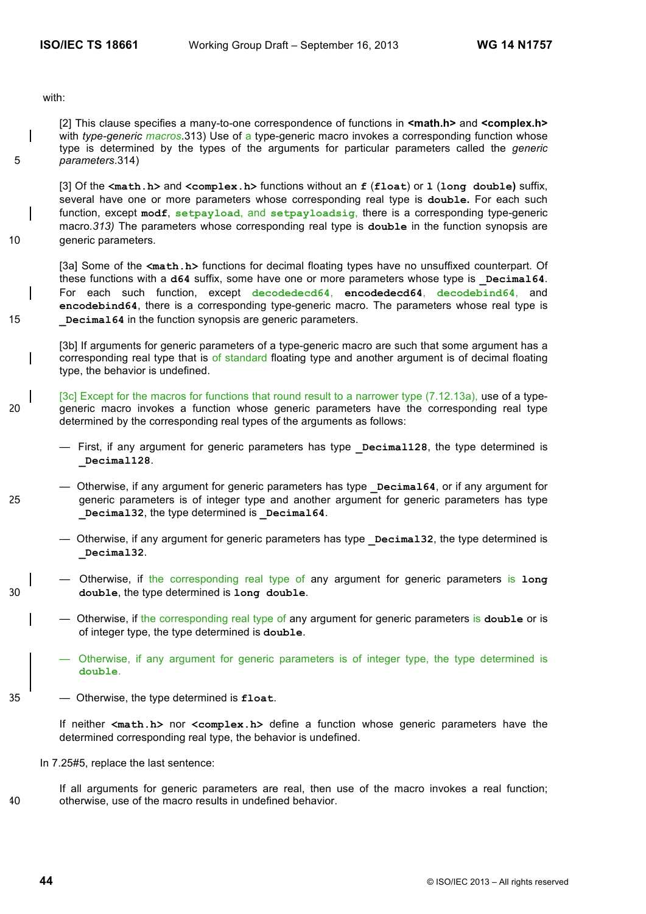with:

[2] This clause specifies a many-to-one correspondence of functions in **<math.h>** and **<complex.h>** with *type-generic macros*.313) Use of a type-generic macro invokes a corresponding function whose type is determined by the types of the arguments for particular parameters called the *generic parameters*.314)

[3] Of the **<math.h>** and **<complex.h>** functions without an **f** (**float**) or **l** (**long double**) suffix, several have one or more parameters whose corresponding real type is **double**. For each such function, except **modf**, **setpayload**, and **setpayloadsig**, there is a corresponding type-generic macro.*313)* The parameters whose corresponding real type is **double** in the function synopsis are generic parameters.

[3a] Some of the **<math.h>** functions for decimal floating types have no unsuffixed counterpart. Of these functions with a **d64** suffix, some have one or more parameters whose type is **_Decimal64**. For each such function, except **decodedecd64**, **encodedecd64**, **decodebind64**, and **encodebind64**, there is a corresponding type-generic macro. The parameters whose real type is **_Decimal64** in the function synopsis are generic parameters.

[3b] If arguments for generic parameters of a type-generic macro are such that some argument has a corresponding real type that is of standard floating type and another argument is of decimal floating type, the behavior is undefined.

[3c] Except for the macros for functions that round result to a narrower type (7.12.13a), use of a type-generic macro invokes a function whose generic parameters have the corresponding real type determined by the corresponding real types of the arguments as follows:

— First, if any argument for generic parameters has type **_Decimal128**, the type determined is **_Decimal128**.

— Otherwise, if any argument for generic parameters has type **_Decimal64**, or if any argument for generic parameters is of integer type and another argument for generic parameters has type **_Decimal32**, the type determined is **_Decimal64**.

— Otherwise, if any argument for generic parameters has type **_Decimal32**, the type determined is **_Decimal32**.

— Otherwise, if the corresponding real type of any argument for generic parameters is **long double**, the type determined is **long double**.

— Otherwise, if the corresponding real type of any argument for generic parameters is **double** or is of integer type, the type determined is **double**.

— Otherwise, if any argument for generic parameters is of integer type, the type determined is **double**.

— Otherwise, the type determined is **float**.

If neither **<math.h>** nor **<complex.h>** define a function whose generic parameters have the determined corresponding real type, the behavior is undefined.

In 7.25#5, replace the last sentence:

If all arguments for generic parameters are real, then use of the macro invokes a real function; otherwise, use of the macro results in undefined behavior.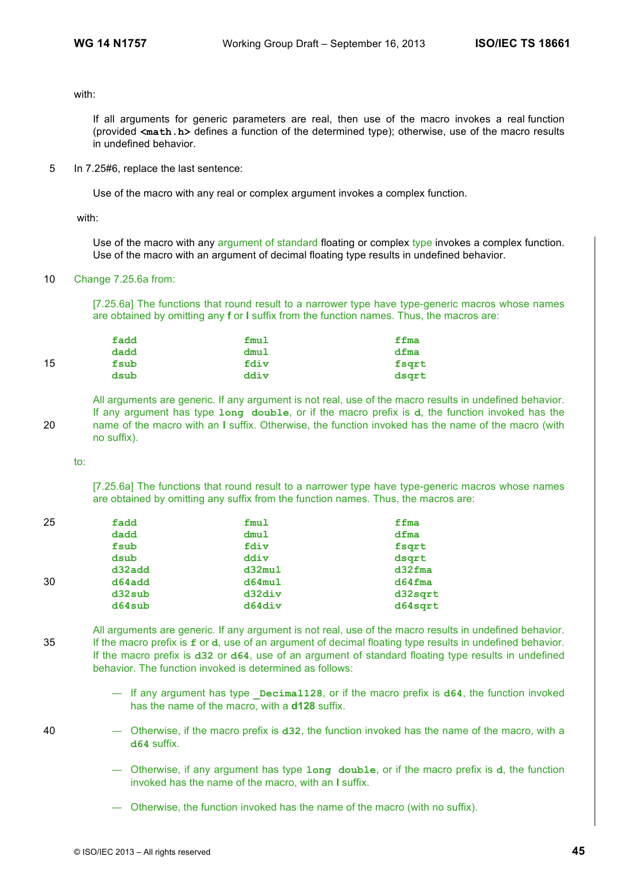with:

> If all arguments for generic parameters are real, then use of the macro invokes a real function (provided **`<math.h>`** defines a function of the determined type); otherwise, use of the macro results in undefined behavior.

In 7.25#6, replace the last sentence:

> Use of the macro with any real or complex argument invokes a complex function.

with:

> Use of the macro with any argument of standard floating or complex type invokes a complex function. Use of the macro with an argument of decimal floating type results in undefined behavior.

Change 7.25.6a from:

> [7.25.6a] The functions that round result to a narrower type have type-generic macros whose names are obtained by omitting any **f** or **l** suffix from the function names. Thus, the macros are:
>
> | | | |
> |---|---|---|
> | **`fadd`** | **`fmul`** | **`ffma`** |
> | **`dadd`** | **`dmul`** | **`dfma`** |
> | **`fsub`** | **`fdiv`** | **`fsqrt`** |
> | **`dsub`** | **`ddiv`** | **`dsqrt`** |
>
> All arguments are generic. If any argument is not real, use of the macro results in undefined behavior. If any argument has type **`long double`**, or if the macro prefix is **`d`**, the function invoked has the name of the macro with an **l** suffix. Otherwise, the function invoked has the name of the macro (with no suffix).

to:

> [7.25.6a] The functions that round result to a narrower type have type-generic macros whose names are obtained by omitting any suffix from the function names. Thus, the macros are:
>
> | | | |
> |---|---|---|
> | **`fadd`** | **`fmul`** | **`ffma`** |
> | **`dadd`** | **`dmul`** | **`dfma`** |
> | **`fsub`** | **`fdiv`** | **`fsqrt`** |
> | **`dsub`** | **`ddiv`** | **`dsqrt`** |
> | **`d32add`** | **`d32mul`** | **`d32fma`** |
> | **`d64add`** | **`d64mul`** | **`d64fma`** |
> | **`d32sub`** | **`d32div`** | **`d32sqrt`** |
> | **`d64sub`** | **`d64div`** | **`d64sqrt`** |
>
> All arguments are generic. If any argument is not real, use of the macro results in undefined behavior. If the macro prefix is **`f`** or **`d`**, use of an argument of decimal floating type results in undefined behavior. If the macro prefix is **`d32`** or **`d64`**, use of an argument of standard floating type results in undefined behavior. The function invoked is determined as follows:
>
> — If any argument has type **`_Decimal128`**, or if the macro prefix is **`d64`**, the function invoked has the name of the macro, with a **`d128`** suffix.
>
> — Otherwise, if the macro prefix is **`d32`**, the function invoked has the name of the macro, with a **`d64`** suffix.
>
> — Otherwise, if any argument has type **`long double`**, or if the macro prefix is **`d`**, the function invoked has the name of the macro, with an **l** suffix.
>
> — Otherwise, the function invoked has the name of the macro (with no suffix).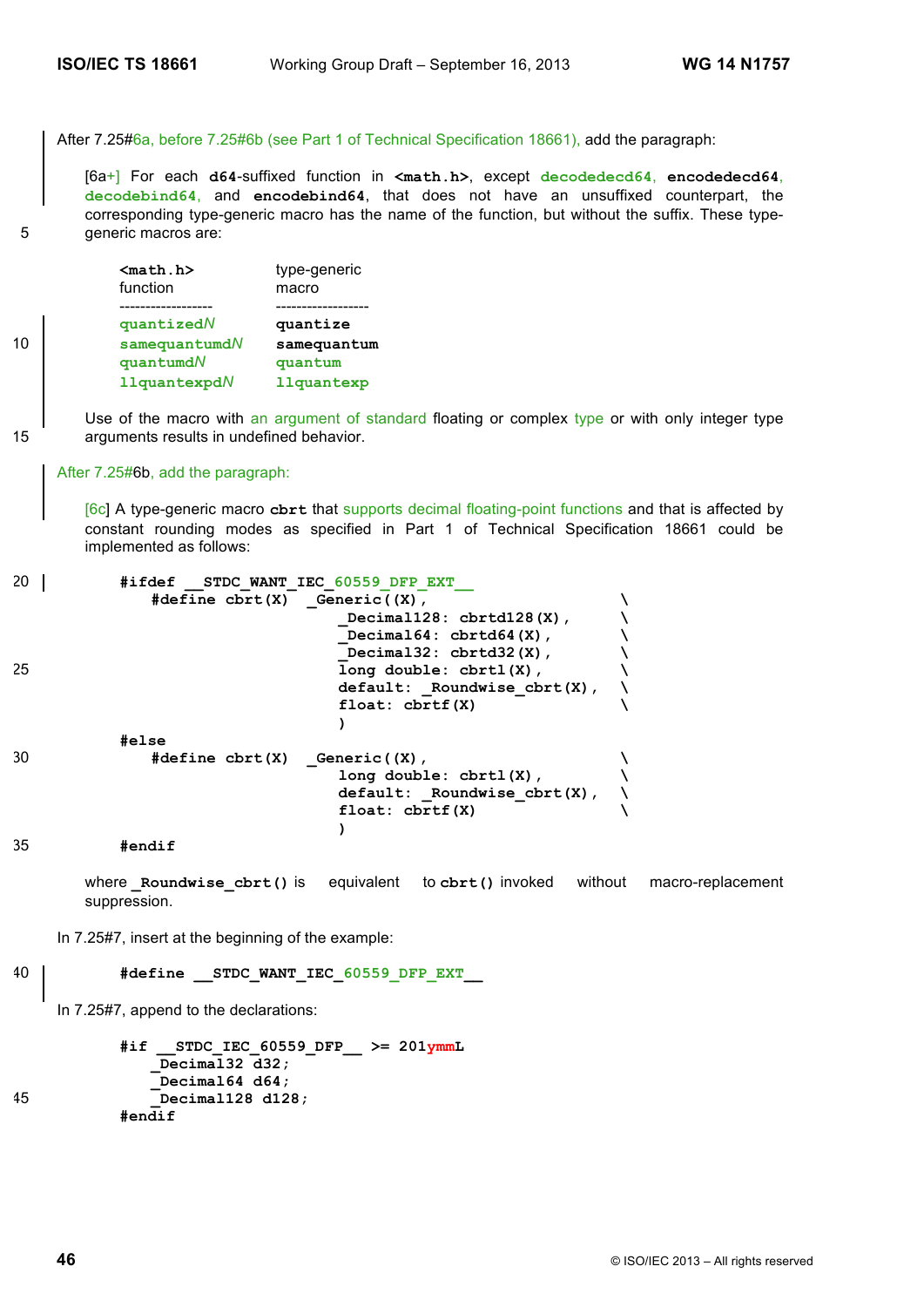After 7.25#6a, before 7.25#6b (see Part 1 of Technical Specification 18661), add the paragraph:

[6a+] For each **d64**-suffixed function in **<math.h>**, except **decodedecd64**, **encodedecd64**, **decodebind64**, and **encodebind64**, that does not have an unsuffixed counterpart, the corresponding type-generic macro has the name of the function, but without the suffix. These type-generic macros are:

| **<math.h>** function | type-generic macro |
|---|---|
| ------------------ | ------------------ |
| **quantizedN** | **quantize** |
| **samequantumdN** | **samequantum** |
| **quantumdN** | **quantum** |
| **llquantexpdN** | **llquantexp** |

Use of the macro with an argument of standard floating or complex type or with only integer type arguments results in undefined behavior.

After 7.25#6b, add the paragraph:

[6c] A type-generic macro **cbrt** that supports decimal floating-point functions and that is affected by constant rounding modes as specified in Part 1 of Technical Specification 18661 could be implemented as follows:

```
#ifdef __STDC_WANT_IEC_60559_DFP_EXT__
    #define cbrt(X)  _Generic((X),                    \
                      _Decimal128: cbrtd128(X),        \
                      _Decimal64: cbrtd64(X),          \
                      _Decimal32: cbrtd32(X),          \
                      long double: cbrtl(X),           \
                      default: _Roundwise_cbrt(X),     \
                      float: cbrtf(X)                  \
                      )
#else
    #define cbrt(X)  _Generic((X),                    \
                      long double: cbrtl(X),           \
                      default: _Roundwise_cbrt(X),     \
                      float: cbrtf(X)                  \
                      )
#endif
```

where **_Roundwise_cbrt()** is equivalent to **cbrt()** invoked without macro-replacement suppression.

In 7.25#7, insert at the beginning of the example:

```
#define __STDC_WANT_IEC_60559_DFP_EXT__
```

In 7.25#7, append to the declarations:

```
#if __STDC_IEC_60559_DFP__ >= 201ymmL
    _Decimal32 d32;
    _Decimal64 d64;
    _Decimal128 d128;
#endif
```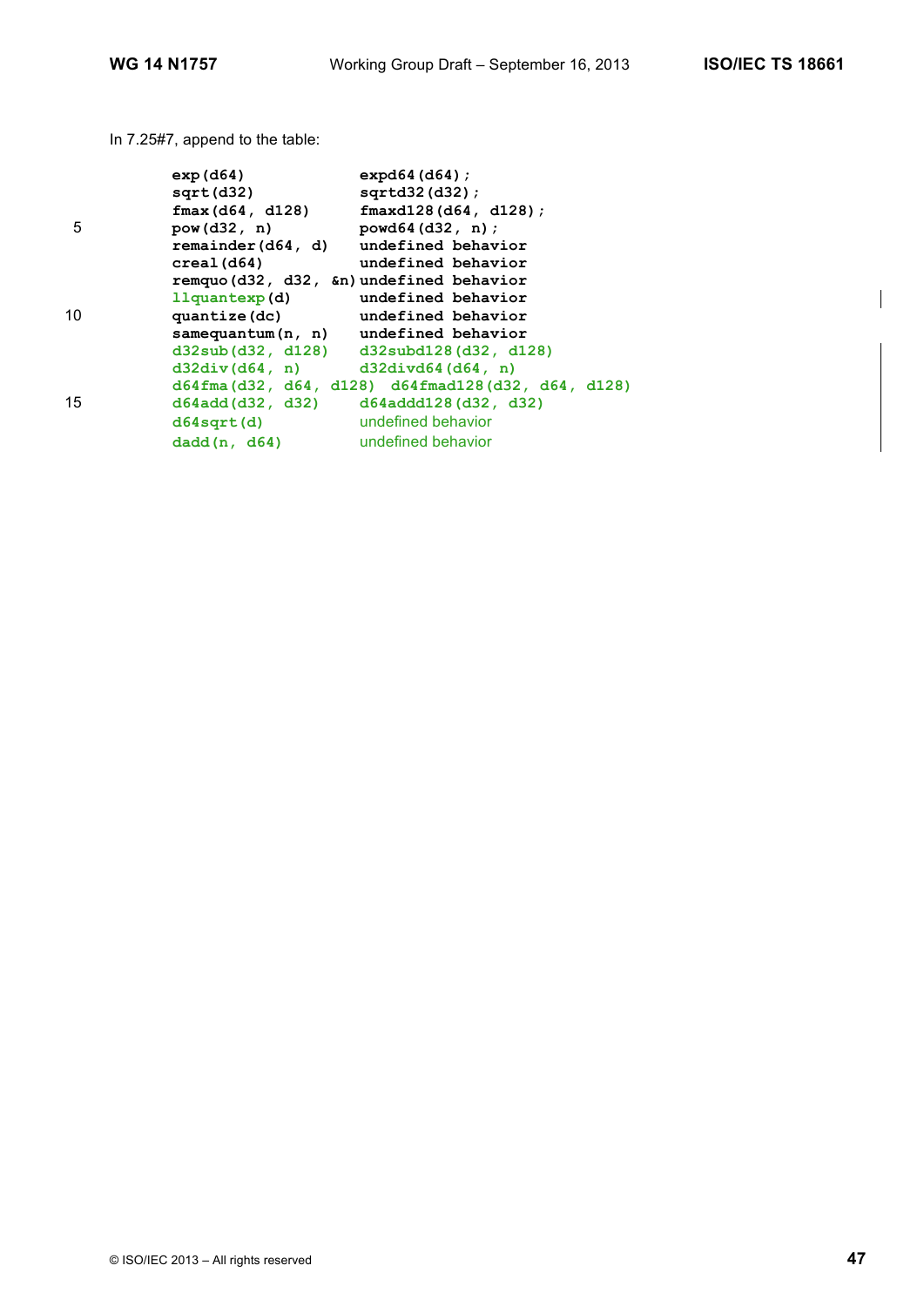In 7.25#7, append to the table:

```
exp(d64)              expd64(d64);
sqrt(d32)             sqrtd32(d32);
fmax(d64, d128)       fmaxd128(d64, d128);
pow(d32, n)           powd64(d32, n);
remainder(d64, d)     undefined behavior
creal(d64)            undefined behavior
remquo(d32, d32, &n)  undefined behavior
llquantexp(d)         undefined behavior
quantize(dc)          undefined behavior
samequantum(n, n)     undefined behavior
d32sub(d32, d128)     d32subd128(d32, d128)
d32div(d64, n)        d32divd64(d64, n)
d64fma(d32, d64, d128) d64fmad128(d32, d64, d128)
d64add(d32, d32)      d64addd128(d32, d32)
d64sqrt(d)            undefined behavior
dadd(n, d64)          undefined behavior
```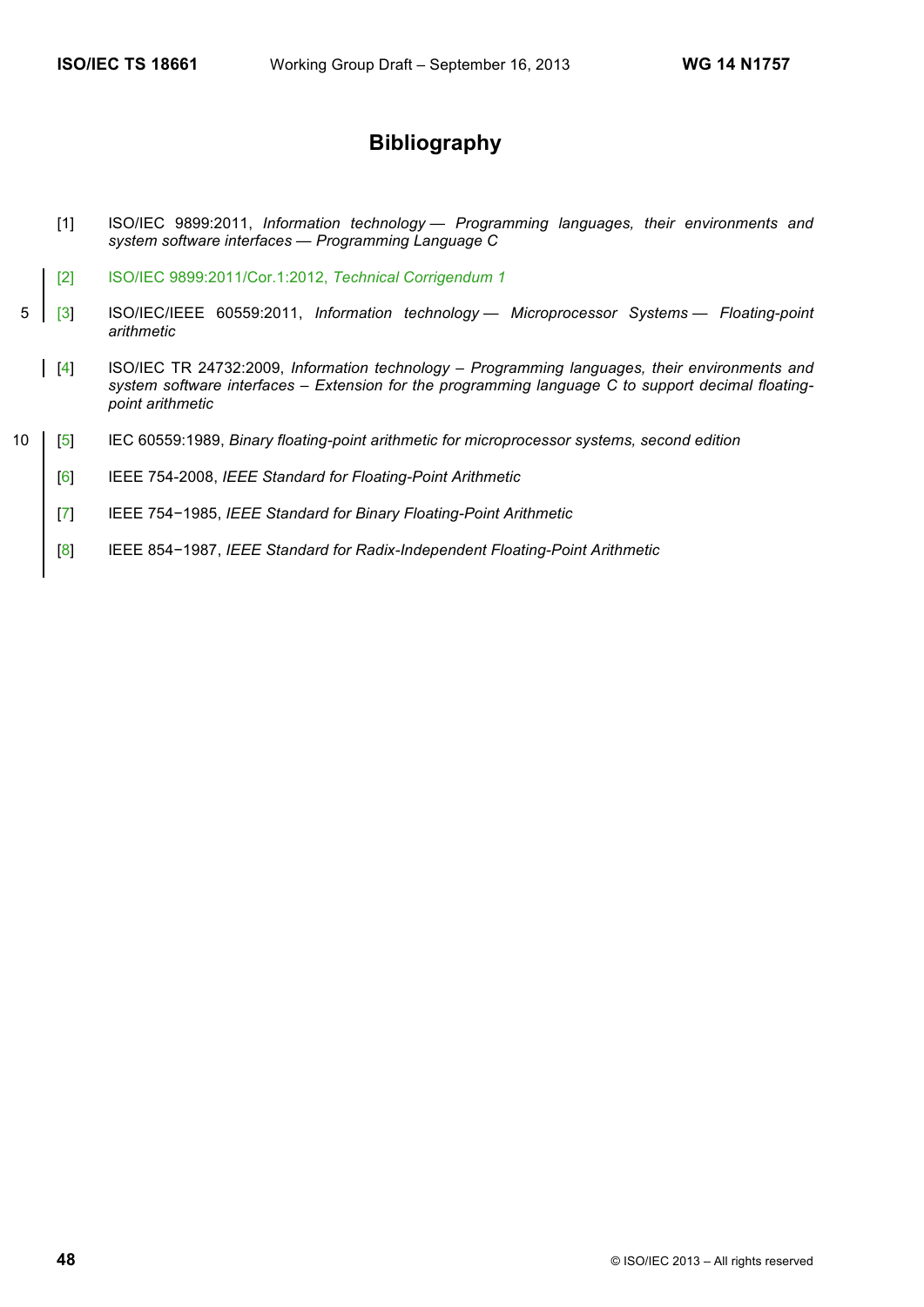# Bibliography

[1] ISO/IEC 9899:2011, *Information technology — Programming languages, their environments and system software interfaces — Programming Language C*

[2] ISO/IEC 9899:2011/Cor.1:2012, *Technical Corrigendum 1*

[3] ISO/IEC/IEEE 60559:2011, *Information technology — Microprocessor Systems — Floating-point arithmetic*

[4] ISO/IEC TR 24732:2009, *Information technology – Programming languages, their environments and system software interfaces – Extension for the programming language C to support decimal floating-point arithmetic*

[5] IEC 60559:1989, *Binary floating-point arithmetic for microprocessor systems, second edition*

[6] IEEE 754-2008, *IEEE Standard for Floating-Point Arithmetic*

[7] IEEE 754−1985, *IEEE Standard for Binary Floating-Point Arithmetic*

[8] IEEE 854−1987, *IEEE Standard for Radix-Independent Floating-Point Arithmetic*